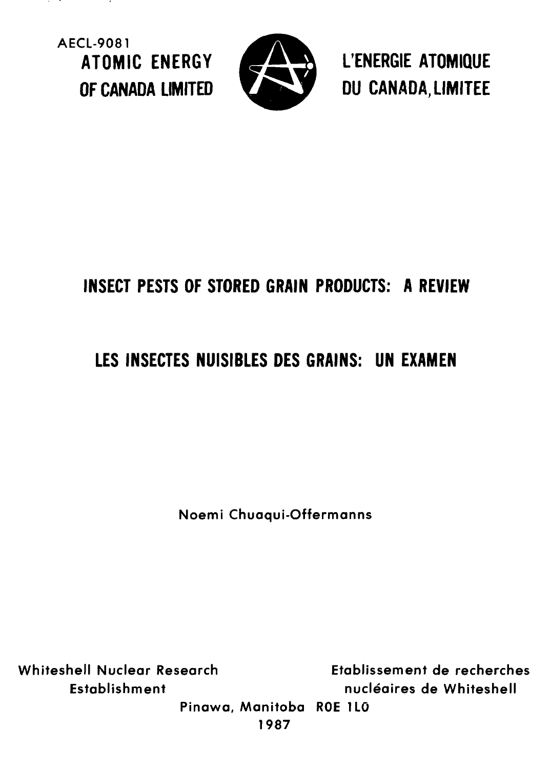AECL-9081

**ATOMIC ENERGY OF CANADA LIMITED**

**L'ENERGIE ATOMIQUE DU CANADA, LIMITEE**

# INSECT PESTS OF STORED GRAIN PRODUCTS: A REVIEW

# LES INSECTES NUISIBLES DES GRAINS: UN EXAMEN

Noemi Chuaqui-Offermanns

Whiteshell Nuclear Research Establishment

Etablissement de recherches nucléaires de Whiteshell

Pinawa, Manitoba R0E 1L0

1987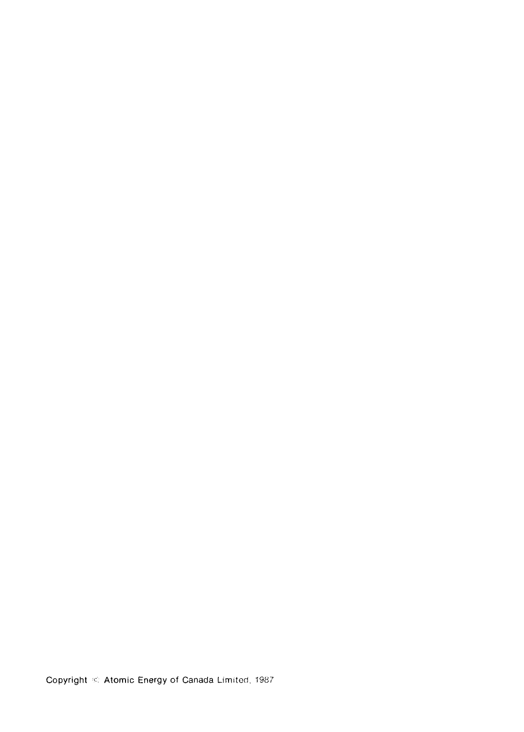Copyright © Atomic Energy of Canada Limited, 1987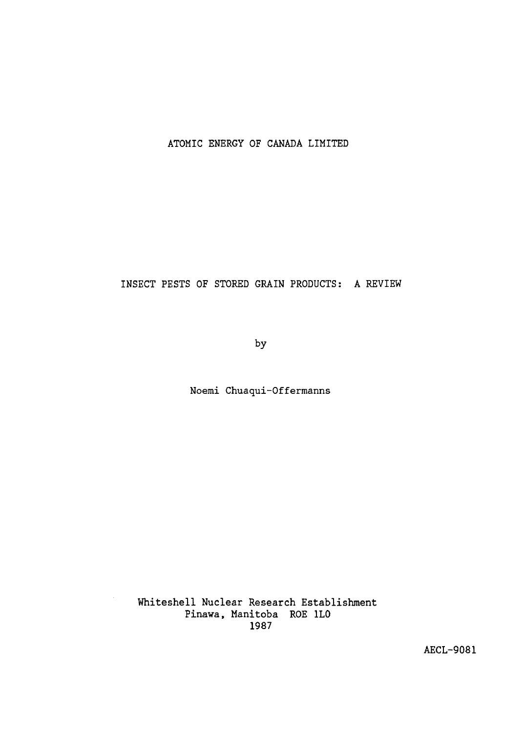ATOMIC ENERGY OF CANADA LIMITED

# INSECT PESTS OF STORED GRAIN PRODUCTS: A REVIEW

by

Noemi Chuaqui-Offermanns

Whiteshell Nuclear Research Establishment
Pinawa, Manitoba ROE 1L0
1987

AECL-9081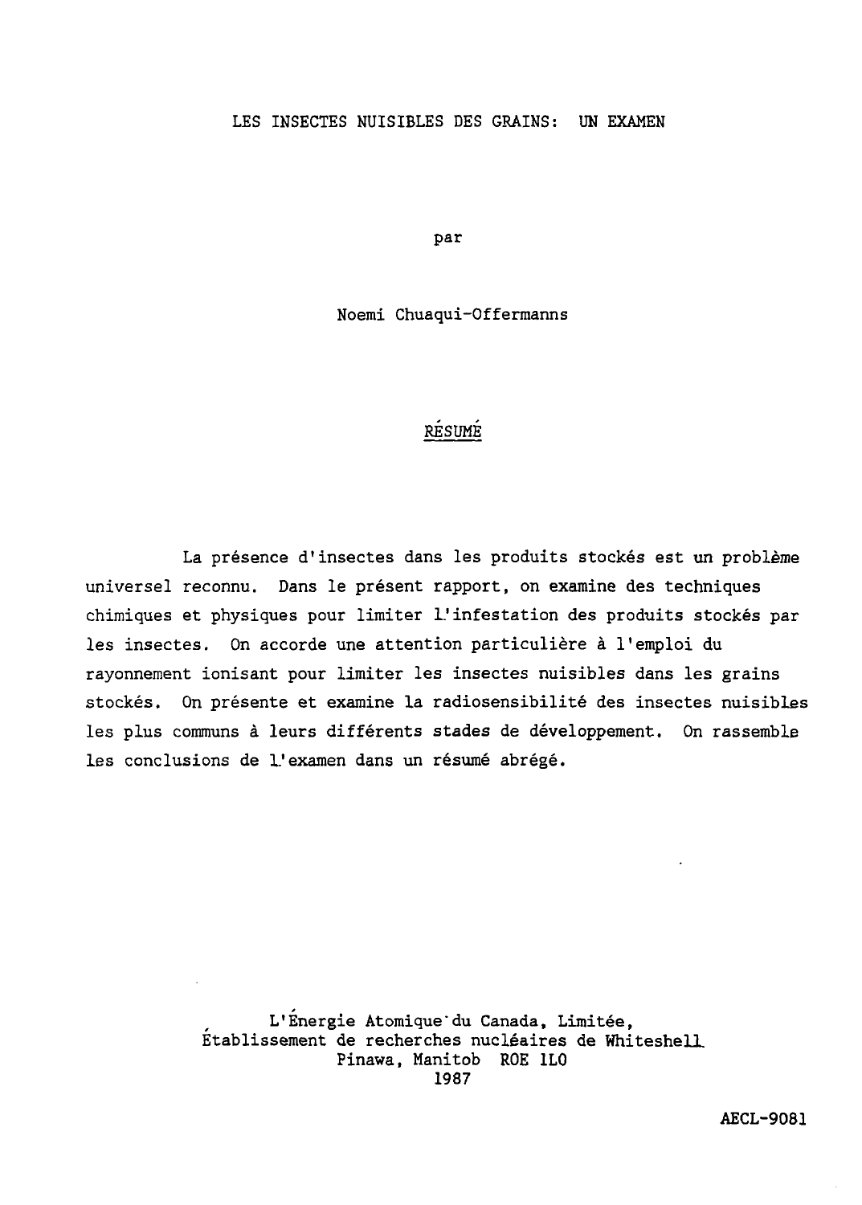# LES INSECTES NUISIBLES DES GRAINS: UN EXAMEN

par

Noemi Chuaqui-Offermanns

## RÉSUMÉ

La présence d'insectes dans les produits stockés est un problème universel reconnu. Dans le présent rapport, on examine des techniques chimiques et physiques pour limiter l'infestation des produits stockés par les insectes. On accorde une attention particulière à l'emploi du rayonnement ionisant pour limiter les insectes nuisibles dans les grains stockés. On présente et examine la radiosensibilité des insectes nuisibles les plus communs à leurs différents stades de développement. On rassemble les conclusions de l'examen dans un résumé abrégé.

L'Énergie Atomique du Canada, Limitée,
Établissement de recherches nucléaires de Whiteshell
Pinawa, Manitob ROE 1L0
1987

AECL-9081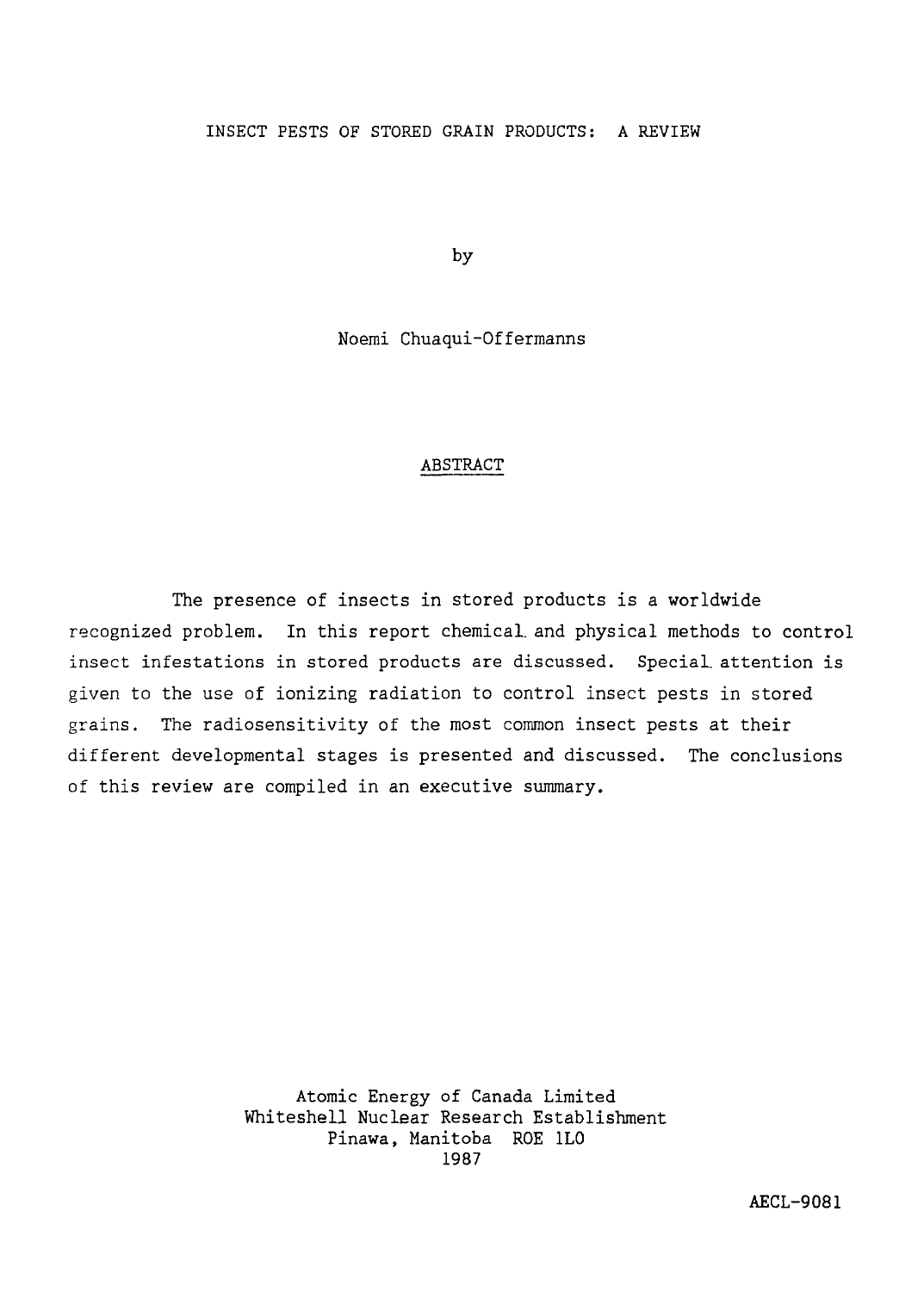# INSECT PESTS OF STORED GRAIN PRODUCTS: A REVIEW

by

Noemi Chuaqui-Offermanns

## ABSTRACT

The presence of insects in stored products is a worldwide recognized problem. In this report chemical and physical methods to control insect infestations in stored products are discussed. Special attention is given to the use of ionizing radiation to control insect pests in stored grains. The radiosensitivity of the most common insect pests at their different developmental stages is presented and discussed. The conclusions of this review are compiled in an executive summary.

Atomic Energy of Canada Limited
Whiteshell Nuclear Research Establishment
Pinawa, Manitoba ROE 1L0
1987

AECL-9081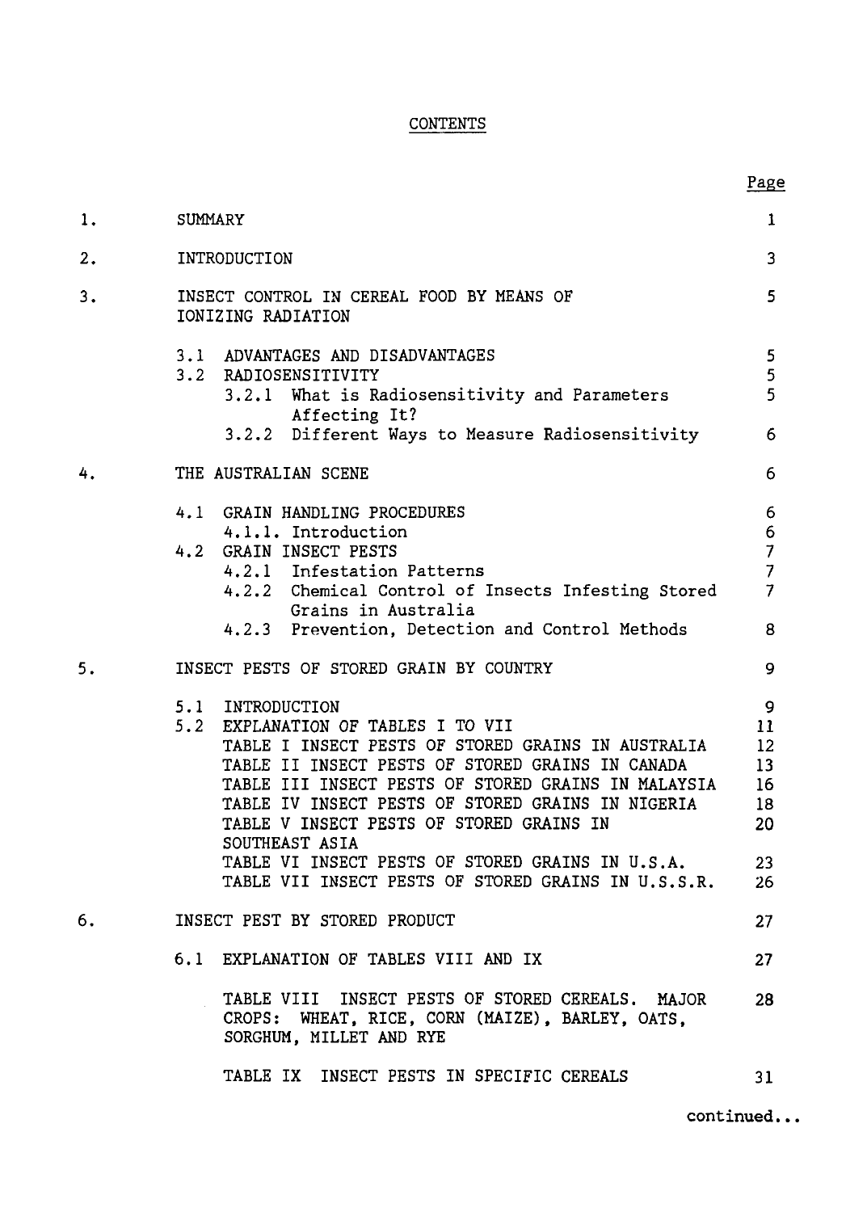# CONTENTS

| | | Page |
|---|---|---|
| 1. | SUMMARY | 1 |
| 2. | INTRODUCTION | 3 |
| 3. | INSECT CONTROL IN CEREAL FOOD BY MEANS OF IONIZING RADIATION | 5 |
| | 3.1 ADVANTAGES AND DISADVANTAGES | 5 |
| | 3.2 RADIOSENSITIVITY | 5 |
| | 3.2.1 What is Radiosensitivity and Parameters Affecting It? | 5 |
| | 3.2.2 Different Ways to Measure Radiosensitivity | 6 |
| 4. | THE AUSTRALIAN SCENE | 6 |
| | 4.1 GRAIN HANDLING PROCEDURES | 6 |
| | 4.1.1. Introduction | 6 |
| | 4.2 GRAIN INSECT PESTS | 7 |
| | 4.2.1 Infestation Patterns | 7 |
| | 4.2.2 Chemical Control of Insects Infesting Stored Grains in Australia | 7 |
| | 4.2.3 Prevention, Detection and Control Methods | 8 |
| 5. | INSECT PESTS OF STORED GRAIN BY COUNTRY | 9 |
| | 5.1 INTRODUCTION | 9 |
| | 5.2 EXPLANATION OF TABLES I TO VII | 11 |
| | TABLE I INSECT PESTS OF STORED GRAINS IN AUSTRALIA | 12 |
| | TABLE II INSECT PESTS OF STORED GRAINS IN CANADA | 13 |
| | TABLE III INSECT PESTS OF STORED GRAINS IN MALAYSIA | 16 |
| | TABLE IV INSECT PESTS OF STORED GRAINS IN NIGERIA | 18 |
| | TABLE V INSECT PESTS OF STORED GRAINS IN SOUTHEAST ASIA | 20 |
| | TABLE VI INSECT PESTS OF STORED GRAINS IN U.S.A. | 23 |
| | TABLE VII INSECT PESTS OF STORED GRAINS IN U.S.S.R. | 26 |
| 6. | INSECT PEST BY STORED PRODUCT | 27 |
| | 6.1 EXPLANATION OF TABLES VIII AND IX | 27 |
| | TABLE VIII INSECT PESTS OF STORED CEREALS. MAJOR CROPS: WHEAT, RICE, CORN (MAIZE), BARLEY, OATS, SORGHUM, MILLET AND RYE | 28 |
| | TABLE IX INSECT PESTS IN SPECIFIC CEREALS | 31 |

continued...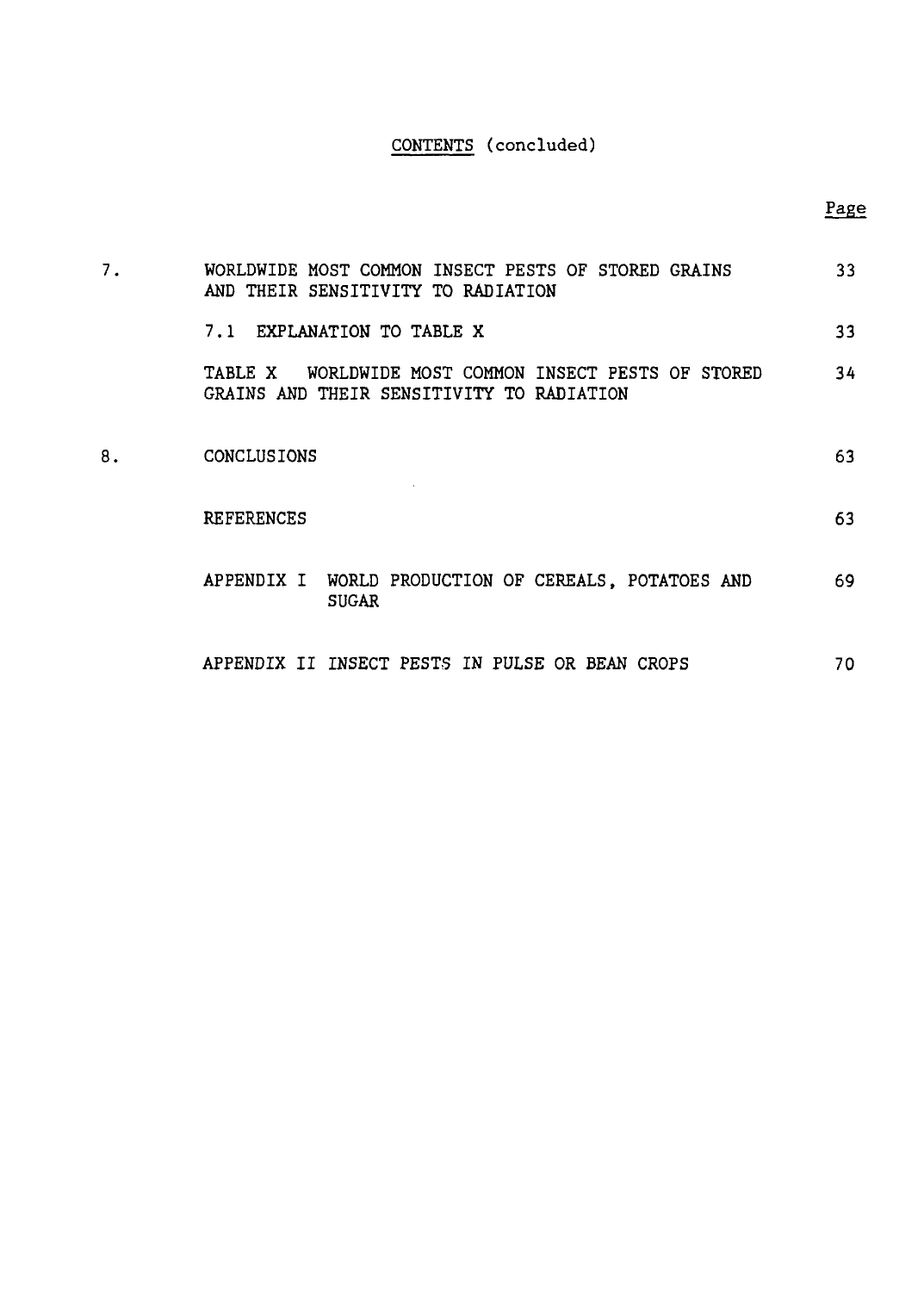CONTENTS (concluded)

| | | Page |
|---|---|---|
| 7. | WORLDWIDE MOST COMMON INSECT PESTS OF STORED GRAINS AND THEIR SENSITIVITY TO RADIATION | 33 |
| | 7.1 EXPLANATION TO TABLE X | 33 |
| | TABLE X WORLDWIDE MOST COMMON INSECT PESTS OF STORED GRAINS AND THEIR SENSITIVITY TO RADIATION | 34 |
| 8. | CONCLUSIONS | 63 |
| | REFERENCES | 63 |
| | APPENDIX I WORLD PRODUCTION OF CEREALS, POTATOES AND SUGAR | 69 |
| | APPENDIX II INSECT PESTS IN PULSE OR BEAN CROPS | 70 |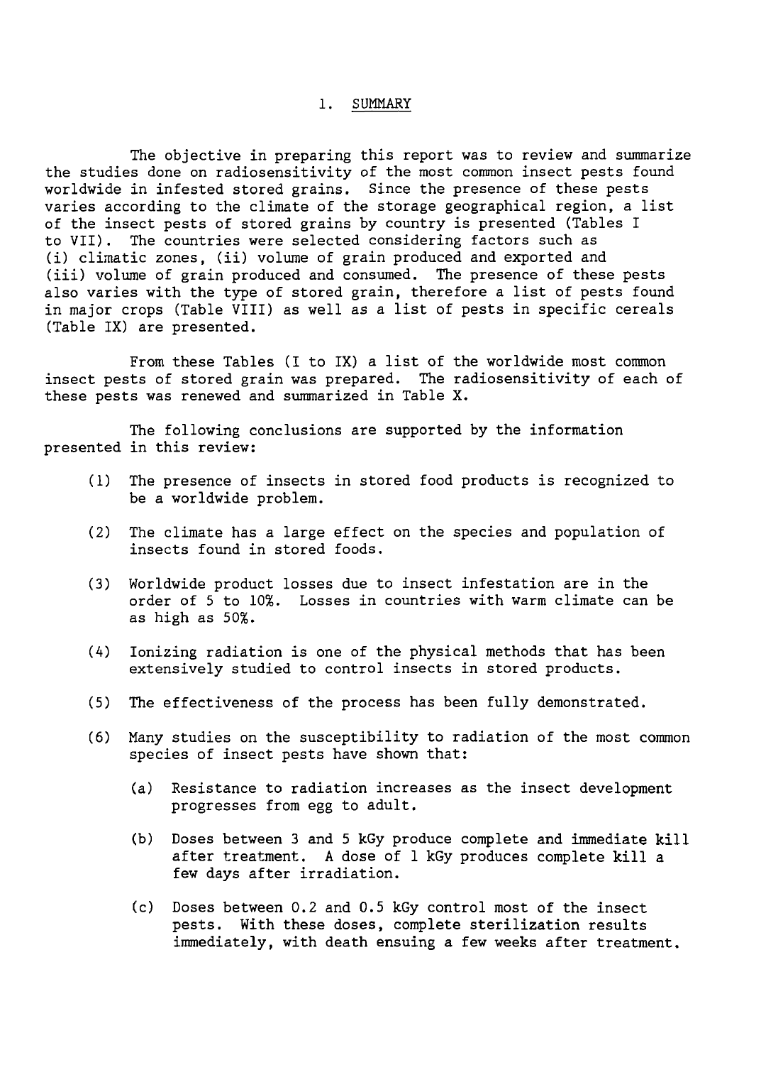## 1. SUMMARY

The objective in preparing this report was to review and summarize the studies done on radiosensitivity of the most common insect pests found worldwide in infested stored grains. Since the presence of these pests varies according to the climate of the storage geographical region, a list of the insect pests of stored grains by country is presented (Tables I to VII). The countries were selected considering factors such as (i) climatic zones, (ii) volume of grain produced and exported and (iii) volume of grain produced and consumed. The presence of these pests also varies with the type of stored grain, therefore a list of pests found in major crops (Table VIII) as well as a list of pests in specific cereals (Table IX) are presented.

From these Tables (I to IX) a list of the worldwide most common insect pests of stored grain was prepared. The radiosensitivity of each of these pests was renewed and summarized in Table X.

The following conclusions are supported by the information presented in this review:

(1) The presence of insects in stored food products is recognized to be a worldwide problem.

(2) The climate has a large effect on the species and population of insects found in stored foods.

(3) Worldwide product losses due to insect infestation are in the order of 5 to 10%. Losses in countries with warm climate can be as high as 50%.

(4) Ionizing radiation is one of the physical methods that has been extensively studied to control insects in stored products.

(5) The effectiveness of the process has been fully demonstrated.

(6) Many studies on the susceptibility to radiation of the most common species of insect pests have shown that:

   (a) Resistance to radiation increases as the insect development progresses from egg to adult.

   (b) Doses between 3 and 5 kGy produce complete and immediate kill after treatment. A dose of 1 kGy produces complete kill a few days after irradiation.

   (c) Doses between 0.2 and 0.5 kGy control most of the insect pests. With these doses, complete sterilization results immediately, with death ensuing a few weeks after treatment.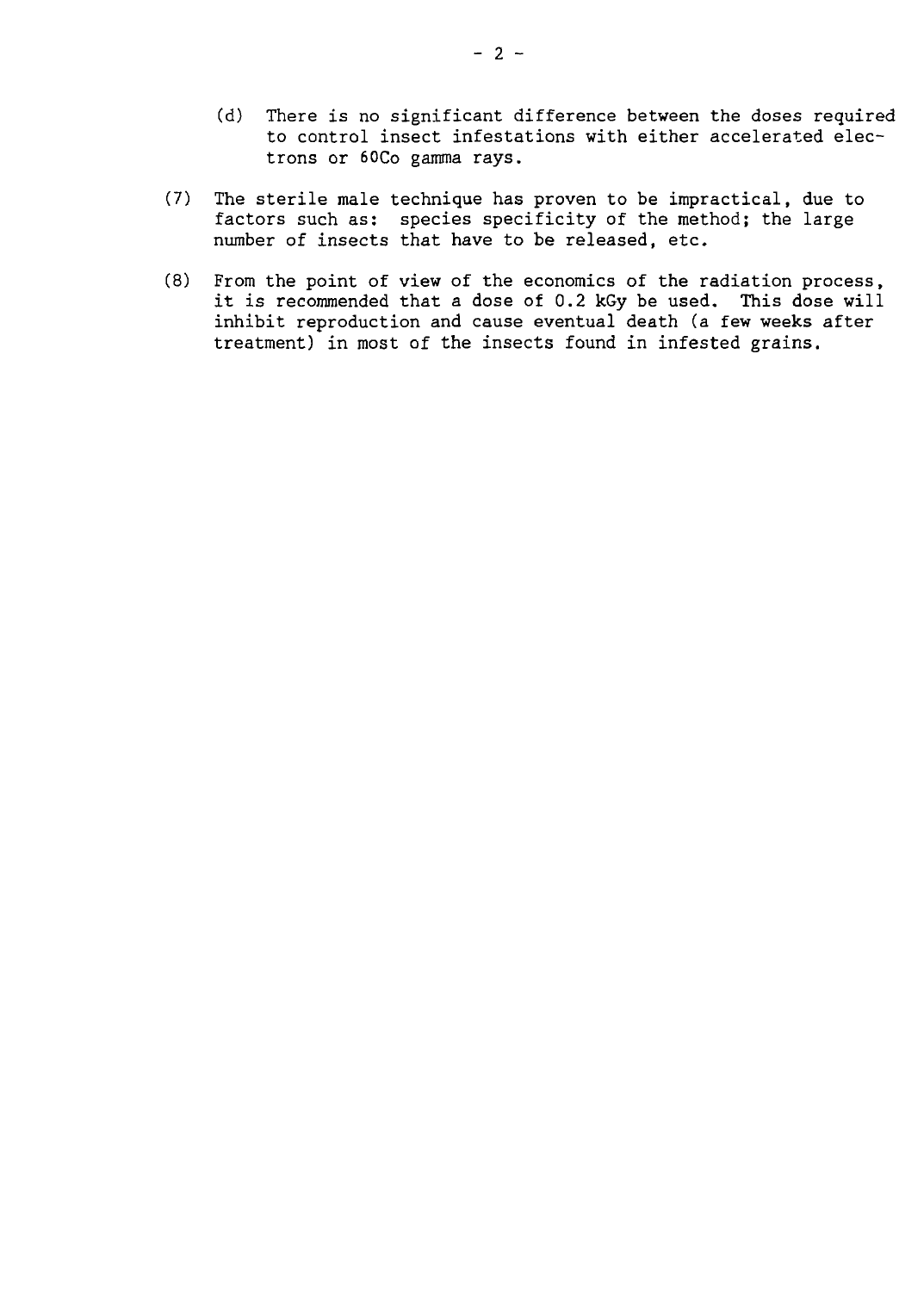(d) There is no significant difference between the doses required to control insect infestations with either accelerated electrons or $^{60}Co$ gamma rays.

(7) The sterile male technique has proven to be impractical, due to factors such as: species specificity of the method; the large number of insects that have to be released, etc.

(8) From the point of view of the economics of the radiation process, it is recommended that a dose of 0.2 kGy be used. This dose will inhibit reproduction and cause eventual death (a few weeks after treatment) in most of the insects found in infested grains.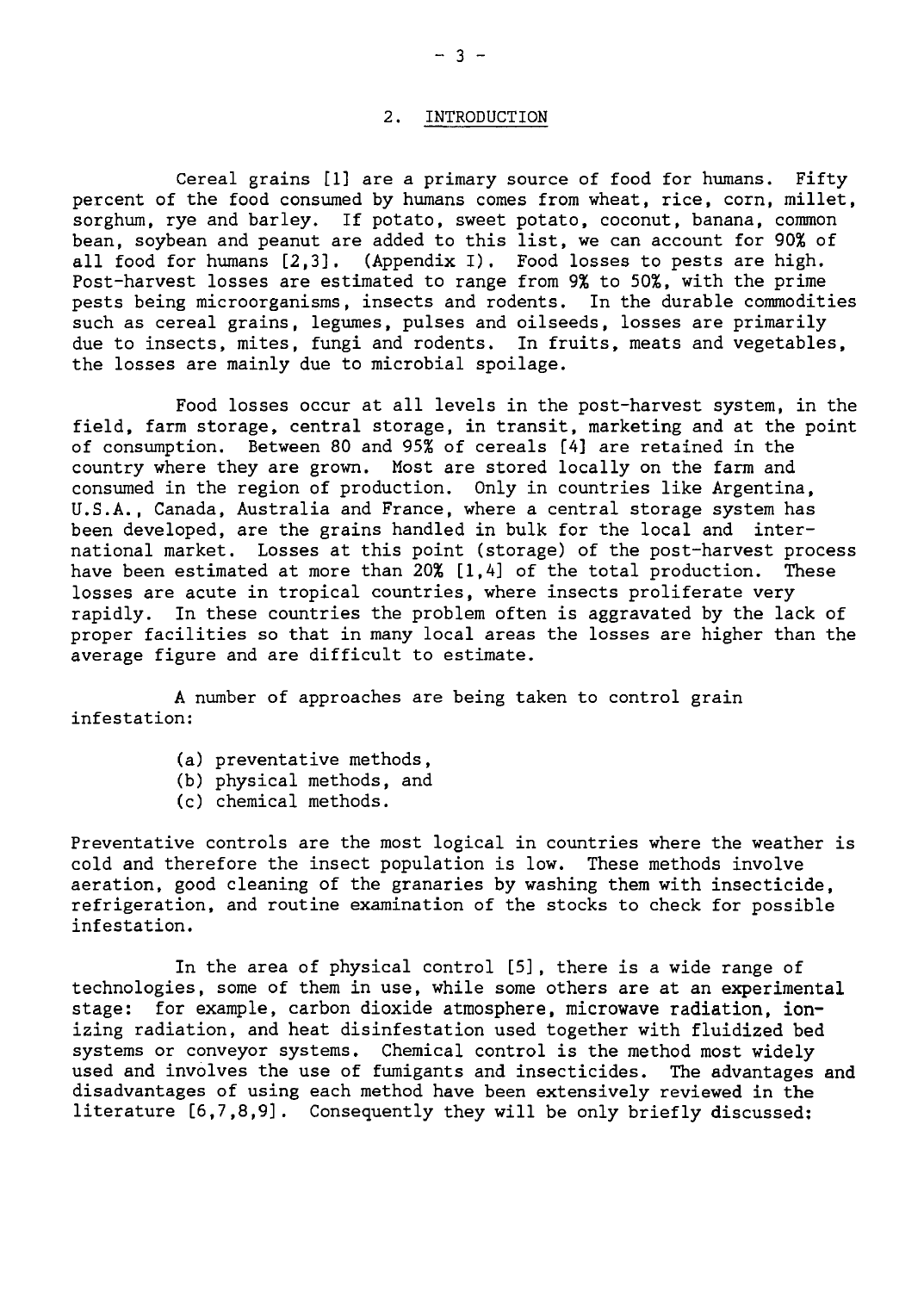## 2. INTRODUCTION

Cereal grains [1] are a primary source of food for humans. Fifty percent of the food consumed by humans comes from wheat, rice, corn, millet, sorghum, rye and barley. If potato, sweet potato, coconut, banana, common bean, soybean and peanut are added to this list, we can account for 90% of all food for humans [2,3]. (Appendix I). Food losses to pests are high. Post-harvest losses are estimated to range from 9% to 50%, with the prime pests being microorganisms, insects and rodents. In the durable commodities such as cereal grains, legumes, pulses and oilseeds, losses are primarily due to insects, mites, fungi and rodents. In fruits, meats and vegetables, the losses are mainly due to microbial spoilage.

Food losses occur at all levels in the post-harvest system, in the field, farm storage, central storage, in transit, marketing and at the point of consumption. Between 80 and 95% of cereals [4] are retained in the country where they are grown. Most are stored locally on the farm and consumed in the region of production. Only in countries like Argentina, U.S.A., Canada, Australia and France, where a central storage system has been developed, are the grains handled in bulk for the local and international market. Losses at this point (storage) of the post-harvest process have been estimated at more than 20% [1,4] of the total production. These losses are acute in tropical countries, where insects proliferate very rapidly. In these countries the problem often is aggravated by the lack of proper facilities so that in many local areas the losses are higher than the average figure and are difficult to estimate.

A number of approaches are being taken to control grain infestation:

(a) preventative methods,
(b) physical methods, and
(c) chemical methods.

Preventative controls are the most logical in countries where the weather is cold and therefore the insect population is low. These methods involve aeration, good cleaning of the granaries by washing them with insecticide, refrigeration, and routine examination of the stocks to check for possible infestation.

In the area of physical control [5], there is a wide range of technologies, some of them in use, while some others are at an experimental stage: for example, carbon dioxide atmosphere, microwave radiation, ionizing radiation, and heat disinfestation used together with fluidized bed systems or conveyor systems. Chemical control is the method most widely used and involves the use of fumigants and insecticides. The advantages and disadvantages of using each method have been extensively reviewed in the literature [6,7,8,9]. Consequently they will be only briefly discussed: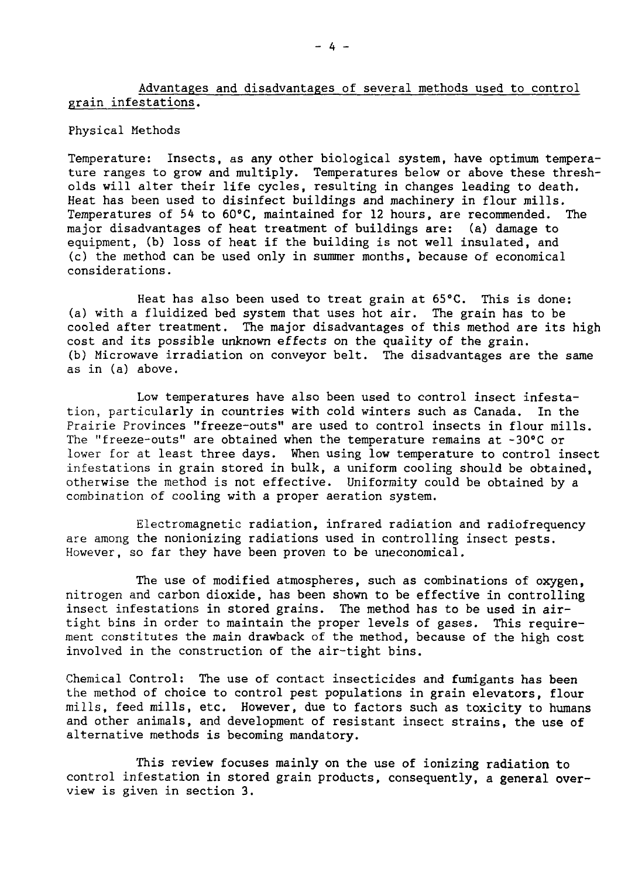Advantages and disadvantages of several methods used to control grain infestations.

Physical Methods

Temperature: Insects, as any other biological system, have optimum temperature ranges to grow and multiply. Temperatures below or above these thresholds will alter their life cycles, resulting in changes leading to death. Heat has been used to disinfect buildings and machinery in flour mills. Temperatures of 54 to 60°C, maintained for 12 hours, are recommended. The major disadvantages of heat treatment of buildings are: (a) damage to equipment, (b) loss of heat if the building is not well insulated, and (c) the method can be used only in summer months, because of economical considerations.

Heat has also been used to treat grain at 65°C. This is done: (a) with a fluidized bed system that uses hot air. The grain has to be cooled after treatment. The major disadvantages of this method are its high cost and its possible unknown effects on the quality of the grain. (b) Microwave irradiation on conveyor belt. The disadvantages are the same as in (a) above.

Low temperatures have also been used to control insect infestation, particularly in countries with cold winters such as Canada. In the Prairie Provinces "freeze-outs" are used to control insects in flour mills. The "freeze-outs" are obtained when the temperature remains at -30°C or lower for at least three days. When using low temperature to control insect infestations in grain stored in bulk, a uniform cooling should be obtained, otherwise the method is not effective. Uniformity could be obtained by a combination of cooling with a proper aeration system.

Electromagnetic radiation, infrared radiation and radiofrequency are among the nonionizing radiations used in controlling insect pests. However, so far they have been proven to be uneconomical.

The use of modified atmospheres, such as combinations of oxygen, nitrogen and carbon dioxide, has been shown to be effective in controlling insect infestations in stored grains. The method has to be used in air-tight bins in order to maintain the proper levels of gases. This requirement constitutes the main drawback of the method, because of the high cost involved in the construction of the air-tight bins.

Chemical Control: The use of contact insecticides and fumigants has been the method of choice to control pest populations in grain elevators, flour mills, feed mills, etc. However, due to factors such as toxicity to humans and other animals, and development of resistant insect strains, the use of alternative methods is becoming mandatory.

This review focuses mainly on the use of ionizing radiation to control infestation in stored grain products, consequently, a general overview is given in section 3.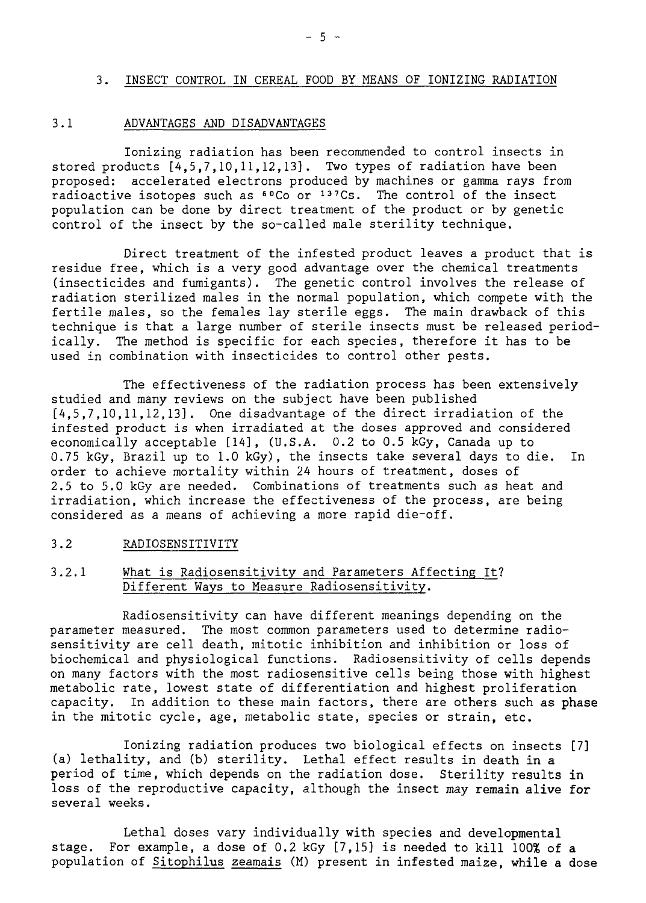## 3. INSECT CONTROL IN CEREAL FOOD BY MEANS OF IONIZING RADIATION

### 3.1 ADVANTAGES AND DISADVANTAGES

Ionizing radiation has been recommended to control insects in stored products [4,5,7,10,11,12,13]. Two types of radiation have been proposed: accelerated electrons produced by machines or gamma rays from radioactive isotopes such as $^{60}Co$ or $^{137}Cs$. The control of the insect population can be done by direct treatment of the product or by genetic control of the insect by the so-called male sterility technique.

Direct treatment of the infested product leaves a product that is residue free, which is a very good advantage over the chemical treatments (insecticides and fumigants). The genetic control involves the release of radiation sterilized males in the normal population, which compete with the fertile males, so the females lay sterile eggs. The main drawback of this technique is that a large number of sterile insects must be released periodically. The method is specific for each species, therefore it has to be used in combination with insecticides to control other pests.

The effectiveness of the radiation process has been extensively studied and many reviews on the subject have been published [4,5,7,10,11,12,13]. One disadvantage of the direct irradiation of the infested product is when irradiated at the doses approved and considered economically acceptable [14], (U.S.A. 0.2 to 0.5 kGy, Canada up to 0.75 kGy, Brazil up to 1.0 kGy), the insects take several days to die. In order to achieve mortality within 24 hours of treatment, doses of 2.5 to 5.0 kGy are needed. Combinations of treatments such as heat and irradiation, which increase the effectiveness of the process, are being considered as a means of achieving a more rapid die-off.

### 3.2 RADIOSENSITIVITY

#### 3.2.1 What is Radiosensitivity and Parameters Affecting It? Different Ways to Measure Radiosensitivity.

Radiosensitivity can have different meanings depending on the parameter measured. The most common parameters used to determine radiosensitivity are cell death, mitotic inhibition and inhibition or loss of biochemical and physiological functions. Radiosensitivity of cells depends on many factors with the most radiosensitive cells being those with highest metabolic rate, lowest state of differentiation and highest proliferation capacity. In addition to these main factors, there are others such as phase in the mitotic cycle, age, metabolic state, species or strain, etc.

Ionizing radiation produces two biological effects on insects [7] (a) lethality, and (b) sterility. Lethal effect results in death in a period of time, which depends on the radiation dose. Sterility results in loss of the reproductive capacity, although the insect may remain alive for several weeks.

Lethal doses vary individually with species and developmental stage. For example, a dose of 0.2 kGy [7,15] is needed to kill 100% of a population of *Sitophilus zeamais* (M) present in infested maize, while a dose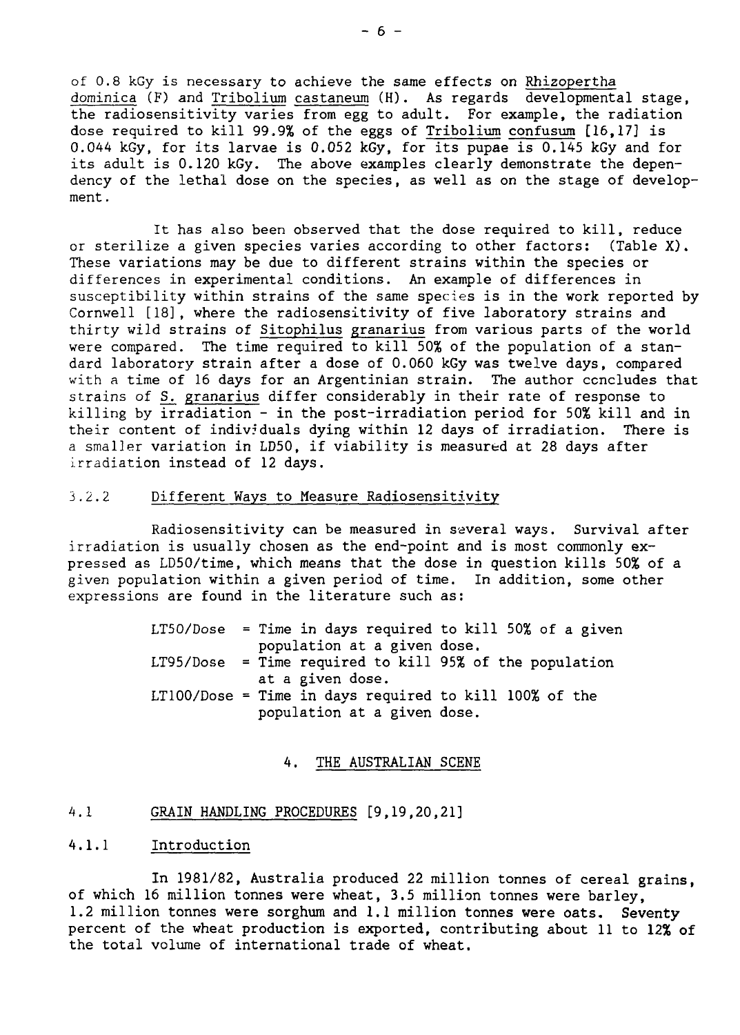of 0.8 kGy is necessary to achieve the same effects on Rhizopertha dominica (F) and Tribolium castaneum (H). As regards developmental stage, the radiosensitivity varies from egg to adult. For example, the radiation dose required to kill 99.9% of the eggs of Tribolium confusum [16,17] is 0.044 kGy, for its larvae is 0.052 kGy, for its pupae is 0.145 kGy and for its adult is 0.120 kGy. The above examples clearly demonstrate the dependency of the lethal dose on the species, as well as on the stage of development.

It has also been observed that the dose required to kill, reduce or sterilize a given species varies according to other factors: (Table X). These variations may be due to different strains within the species or differences in experimental conditions. An example of differences in susceptibility within strains of the same species is in the work reported by Cornwell [18], where the radiosensitivity of five laboratory strains and thirty wild strains of Sitophilus granarius from various parts of the world were compared. The time required to kill 50% of the population of a standard laboratory strain after a dose of 0.060 kGy was twelve days, compared with a time of 16 days for an Argentinian strain. The author concludes that strains of S. granarius differ considerably in their rate of response to killing by irradiation - in the post-irradiation period for 50% kill and in their content of individuals dying within 12 days of irradiation. There is a smaller variation in LD50, if viability is measured at 28 days after irradiation instead of 12 days.

### 3.2.2 Different Ways to Measure Radiosensitivity

Radiosensitivity can be measured in several ways. Survival after irradiation is usually chosen as the end-point and is most commonly expressed as LD50/time, which means that the dose in question kills 50% of a given population within a given period of time. In addition, some other expressions are found in the literature such as:

- LT50/Dose = Time in days required to kill 50% of a given population at a given dose.
- LT95/Dose = Time required to kill 95% of the population at a given dose.
- LT100/Dose = Time in days required to kill 100% of the population at a given dose.

## 4. THE AUSTRALIAN SCENE

### 4.1 GRAIN HANDLING PROCEDURES [9,19,20,21]

#### 4.1.1 Introduction

In 1981/82, Australia produced 22 million tonnes of cereal grains, of which 16 million tonnes were wheat, 3.5 million tonnes were barley, 1.2 million tonnes were sorghum and 1.1 million tonnes were oats. Seventy percent of the wheat production is exported, contributing about 11 to 12% of the total volume of international trade of wheat.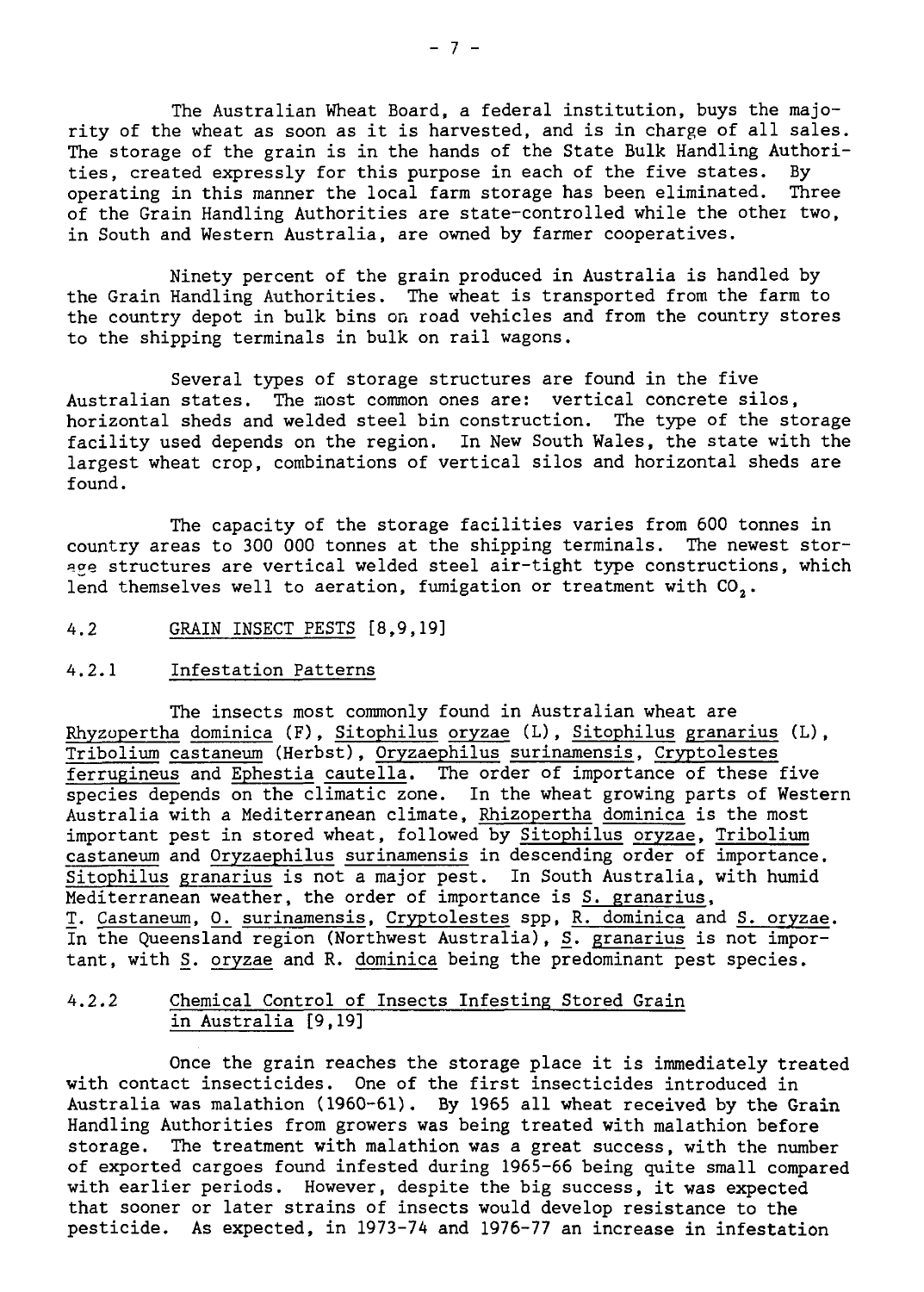The Australian Wheat Board, a federal institution, buys the majority of the wheat as soon as it is harvested, and is in charge of all sales. The storage of the grain is in the hands of the State Bulk Handling Authorities, created expressly for this purpose in each of the five states. By operating in this manner the local farm storage has been eliminated. Three of the Grain Handling Authorities are state-controlled while the other two, in South and Western Australia, are owned by farmer cooperatives.

Ninety percent of the grain produced in Australia is handled by the Grain Handling Authorities. The wheat is transported from the farm to the country depot in bulk bins on road vehicles and from the country stores to the shipping terminals in bulk on rail wagons.

Several types of storage structures are found in the five Australian states. The most common ones are: vertical concrete silos, horizontal sheds and welded steel bin construction. The type of the storage facility used depends on the region. In New South Wales, the state with the largest wheat crop, combinations of vertical silos and horizontal sheds are found.

The capacity of the storage facilities varies from 600 tonnes in country areas to 300 000 tonnes at the shipping terminals. The newest storage structures are vertical welded steel air-tight type constructions, which lend themselves well to aeration, fumigation or treatment with $CO_2$.

## 4.2 GRAIN INSECT PESTS [8,9,19]

### 4.2.1 Infestation Patterns

The insects most commonly found in Australian wheat are *Rhyzopertha dominica* (F), *Sitophilus oryzae* (L), *Sitophilus granarius* (L), *Tribolium castaneum* (Herbst), *Oryzaephilus surinamensis*, *Cryptolestes ferrugineus* and *Ephestia cautella*. The order of importance of these five species depends on the climatic zone. In the wheat growing parts of Western Australia with a Mediterranean climate, *Rhizopertha dominica* is the most important pest in stored wheat, followed by *Sitophilus oryzae*, *Tribolium castaneum* and *Oryzaephilus surinamensis* in descending order of importance. *Sitophilus granarius* is not a major pest. In South Australia, with humid Mediterranean weather, the order of importance is *S. granarius*, *T. Castaneum*, *O. surinamensis*, *Cryptolestes* spp, *R. dominica* and *S. oryzae*. In the Queensland region (Northwest Australia), *S. granarius* is not important, with *S. oryzae* and *R. dominica* being the predominant pest species.

### 4.2.2 Chemical Control of Insects Infesting Stored Grain in Australia [9,19]

Once the grain reaches the storage place it is immediately treated with contact insecticides. One of the first insecticides introduced in Australia was malathion (1960-61). By 1965 all wheat received by the Grain Handling Authorities from growers was being treated with malathion before storage. The treatment with malathion was a great success, with the number of exported cargoes found infested during 1965-66 being quite small compared with earlier periods. However, despite the big success, it was expected that sooner or later strains of insects would develop resistance to the pesticide. As expected, in 1973-74 and 1976-77 an increase in infestation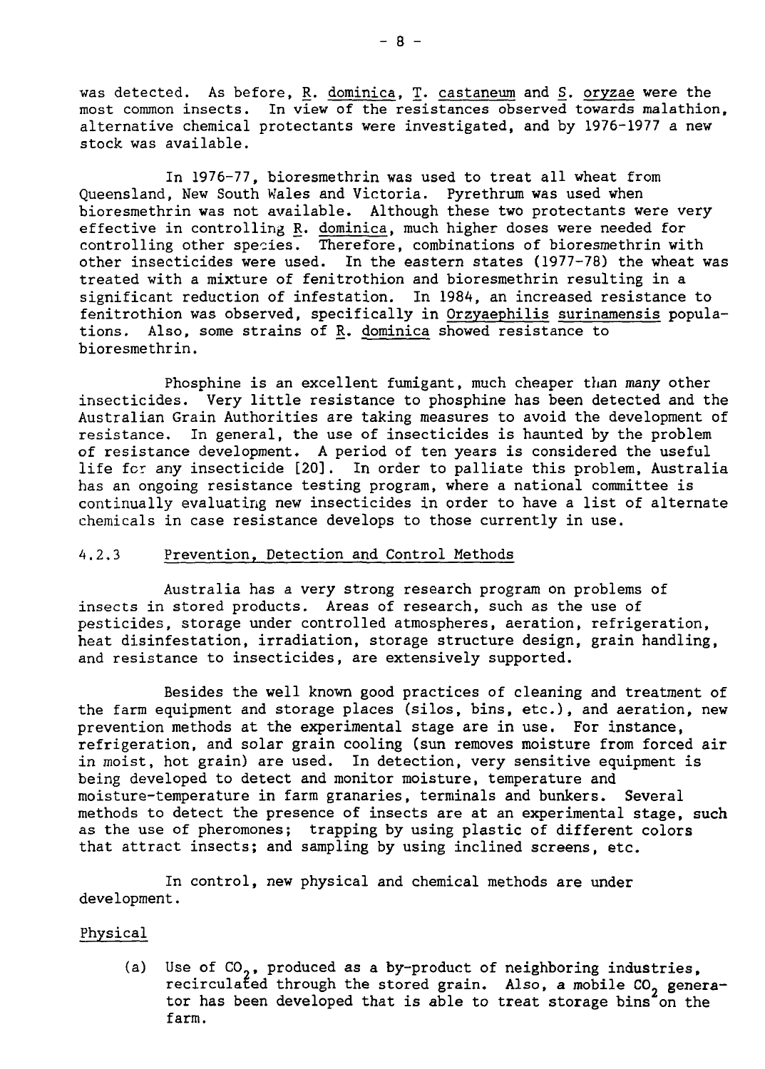was detected. As before, R. dominica, T. castaneum and S. oryzae were the most common insects. In view of the resistances observed towards malathion, alternative chemical protectants were investigated, and by 1976-1977 a new stock was available.

In 1976-77, bioresmethrin was used to treat all wheat from Queensland, New South Wales and Victoria. Pyrethrum was used when bioresmethrin was not available. Although these two protectants were very effective in controlling R. dominica, much higher doses were needed for controlling other species. Therefore, combinations of bioresmethrin with other insecticides were used. In the eastern states (1977-78) the wheat was treated with a mixture of fenitrothion and bioresmethrin resulting in a significant reduction of infestation. In 1984, an increased resistance to fenitrothion was observed, specifically in Orzyaephilis surinamensis populations. Also, some strains of R. dominica showed resistance to bioresmethrin.

Phosphine is an excellent fumigant, much cheaper than many other insecticides. Very little resistance to phosphine has been detected and the Australian Grain Authorities are taking measures to avoid the development of resistance. In general, the use of insecticides is haunted by the problem of resistance development. A period of ten years is considered the useful life for any insecticide [20]. In order to palliate this problem, Australia has an ongoing resistance testing program, where a national committee is continually evaluating new insecticides in order to have a list of alternate chemicals in case resistance develops to those currently in use.

### 4.2.3 Prevention, Detection and Control Methods

Australia has a very strong research program on problems of insects in stored products. Areas of research, such as the use of pesticides, storage under controlled atmospheres, aeration, refrigeration, heat disinfestation, irradiation, storage structure design, grain handling, and resistance to insecticides, are extensively supported.

Besides the well known good practices of cleaning and treatment of the farm equipment and storage places (silos, bins, etc.), and aeration, new prevention methods at the experimental stage are in use. For instance, refrigeration, and solar grain cooling (sun removes moisture from forced air in moist, hot grain) are used. In detection, very sensitive equipment is being developed to detect and monitor moisture, temperature and moisture-temperature in farm granaries, terminals and bunkers. Several methods to detect the presence of insects are at an experimental stage, such as the use of pheromones; trapping by using plastic of different colors that attract insects; and sampling by using inclined screens, etc.

In control, new physical and chemical methods are under development.

Physical

(a) Use of $CO_2$, produced as a by-product of neighboring industries, recirculated through the stored grain. Also, a mobile $CO_2$ generator has been developed that is able to treat storage bins on the farm.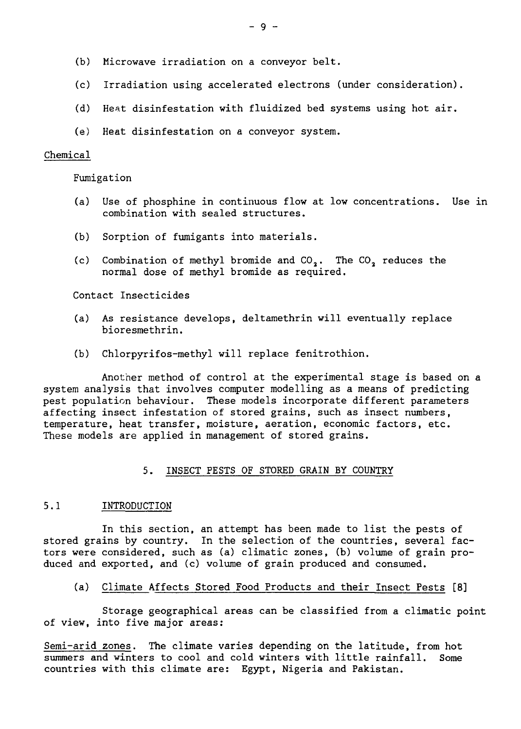(b) Microwave irradiation on a conveyor belt.

(c) Irradiation using accelerated electrons (under consideration).

(d) Heat disinfestation with fluidized bed systems using hot air.

(e) Heat disinfestation on a conveyor system.

Chemical

Fumigation

(a) Use of phosphine in continuous flow at low concentrations. Use in combination with sealed structures.

(b) Sorption of fumigants into materials.

(c) Combination of methyl bromide and $CO_2$. The $CO_2$ reduces the normal dose of methyl bromide as required.

Contact Insecticides

(a) As resistance develops, deltamethrin will eventually replace bioresmethrin.

(b) Chlorpyrifos-methyl will replace fenitrothion.

Another method of control at the experimental stage is based on a system analysis that involves computer modelling as a means of predicting pest population behaviour. These models incorporate different parameters affecting insect infestation of stored grains, such as insect numbers, temperature, heat transfer, moisture, aeration, economic factors, etc. These models are applied in management of stored grains.

## 5. INSECT PESTS OF STORED GRAIN BY COUNTRY

### 5.1 INTRODUCTION

In this section, an attempt has been made to list the pests of stored grains by country. In the selection of the countries, several factors were considered, such as (a) climatic zones, (b) volume of grain produced and exported, and (c) volume of grain produced and consumed.

(a) Climate Affects Stored Food Products and their Insect Pests [8]

Storage geographical areas can be classified from a climatic point of view, into five major areas:

Semi-arid zones. The climate varies depending on the latitude, from hot summers and winters to cool and cold winters with little rainfall. Some countries with this climate are: Egypt, Nigeria and Pakistan.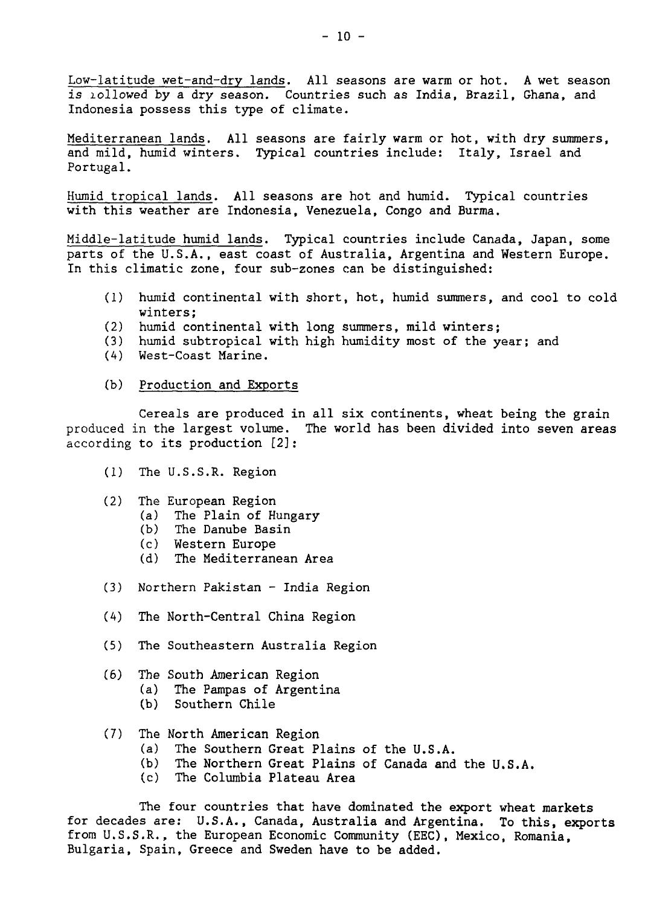Low-latitude wet-and-dry lands. All seasons are warm or hot. A wet season is ıollowed by a dry season. Countries such as India, Brazil, Ghana, and Indonesia possess this type of climate.

Mediterranean lands. All seasons are fairly warm or hot, with dry summers, and mild, humid winters. Typical countries include: Italy, Israel and Portugal.

Humid tropical lands. All seasons are hot and humid. Typical countries with this weather are Indonesia, Venezuela, Congo and Burma.

Middle-latitude humid lands. Typical countries include Canada, Japan, some parts of the U.S.A., east coast of Australia, Argentina and Western Europe. In this climatic zone, four sub-zones can be distinguished:

(1) humid continental with short, hot, humid summers, and cool to cold winters;
(2) humid continental with long summers, mild winters;
(3) humid subtropical with high humidity most of the year; and
(4) West-Coast Marine.

(b) Production and Exports

Cereals are produced in all six continents, wheat being the grain produced in the largest volume. The world has been divided into seven areas according to its production [2]:

(1) The U.S.S.R. Region

(2) The European Region
  (a) The Plain of Hungary
  (b) The Danube Basin
  (c) Western Europe
  (d) The Mediterranean Area

(3) Northern Pakistan - India Region

(4) The North-Central China Region

(5) The Southeastern Australia Region

(6) The South American Region
  (a) The Pampas of Argentina
  (b) Southern Chile

(7) The North American Region
  (a) The Southern Great Plains of the U.S.A.
  (b) The Northern Great Plains of Canada and the U.S.A.
  (c) The Columbia Plateau Area

The four countries that have dominated the export wheat markets for decades are: U.S.A., Canada, Australia and Argentina. To this, exports from U.S.S.R., the European Economic Community (EEC), Mexico, Romania, Bulgaria, Spain, Greece and Sweden have to be added.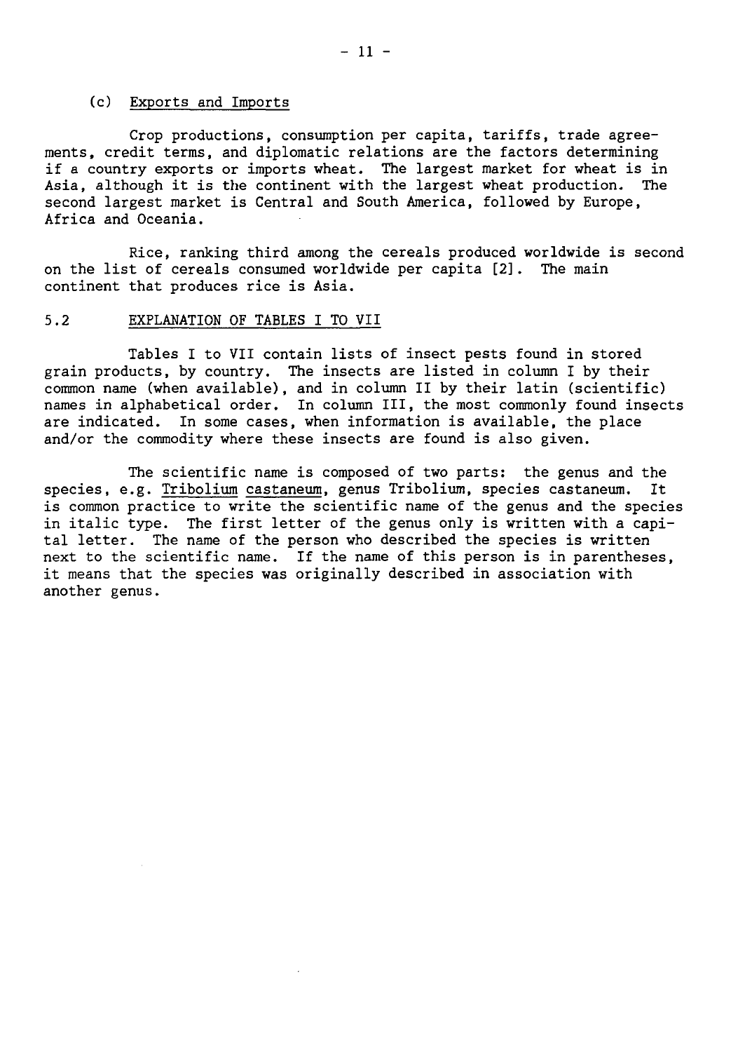### (c) Exports and Imports

Crop productions, consumption per capita, tariffs, trade agreements, credit terms, and diplomatic relations are the factors determining if a country exports or imports wheat. The largest market for wheat is in Asia, although it is the continent with the largest wheat production. The second largest market is Central and South America, followed by Europe, Africa and Oceania.

Rice, ranking third among the cereals produced worldwide is second on the list of cereals consumed worldwide per capita [2]. The main continent that produces rice is Asia.

## 5.2 EXPLANATION OF TABLES I TO VII

Tables I to VII contain lists of insect pests found in stored grain products, by country. The insects are listed in column I by their common name (when available), and in column II by their latin (scientific) names in alphabetical order. In column III, the most commonly found insects are indicated. In some cases, when information is available, the place and/or the commodity where these insects are found is also given.

The scientific name is composed of two parts: the genus and the species, e.g. Tribolium castaneum, genus Tribolium, species castaneum. It is common practice to write the scientific name of the genus and the species in italic type. The first letter of the genus only is written with a capital letter. The name of the person who described the species is written next to the scientific name. If the name of this person is in parentheses, it means that the species was originally described in association with another genus.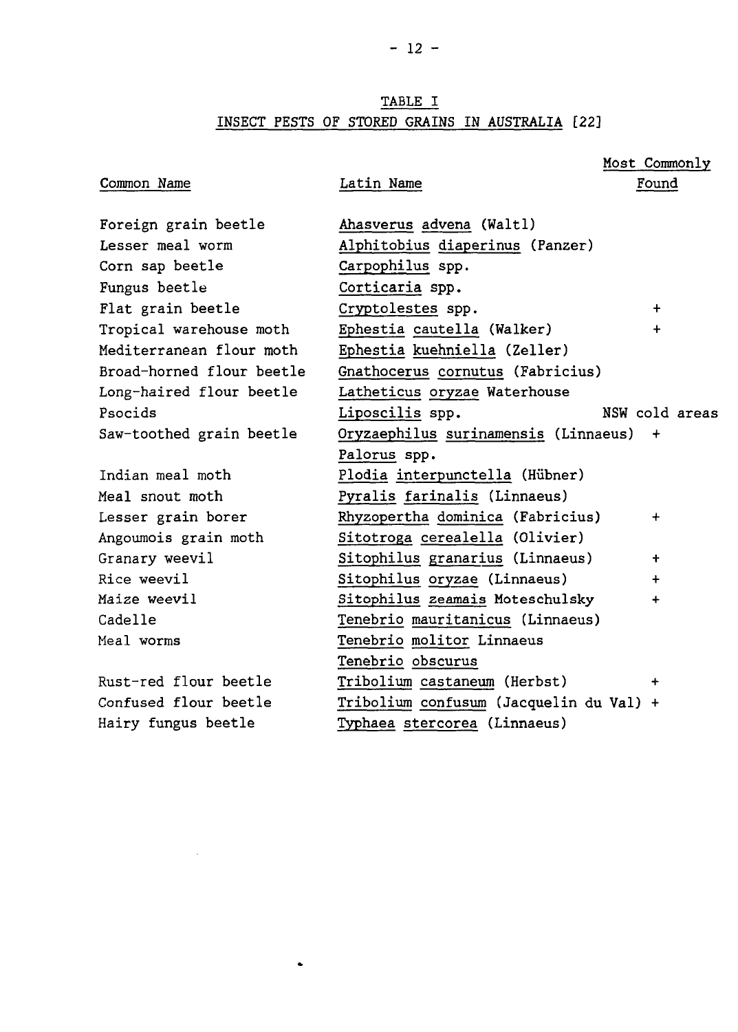## TABLE I

## INSECT PESTS OF STORED GRAINS IN AUSTRALIA [22]

| Common Name | Latin Name | Most Commonly Found |
|---|---|---|
| Foreign grain beetle | *Ahasverus advena* (Waltl) | |
| Lesser meal worm | *Alphitobius diaperinus* (Panzer) | |
| Corn sap beetle | *Carpophilus* spp. | |
| Fungus beetle | *Corticaria* spp. | |
| Flat grain beetle | *Cryptolestes* spp. | + |
| Tropical warehouse moth | *Ephestia cautella* (Walker) | + |
| Mediterranean flour moth | *Ephestia kuehniella* (Zeller) | |
| Broad-horned flour beetle | *Gnathocerus cornutus* (Fabricius) | |
| Long-haired flour beetle | *Latheticus oryzae* Waterhouse | |
| Psocids | *Liposcilis* spp. | NSW cold areas |
| Saw-toothed grain beetle | *Oryzaephilus surinamensis* (Linnaeus) | + |
| | *Palorus* spp. | |
| Indian meal moth | *Plodia interpunctella* (Hübner) | |
| Meal snout moth | *Pyralis farinalis* (Linnaeus) | |
| Lesser grain borer | *Rhyzopertha dominica* (Fabricius) | + |
| Angoumois grain moth | *Sitotroga cerealella* (Olivier) | |
| Granary weevil | *Sitophilus granarius* (Linnaeus) | + |
| Rice weevil | *Sitophilus oryzae* (Linnaeus) | + |
| Maize weevil | *Sitophilus zeamais* Moteschulsky | + |
| Cadelle | *Tenebrio mauritanicus* (Linnaeus) | |
| Meal worms | *Tenebrio molitor* Linnaeus | |
| | *Tenebrio obscurus* | |
| Rust-red flour beetle | *Tribolium castaneum* (Herbst) | + |
| Confused flour beetle | *Tribolium confusum* (Jacquelin du Val) | + |
| Hairy fungus beetle | *Typhaea stercorea* (Linnaeus) | |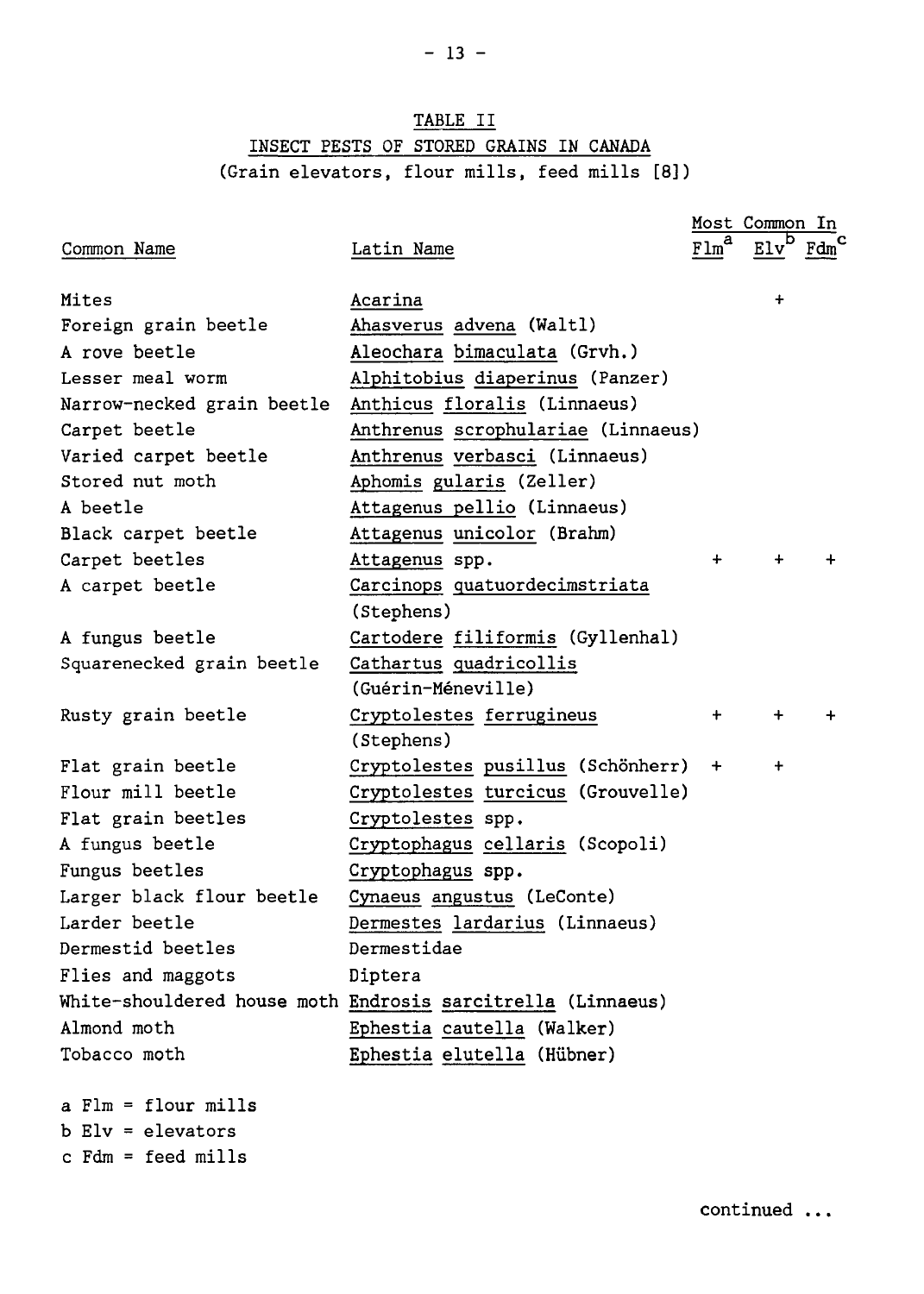TABLE II

INSECT PESTS OF STORED GRAINS IN CANADA

(Grain elevators, flour mills, feed mills [8])

| Common Name | Latin Name | Most Common In | | |
|---|---|---|---|---|
| | | Flm[a] | Elv[b] | Fdm[c] |
| Mites | *Acarina* | | + | |
| Foreign grain beetle | *Ahasverus advena* (Waltl) | | | |
| A rove beetle | *Aleochara bimaculata* (Grvh.) | | | |
| Lesser meal worm | *Alphitobius diaperinus* (Panzer) | | | |
| Narrow-necked grain beetle | *Anthicus floralis* (Linnaeus) | | | |
| Carpet beetle | *Anthrenus scrophulariae* (Linnaeus) | | | |
| Varied carpet beetle | *Anthrenus verbasci* (Linnaeus) | | | |
| Stored nut moth | *Aphomis gularis* (Zeller) | | | |
| A beetle | *Attagenus pellio* (Linnaeus) | | | |
| Black carpet beetle | *Attagenus unicolor* (Brahm) | | | |
| Carpet beetles | *Attagenus* spp. | + | + | + |
| A carpet beetle | *Carcinops quatuordecimstriata* (Stephens) | | | |
| A fungus beetle | *Cartodere filiformis* (Gyllenhal) | | | |
| Squarenecked grain beetle | *Cathartus quadricollis* (Guérin-Méneville) | | | |
| Rusty grain beetle | *Cryptolestes ferrugineus* (Stephens) | + | + | + |
| Flat grain beetle | *Cryptolestes pusillus* (Schönherr) | + | + | |
| Flour mill beetle | *Cryptolestes turcicus* (Grouvelle) | | | |
| Flat grain beetles | *Cryptolestes* spp. | | | |
| A fungus beetle | *Cryptophagus cellaris* (Scopoli) | | | |
| Fungus beetles | *Cryptophagus* spp. | | | |
| Larger black flour beetle | *Cynaeus angustus* (LeConte) | | | |
| Larder beetle | *Dermestes lardarius* (Linnaeus) | | | |
| Dermestid beetles | Dermestidae | | | |
| Flies and maggots | Diptera | | | |
| White-shouldered house moth | *Endrosis sarcitrella* (Linnaeus) | | | |
| Almond moth | *Ephestia cautella* (Walker) | | | |
| Tobacco moth | *Ephestia elutella* (Hübner) | | | |

a Flm = flour mills

b Elv = elevators

c Fdm = feed mills

continued ...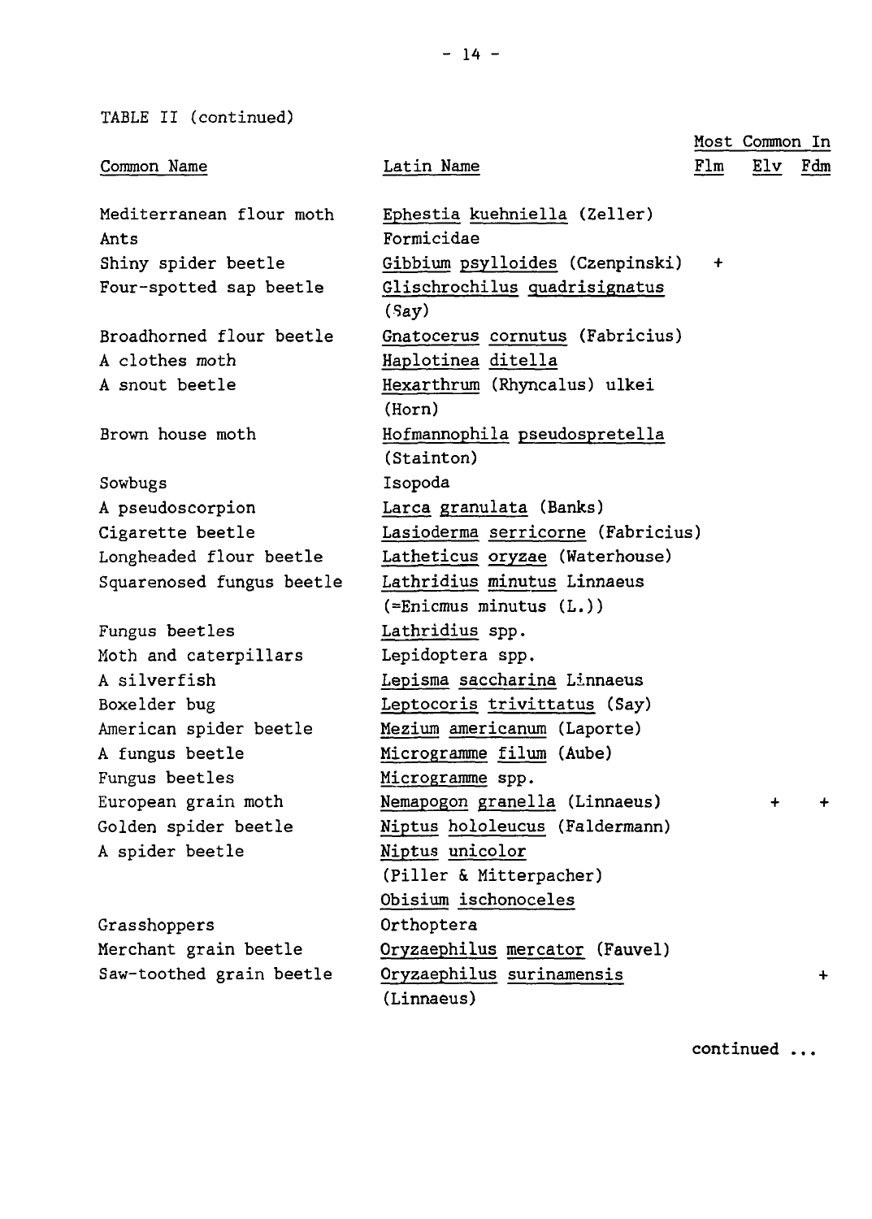TABLE II (continued)

| Common Name | Latin Name | Most Common In Flm | Elv | Fdm |
|---|---|---|---|---|
| Mediterranean flour moth | Ephestia kuehniella (Zeller) | | | |
| Ants | Formicidae | | | |
| Shiny spider beetle | Gibbium psylloides (Czenpinski) | + | | |
| Four-spotted sap beetle | Glischrochilus quadrisignatus (Say) | | | |
| Broadhorned flour beetle | Gnatocerus cornutus (Fabricius) | | | |
| A clothes moth | Haplotinea ditella | | | |
| A snout beetle | Hexarthrum (Rhyncalus) ulkei (Horn) | | | |
| Brown house moth | Hofmannophila pseudospretella (Stainton) | | | |
| Sowbugs | Isopoda | | | |
| A pseudoscorpion | Larca granulata (Banks) | | | |
| Cigarette beetle | Lasioderma serricorne (Fabricius) | | | |
| Longheaded flour beetle | Latheticus oryzae (Waterhouse) | | | |
| Squarenosed fungus beetle | Lathridius minutus Linnaeus (=Enicmus minutus (L.)) | | | |
| Fungus beetles | Lathridius spp. | | | |
| Moth and caterpillars | Lepidoptera spp. | | | |
| A silverfish | Lepisma saccharina Linnaeus | | | |
| Boxelder bug | Leptocoris trivittatus (Say) | | | |
| American spider beetle | Mezium americanum (Laporte) | | | |
| A fungus beetle | Microgramme filum (Aube) | | | |
| Fungus beetles | Microgramme spp. | | | |
| European grain moth | Nemapogon granella (Linnaeus) | | + | + |
| Golden spider beetle | Niptus hololeucus (Faldermann) | | | |
| A spider beetle | Niptus unicolor (Piller & Mitterpacher) | | | |
| | Obisium ischonoceles | | | |
| Grasshoppers | Orthoptera | | | |
| Merchant grain beetle | Oryzaephilus mercator (Fauvel) | | | |
| Saw-toothed grain beetle | Oryzaephilus surinamensis (Linnaeus) | | | + |

continued ...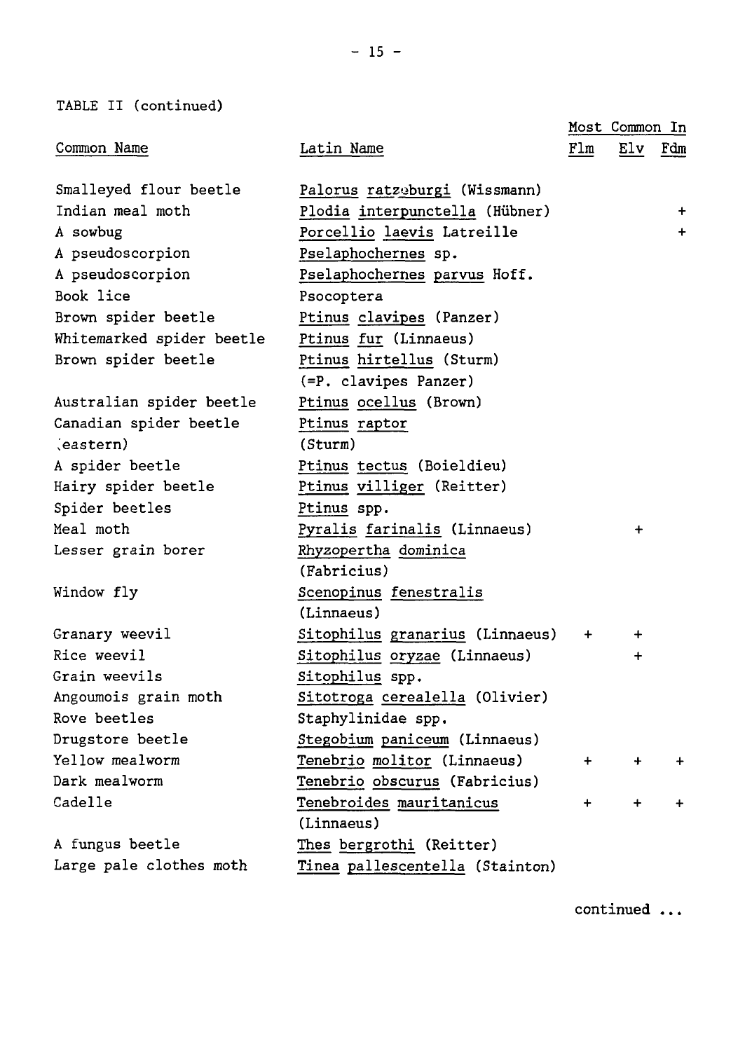TABLE II (continued)

| Common Name | Latin Name | Most Common In Flm | Elv | Fdm |
|---|---|---|---|---|
| Smalleyed flour beetle | Palorus ratzeburgi (Wissmann) | | | |
| Indian meal moth | Plodia interpunctella (Hübner) | | | + |
| A sowbug | Porcellio laevis Latreille | | | + |
| A pseudoscorpion | Pselaphochernes sp. | | | |
| A pseudoscorpion | Pselaphochernes parvus Hoff. | | | |
| Book lice | Psocoptera | | | |
| Brown spider beetle | Ptinus clavipes (Panzer) | | | |
| Whitemarked spider beetle | Ptinus fur (Linnaeus) | | | |
| Brown spider beetle | Ptinus hirtellus (Sturm) (=P. clavipes Panzer) | | | |
| Australian spider beetle | Ptinus ocellus (Brown) | | | |
| Canadian spider beetle (eastern) | Ptinus raptor (Sturm) | | | |
| A spider beetle | Ptinus tectus (Boieldieu) | | | |
| Hairy spider beetle | Ptinus villiger (Reitter) | | | |
| Spider beetles | Ptinus spp. | | | |
| Meal moth | Pyralis farinalis (Linnaeus) | | + | |
| Lesser grain borer | Rhyzopertha dominica (Fabricius) | | | |
| Window fly | Scenopinus fenestralis (Linnaeus) | | | |
| Granary weevil | Sitophilus granarius (Linnaeus) | + | + | |
| Rice weevil | Sitophilus oryzae (Linnaeus) | | + | |
| Grain weevils | Sitophilus spp. | | | |
| Angoumois grain moth | Sitotroga cerealella (Olivier) | | | |
| Rove beetles | Staphylinidae spp. | | | |
| Drugstore beetle | Stegobium paniceum (Linnaeus) | | | |
| Yellow mealworm | Tenebrio molitor (Linnaeus) | + | + | + |
| Dark mealworm | Tenebrio obscurus (Fabricius) | | | |
| Cadelle | Tenebroides mauritanicus (Linnaeus) | + | + | + |
| A fungus beetle | Thes bergrothi (Reitter) | | | |
| Large pale clothes moth | Tinea pallescentella (Stainton) | | | |

continued ...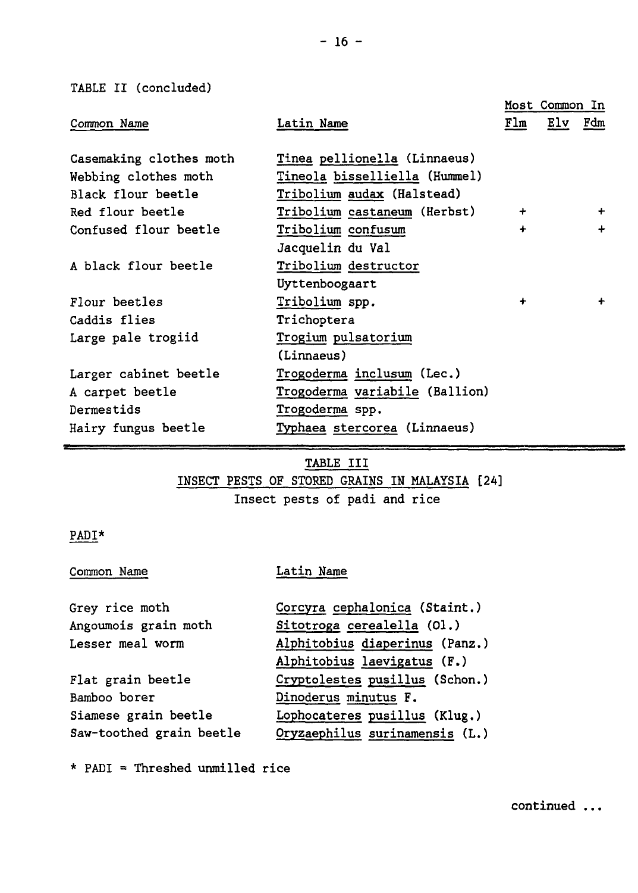TABLE II (concluded)

| Common Name | Latin Name | Most Common In Flm | Elv | Fdm |
|---|---|---|---|---|
| Casemaking clothes moth | *Tinea pellionella* (Linnaeus) | | | |
| Webbing clothes moth | *Tineola bisselliella* (Hummel) | | | |
| Black flour beetle | *Tribolium audax* (Halstead) | | | |
| Red flour beetle | *Tribolium castaneum* (Herbst) | + | | + |
| Confused flour beetle | *Tribolium confusum* Jacquelin du Val | + | | + |
| A black flour beetle | *Tribolium destructor* Uyttenboogaart | | | |
| Flour beetles | *Tribolium* spp. | + | | + |
| Caddis flies | Trichoptera | | | |
| Large pale trogiid | *Trogium pulsatorium* (Linnaeus) | | | |
| Larger cabinet beetle | *Trogoderma inclusum* (Lec.) | | | |
| A carpet beetle | *Trogoderma variabile* (Ballion) | | | |
| Dermestids | *Trogoderma* spp. | | | |
| Hairy fungus beetle | *Typhaea stercorea* (Linnaeus) | | | |

TABLE III

INSECT PESTS OF STORED GRAINS IN MALAYSIA [24]

Insect pests of padi and rice

PADI*

| Common Name | Latin Name |
|---|---|
| Grey rice moth | *Corcyra cephalonica* (Staint.) |
| Angoumois grain moth | *Sitotroga cerealella* (Ol.) |
| Lesser meal worm | *Alphitobius diaperinus* (Panz.) |
| | *Alphitobius laevigatus* (F.) |
| Flat grain beetle | *Cryptolestes pusillus* (Schon.) |
| Bamboo borer | *Dinoderus minutus* F. |
| Siamese grain beetle | *Lophocateres pusillus* (Klug.) |
| Saw-toothed grain beetle | *Oryzaephilus surinamensis* (L.) |

\* PADI = Threshed unmilled rice

continued ...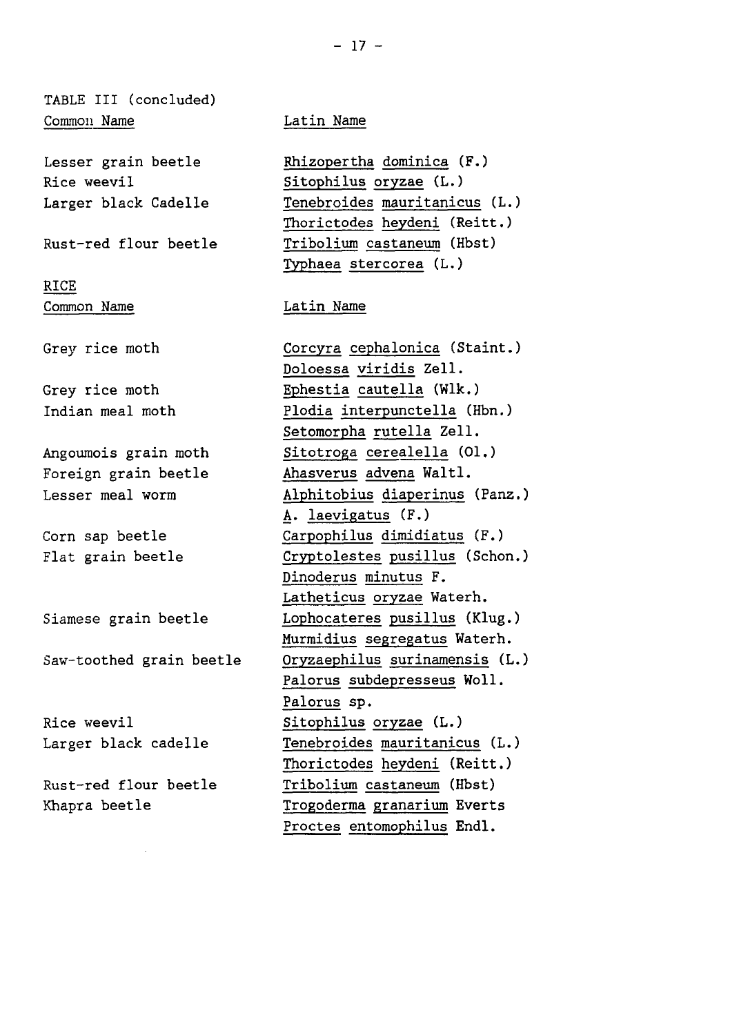TABLE III (concluded)

| Common Name | Latin Name |
|---|---|
| Lesser grain beetle | Rhizopertha dominica (F.) |
| Rice weevil | Sitophilus oryzae (L.) |
| Larger black Cadelle | Tenebroides mauritanicus (L.) |
| | Thorictodes heydeni (Reitt.) |
| Rust-red flour beetle | Tribolium castaneum (Hbst) |
| | Typhaea stercorea (L.) |

RICE

| Common Name | Latin Name |
|---|---|
| Grey rice moth | Corcyra cephalonica (Staint.) |
| | Doloessa viridis Zell. |
| Grey rice moth | Ephestia cautella (Wlk.) |
| Indian meal moth | Plodia interpunctella (Hbn.) |
| | Setomorpha rutella Zell. |
| Angoumois grain moth | Sitotroga cerealella (Ol.) |
| Foreign grain beetle | Ahasverus advena Waltl. |
| Lesser meal worm | Alphitobius diaperinus (Panz.) |
| | A. laevigatus (F.) |
| Corn sap beetle | Carpophilus dimidiatus (F.) |
| Flat grain beetle | Cryptolestes pusillus (Schon.) |
| | Dinoderus minutus F. |
| | Latheticus oryzae Waterh. |
| Siamese grain beetle | Lophocateres pusillus (Klug.) |
| | Murmidius segregatus Waterh. |
| Saw-toothed grain beetle | Oryzaephilus surinamensis (L.) |
| | Palorus subdepresseus Woll. |
| | Palorus sp. |
| Rice weevil | Sitophilus oryzae (L.) |
| Larger black cadelle | Tenebroides mauritanicus (L.) |
| | Thorictodes heydeni (Reitt.) |
| Rust-red flour beetle | Tribolium castaneum (Hbst) |
| Khapra beetle | Trogoderma granarium Everts |
| | Proctes entomophilus Endl. |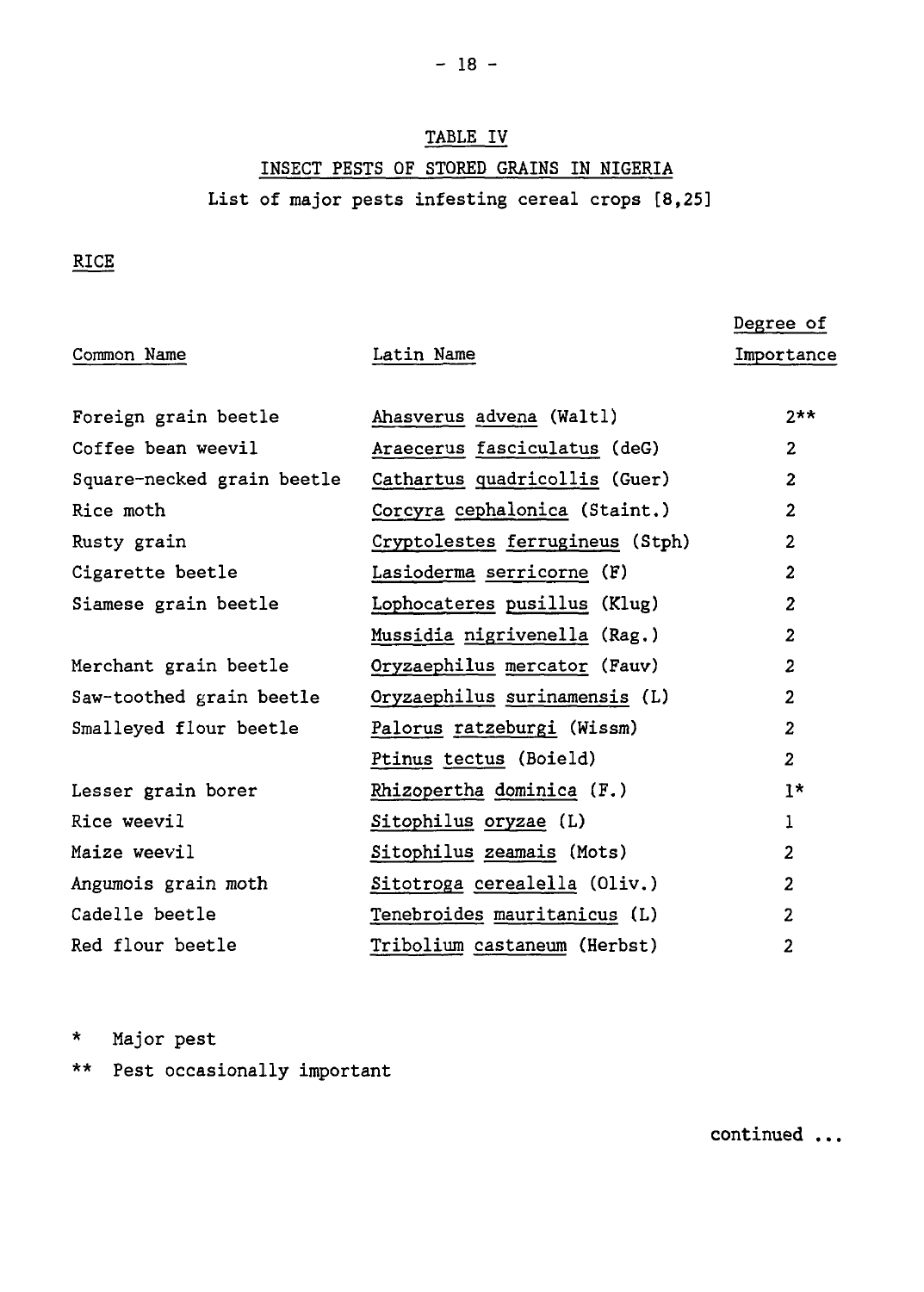## TABLE IV

## INSECT PESTS OF STORED GRAINS IN NIGERIA

List of major pests infesting cereal crops [8,25]

### RICE

| Common Name | Latin Name | Degree of Importance |
|---|---|---|
| Foreign grain beetle | *Ahasverus advena* (Waltl) | 2** |
| Coffee bean weevil | *Araecerus fasciculatus* (deG) | 2 |
| Square-necked grain beetle | *Cathartus quadricollis* (Guer) | 2 |
| Rice moth | *Corcyra cephalonica* (Staint.) | 2 |
| Rusty grain | *Cryptolestes ferrugineus* (Stph) | 2 |
| Cigarette beetle | *Lasioderma serricorne* (F) | 2 |
| Siamese grain beetle | *Lophocateres pusillus* (Klug) | 2 |
| | *Mussidia nigrivenella* (Rag.) | 2 |
| Merchant grain beetle | *Oryzaephilus mercator* (Fauv) | 2 |
| Saw-toothed grain beetle | *Oryzaephilus surinamensis* (L) | 2 |
| Smalleyed flour beetle | *Palorus ratzeburgi* (Wissm) | 2 |
| | *Ptinus tectus* (Boield) | 2 |
| Lesser grain borer | *Rhizopertha dominica* (F.) | 1* |
| Rice weevil | *Sitophilus oryzae* (L) | 1 |
| Maize weevil | *Sitophilus zeamais* (Mots) | 2 |
| Angumois grain moth | *Sitotroga cerealella* (Oliv.) | 2 |
| Cadelle beetle | *Tenebroides mauritanicus* (L) | 2 |
| Red flour beetle | *Tribolium castaneum* (Herbst) | 2 |

\* Major pest

\** Pest occasionally important

continued ...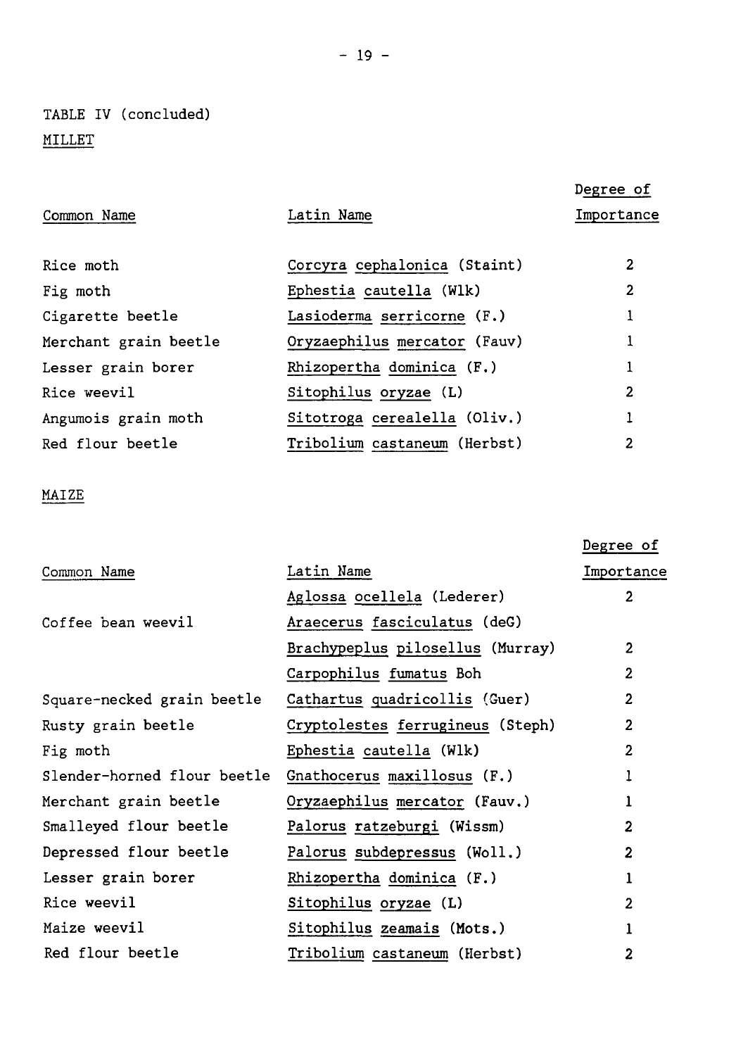TABLE IV (concluded)

MILLET

| Common Name | Latin Name | Degree of Importance |
|---|---|---|
| Rice moth | *Corcyra cephalonica* (Staint) | 2 |
| Fig moth | *Ephestia cautella* (Wlk) | 2 |
| Cigarette beetle | *Lasioderma serricorne* (F.) | 1 |
| Merchant grain beetle | *Oryzaephilus mercator* (Fauv) | 1 |
| Lesser grain borer | *Rhizopertha dominica* (F.) | 1 |
| Rice weevil | *Sitophilus oryzae* (L) | 2 |
| Angumois grain moth | *Sitotroga cerealella* (Oliv.) | 1 |
| Red flour beetle | *Tribolium castaneum* (Herbst) | 2 |

MAIZE

| Common Name | Latin Name | Degree of Importance |
|---|---|---|
| | *Aglossa ocellela* (Lederer) | 2 |
| Coffee bean weevil | *Araecerus fasciculatus* (deG) | |
| | *Brachypeplus pilosellus* (Murray) | 2 |
| | *Carpophilus fumatus* Boh | 2 |
| Square-necked grain beetle | *Cathartus quadricollis* (Guer) | 2 |
| Rusty grain beetle | *Cryptolestes ferrugineus* (Steph) | 2 |
| Fig moth | *Ephestia cautella* (Wlk) | 2 |
| Slender-horned flour beetle | *Gnathocerus maxillosus* (F.) | 1 |
| Merchant grain beetle | *Oryzaephilus mercator* (Fauv.) | 1 |
| Smalleyed flour beetle | *Palorus ratzeburgi* (Wissm) | 2 |
| Depressed flour beetle | *Palorus subdepressus* (Woll.) | 2 |
| Lesser grain borer | *Rhizopertha dominica* (F.) | 1 |
| Rice weevil | *Sitophilus oryzae* (L) | 2 |
| Maize weevil | *Sitophilus zeamais* (Mots.) | 1 |
| Red flour beetle | *Tribolium castaneum* (Herbst) | 2 |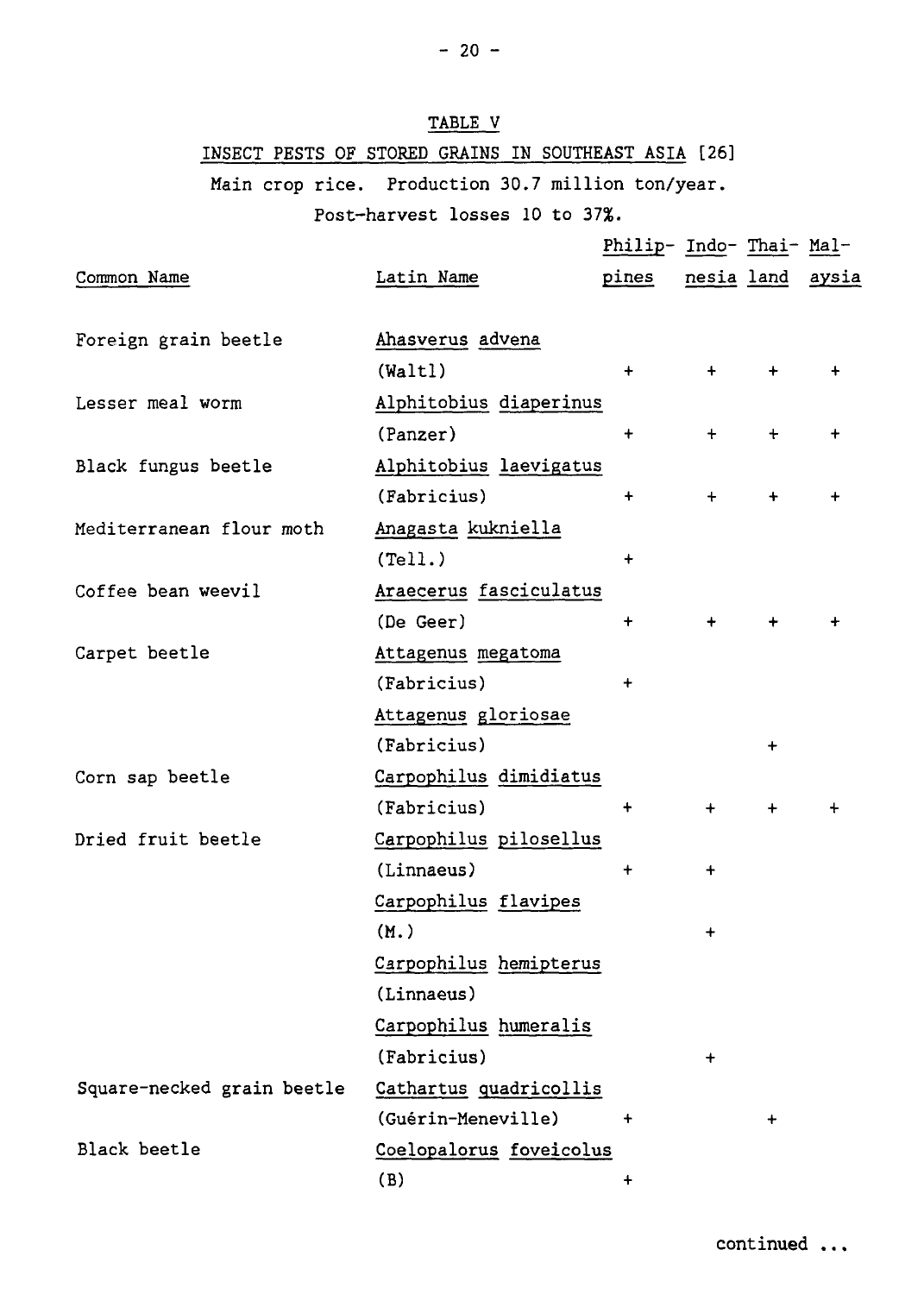TABLE V

INSECT PESTS OF STORED GRAINS IN SOUTHEAST ASIA [26]

Main crop rice. Production 30.7 million ton/year.

Post-harvest losses 10 to 37%.

| Common Name | Latin Name | Philippines | Indonesia | Thailand | Malaysia |
|---|---|---|---|---|---|
| Foreign grain beetle | Ahasverus advena (Waltl) | + | + | + | + |
| Lesser meal worm | Alphitobius diaperinus (Panzer) | + | + | + | + |
| Black fungus beetle | Alphitobius laevigatus (Fabricius) | + | + | + | + |
| Mediterranean flour moth | Anagasta kukniella (Tell.) | + | | | |
| Coffee bean weevil | Araecerus fasciculatus (De Geer) | + | + | + | + |
| Carpet beetle | Attagenus megatoma (Fabricius) | + | | | |
| | Attagenus gloriosae (Fabricius) | | | + | |
| Corn sap beetle | Carpophilus dimidiatus (Fabricius) | + | + | + | + |
| Dried fruit beetle | Carpophilus pilosellus (Linnaeus) | + | + | | |
| | Carpophilus flavipes (M.) | | + | | |
| | Carpophilus hemipterus (Linnaeus) | | | | |
| | Carpophilus humeralis (Fabricius) | | + | | |
| Square-necked grain beetle | Cathartus quadricollis (Guérin-Meneville) | + | | + | |
| Black beetle | Coelopalorus foveicolus (B) | + | | | |

continued ...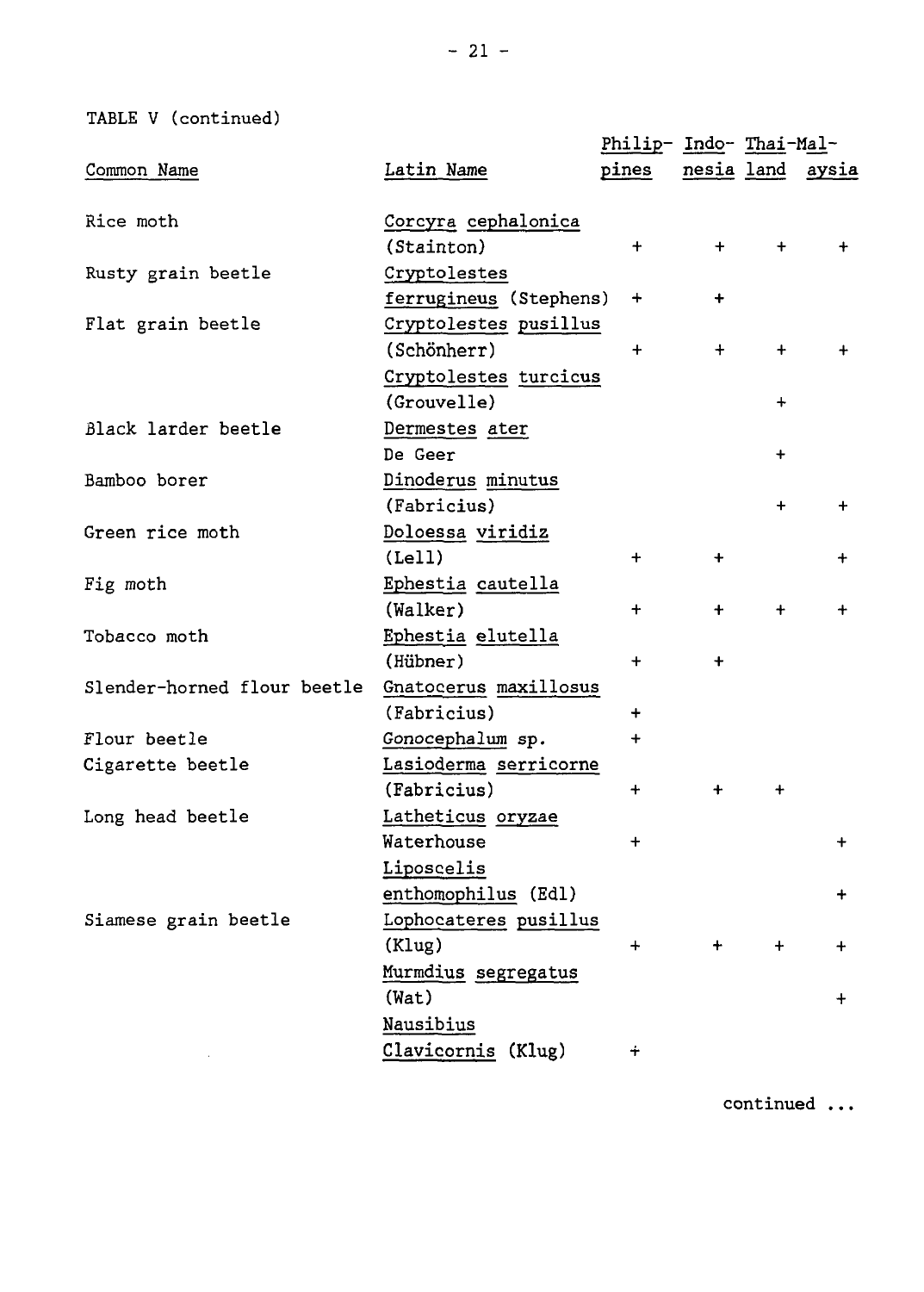TABLE V (continued)

| Common Name | Latin Name | Philippines | Indonesia | Thailand | Malaysia |
|---|---|---|---|---|---|
| Rice moth | Corcyra cephalonica (Stainton) | + | + | + | + |
| Rusty grain beetle | Cryptolestes ferrugineus (Stephens) | + | + | | |
| Flat grain beetle | Cryptolestes pusillus (Schönherr) | + | + | + | + |
| | Cryptolestes turcicus (Grouvelle) | | | + | |
| Black larder beetle | Dermestes ater De Geer | | | + | |
| Bamboo borer | Dinoderus minutus (Fabricius) | | | + | + |
| Green rice moth | Doloessa viridiz (Lell) | + | + | | + |
| Fig moth | Ephestia cautella (Walker) | + | + | + | + |
| Tobacco moth | Ephestia elutella (Hübner) | + | + | | |
| Slender-horned flour beetle | Gnatocerus maxillosus (Fabricius) | + | | | |
| Flour beetle | Gonocephalum sp. | + | | | |
| Cigarette beetle | Lasioderma serricorne (Fabricius) | + | + | + | |
| Long head beetle | Latheticus oryzae Waterhouse | + | | | + |
| | Liposcelis enthomophilus (Edl) | | | | + |
| Siamese grain beetle | Lophocateres pusillus (Klug) | + | + | + | + |
| | Murmdius segregatus (Wat) | | | | + |
| | Nausibius Clavicornis (Klug) | + | | | |

continued ...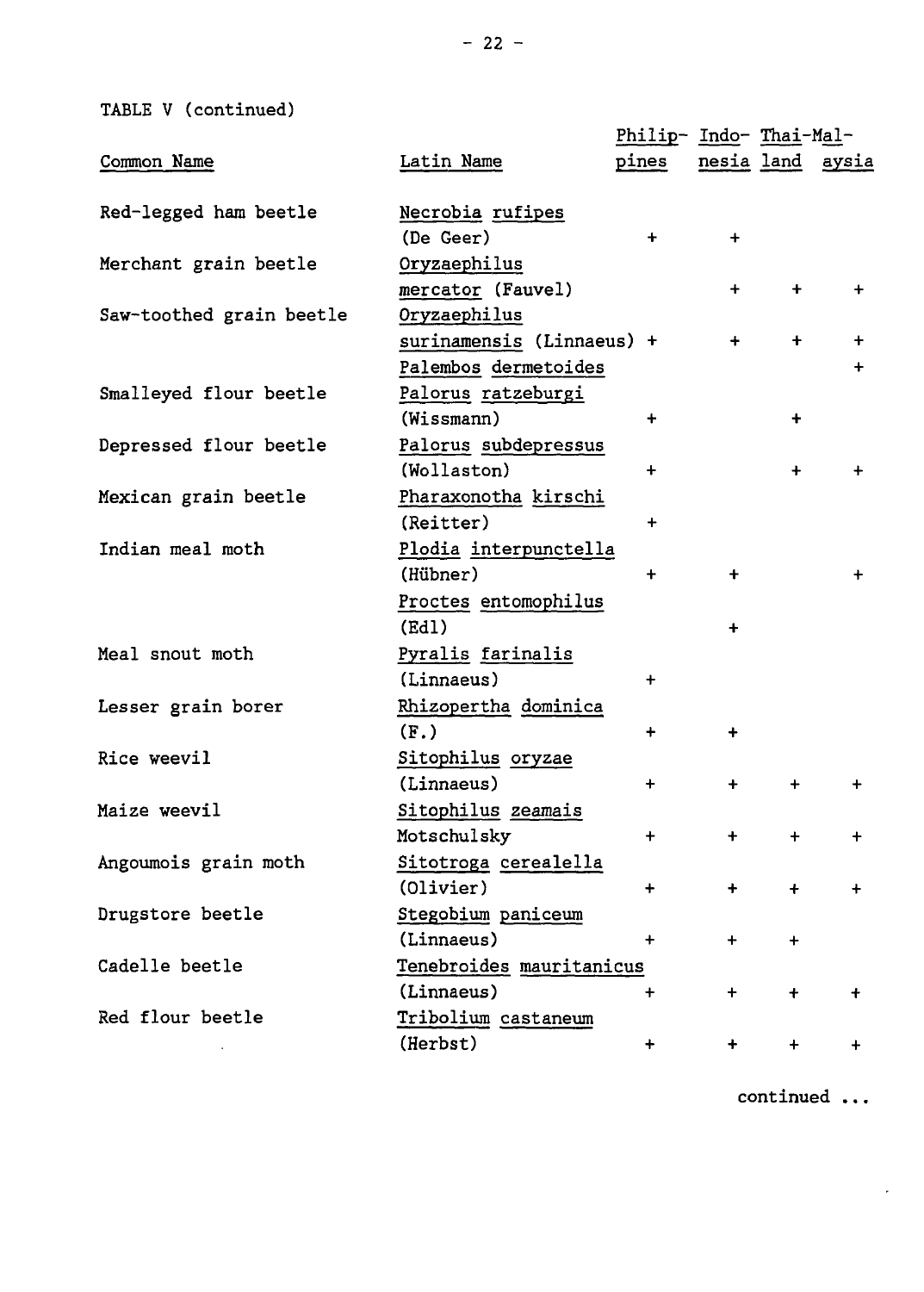TABLE V (continued)

| Common Name | Latin Name | Philippines | Indonesia | Thailand | Malaysia |
|---|---|---|---|---|---|
| Red-legged ham beetle | Necrobia rufipes (De Geer) | + | + | | |
| Merchant grain beetle | Oryzaephilus mercator (Fauvel) | | + | + | + |
| Saw-toothed grain beetle | Oryzaephilus surinamensis (Linnaeus) | + | + | + | + |
| | Palembos dermetoides | | | | + |
| Smalleyed flour beetle | Palorus ratzeburgi (Wissmann) | + | | + | |
| Depressed flour beetle | Palorus subdepressus (Wollaston) | + | | + | + |
| Mexican grain beetle | Pharaxonotha kirschi (Reitter) | + | | | |
| Indian meal moth | Plodia interpunctella (Hübner) | + | + | | + |
| | Proctes entomophilus (Edl) | | + | | |
| Meal snout moth | Pyralis farinalis (Linnaeus) | + | | | |
| Lesser grain borer | Rhizopertha dominica (F.) | + | + | | |
| Rice weevil | Sitophilus oryzae (Linnaeus) | + | + | + | + |
| Maize weevil | Sitophilus zeamais Motschulsky | + | + | + | + |
| Angoumois grain moth | Sitotroga cerealella (Olivier) | + | + | + | + |
| Drugstore beetle | Stegobium paniceum (Linnaeus) | + | + | + | |
| Cadelle beetle | Tenebroides mauritanicus (Linnaeus) | + | + | + | + |
| Red flour beetle | Tribolium castaneum (Herbst) | + | + | + | + |

continued ...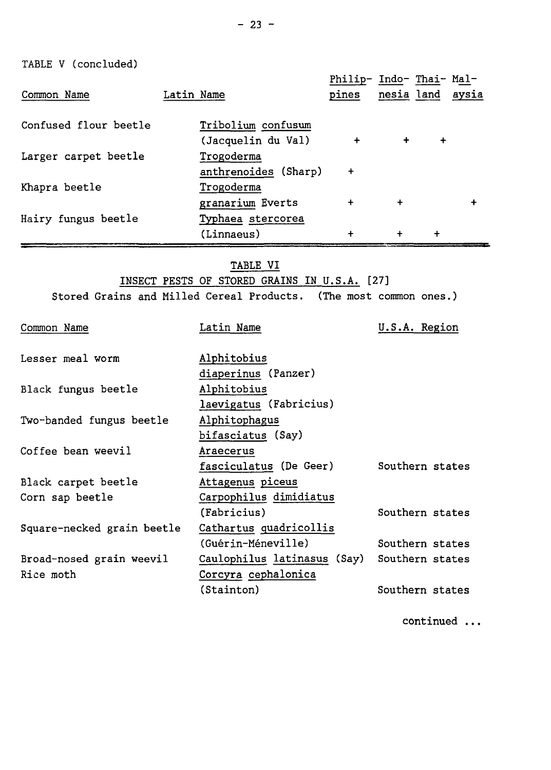TABLE V (concluded)

| Common Name | Latin Name | Philippines | Indonesia | Thailand | Malaysia |
|---|---|---|---|---|---|
| Confused flour beetle | Tribolium confusum (Jacquelin du Val) | + | + | + | |
| Larger carpet beetle | Trogoderma anthrenoides (Sharp) | + | | | |
| Khapra beetle | Trogoderma granarium Everts | + | + | | + |
| Hairy fungus beetle | Typhaea stercorea (Linnaeus) | + | + | + | |

TABLE VI

INSECT PESTS OF STORED GRAINS IN U.S.A. [27]

Stored Grains and Milled Cereal Products. (The most common ones.)

| Common Name | Latin Name | U.S.A. Region |
|---|---|---|
| Lesser meal worm | Alphitobius diaperinus (Panzer) | |
| Black fungus beetle | Alphitobius laevigatus (Fabricius) | |
| Two-banded fungus beetle | Alphitophagus bifasciatus (Say) | |
| Coffee bean weevil | Araecerus fasciculatus (De Geer) | Southern states |
| Black carpet beetle | Attagenus piceus | |
| Corn sap beetle | Carpophilus dimidiatus (Fabricius) | Southern states |
| Square-necked grain beetle | Cathartus quadricollis (Guérin-Méneville) | Southern states |
| Broad-nosed grain weevil | Caulophilus latinasus (Say) | Southern states |
| Rice moth | Corcyra cephalonica (Stainton) | Southern states |

continued ...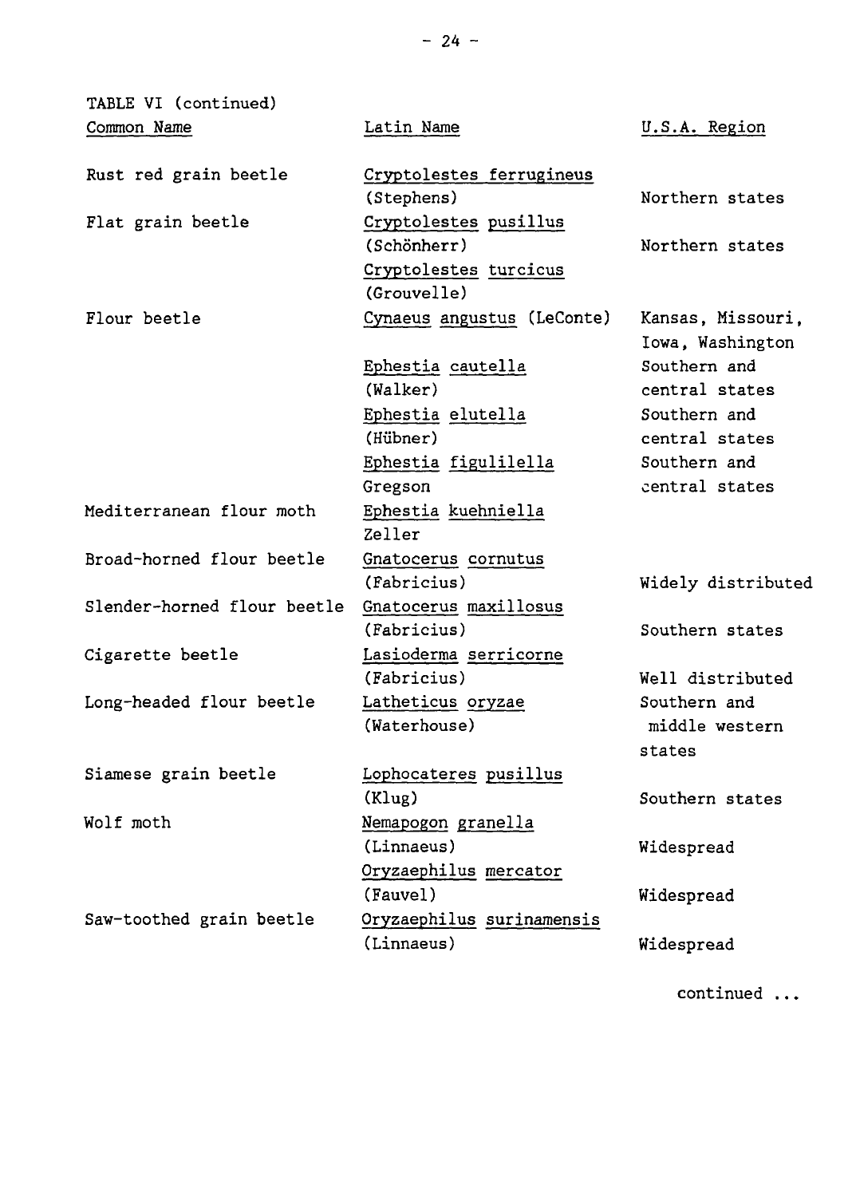TABLE VI (continued)

| Common Name | Latin Name | U.S.A. Region |
|---|---|---|
| Rust red grain beetle | Cryptolestes ferrugineus (Stephens) | Northern states |
| Flat grain beetle | Cryptolestes pusillus (Schönherr) | Northern states |
| | Cryptolestes turcicus (Grouvelle) | |
| Flour beetle | Cynaeus angustus (LeConte) | Kansas, Missouri, Iowa, Washington |
| | Ephestia cautella (Walker) | Southern and central states |
| | Ephestia elutella (Hübner) | Southern and central states |
| | Ephestia figulilella Gregson | Southern and central states |
| Mediterranean flour moth | Ephestia kuehniella Zeller | |
| Broad-horned flour beetle | Gnatocerus cornutus (Fabricius) | Widely distributed |
| Slender-horned flour beetle | Gnatocerus maxillosus (Fabricius) | Southern states |
| Cigarette beetle | Lasioderma serricorne (Fabricius) | Well distributed |
| Long-headed flour beetle | Latheticus oryzae (Waterhouse) | Southern and middle western states |
| Siamese grain beetle | Lophocateres pusillus (Klug) | Southern states |
| Wolf moth | Nemapogon granella (Linnaeus) | Widespread |
| | Oryzaephilus mercator (Fauvel) | Widespread |
| Saw-toothed grain beetle | Oryzaephilus surinamensis (Linnaeus) | Widespread |

continued ...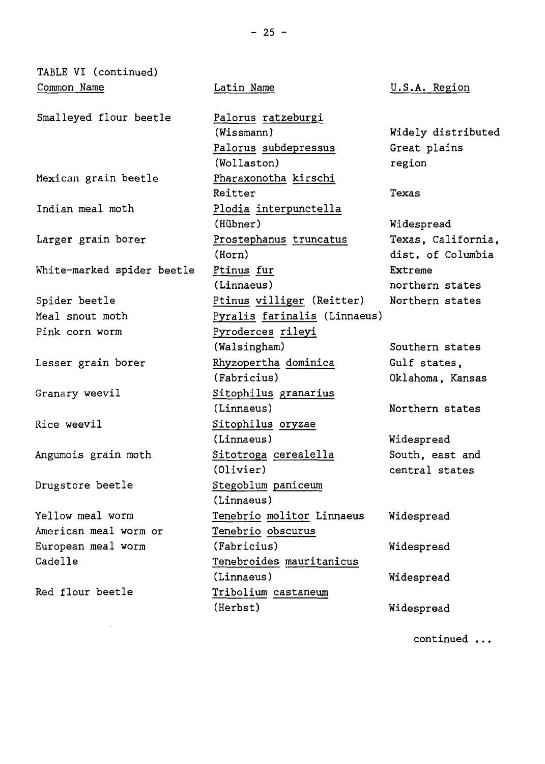TABLE VI (continued)

| Common Name | Latin Name | U.S.A. Region |
|---|---|---|
| Smalleyed flour beetle | Palorus ratzeburgi (Wissmann) | Widely distributed |
| | Palorus subdepressus (Wollaston) | Great plains region |
| Mexican grain beetle | Pharaxonotha kirschi Reitter | Texas |
| Indian meal moth | Plodia interpunctella (Hübner) | Widespread |
| Larger grain borer | Prostephanus truncatus (Horn) | Texas, California, dist. of Columbia |
| White-marked spider beetle | Ptinus fur (Linnaeus) | Extreme northern states |
| Spider beetle | Ptinus villiger (Reitter) | Northern states |
| Meal snout moth | Pyralis farinalis (Linnaeus) | |
| Pink corn worm | Pyroderces rileyi (Walsingham) | Southern states |
| Lesser grain borer | Rhyzopertha dominica (Fabricius) | Gulf states, Oklahoma, Kansas |
| Granary weevil | Sitophilus granarius (Linnaeus) | Northern states |
| Rice weevil | Sitophilus oryzae (Linnaeus) | Widespread |
| Angumois grain moth | Sitotroga cerealella (Olivier) | South, east and central states |
| Drugstore beetle | Stegoblum paniceum (Linnaeus) | |
| Yellow meal worm | Tenebrio molitor Linnaeus | Widespread |
| American meal worm or European meal worm | Tenebrio obscurus (Fabricius) | Widespread |
| Cadelle | Tenebroides mauritanicus (Linnaeus) | Widespread |
| Red flour beetle | Tribolium castaneum (Herbst) | Widespread |

continued ...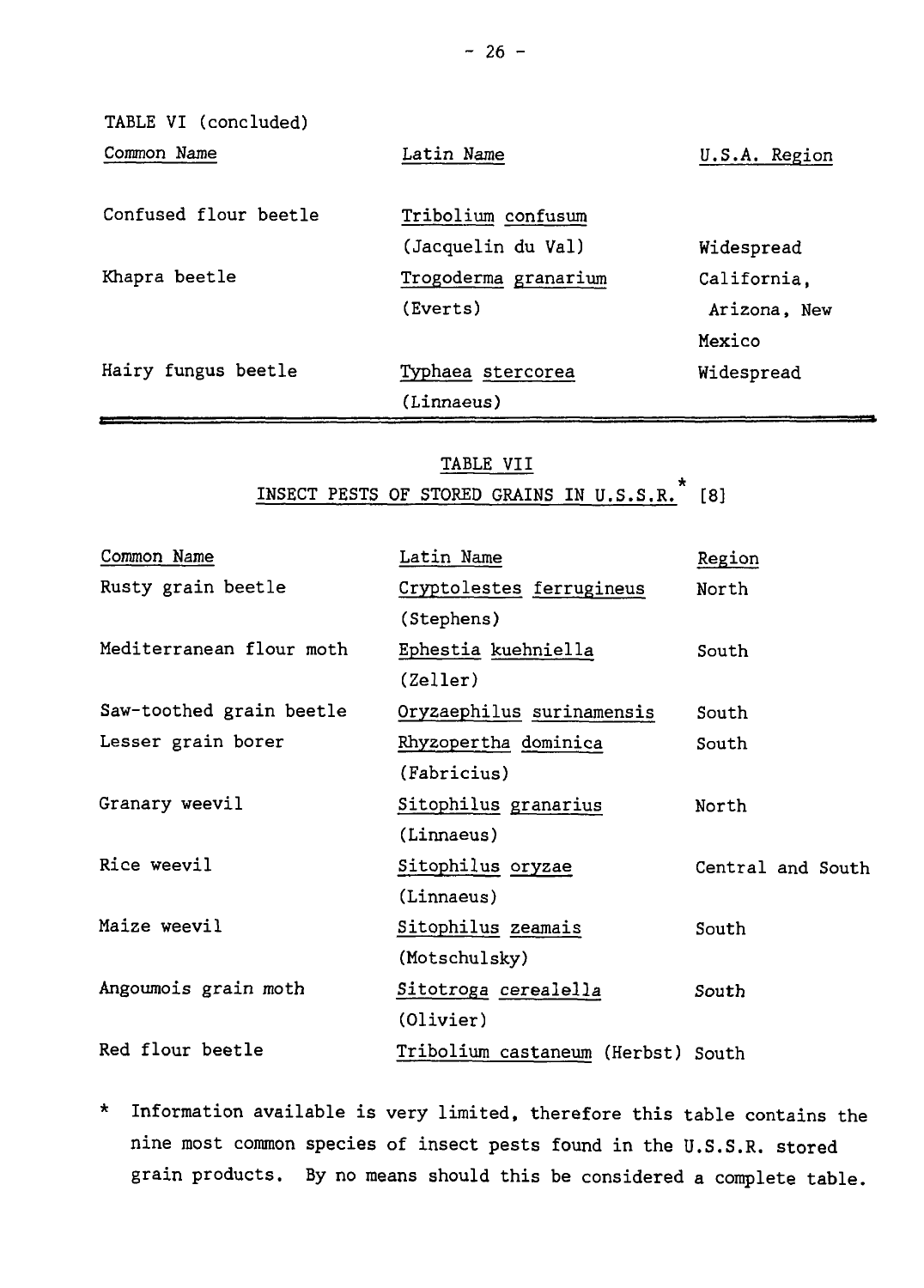TABLE VI (concluded)

| Common Name | Latin Name | U.S.A. Region |
|---|---|---|
| Confused flour beetle | Tribolium confusum (Jacquelin du Val) | Widespread |
| Khapra beetle | Trogoderma granarium (Everts) | California, Arizona, New Mexico |
| Hairy fungus beetle | Typhaea stercorea (Linnaeus) | Widespread |

TABLE VII

INSECT PESTS OF STORED GRAINS IN U.S.S.R.* [8]

| Common Name | Latin Name | Region |
|---|---|---|
| Rusty grain beetle | Cryptolestes ferrugineus (Stephens) | North |
| Mediterranean flour moth | Ephestia kuehniella (Zeller) | South |
| Saw-toothed grain beetle | Oryzaephilus surinamensis | South |
| Lesser grain borer | Rhyzopertha dominica (Fabricius) | South |
| Granary weevil | Sitophilus granarius (Linnaeus) | North |
| Rice weevil | Sitophilus oryzae (Linnaeus) | Central and South |
| Maize weevil | Sitophilus zeamais (Motschulsky) | South |
| Angoumois grain moth | Sitotroga cerealella (Olivier) | South |
| Red flour beetle | Tribolium castaneum (Herbst) | South |

\* Information available is very limited, therefore this table contains the nine most common species of insect pests found in the U.S.S.R. stored grain products. By no means should this be considered a complete table.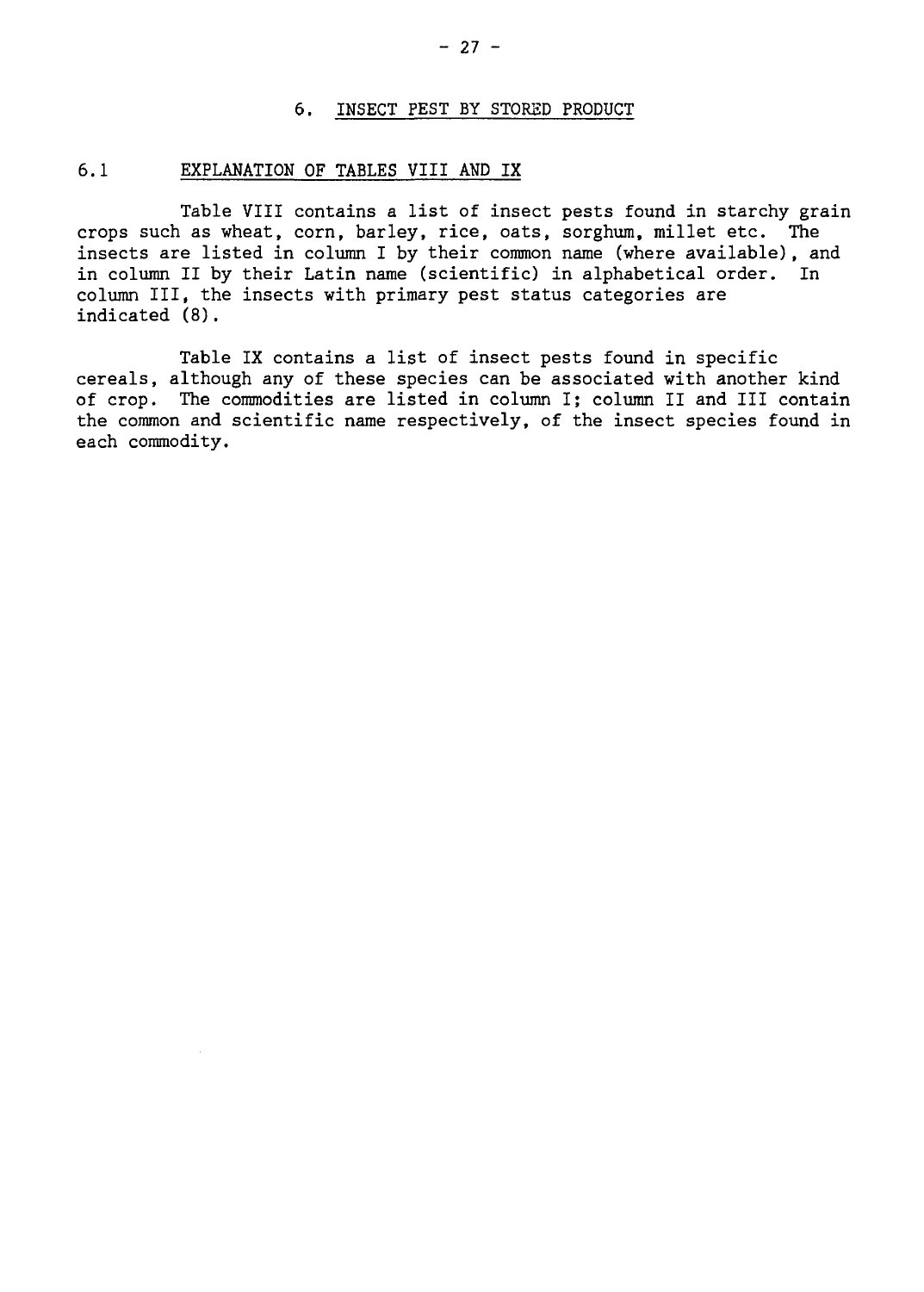## 6. INSECT PEST BY STORED PRODUCT

### 6.1 EXPLANATION OF TABLES VIII AND IX

Table VIII contains a list of insect pests found in starchy grain crops such as wheat, corn, barley, rice, oats, sorghum, millet etc. The insects are listed in column I by their common name (where available), and in column II by their Latin name (scientific) in alphabetical order. In column III, the insects with primary pest status categories are indicated (8).

Table IX contains a list of insect pests found in specific cereals, although any of these species can be associated with another kind of crop. The commodities are listed in column I; column II and III contain the common and scientific name respectively, of the insect species found in each commodity.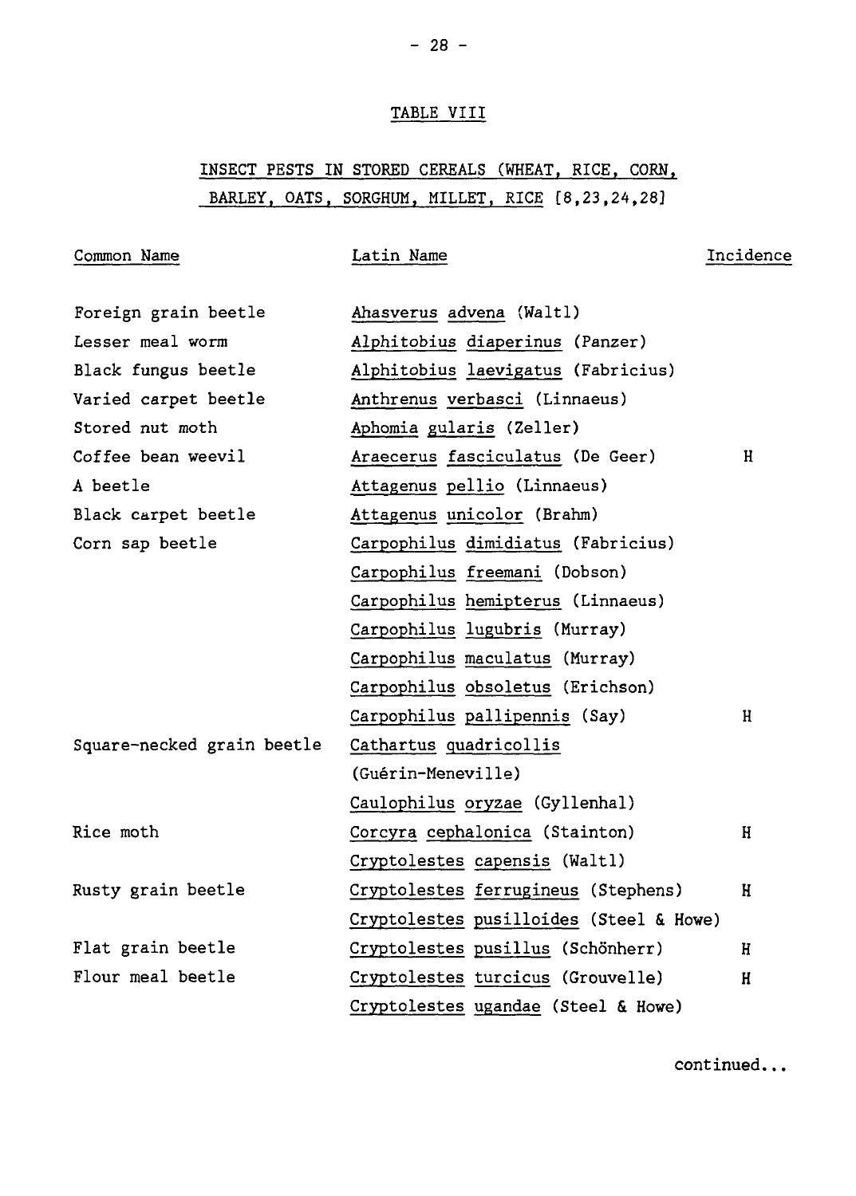TABLE VIII

INSECT PESTS IN STORED CEREALS (WHEAT, RICE, CORN, BARLEY, OATS, SORGHUM, MILLET, RICE [8,23,24,28]

| Common Name | Latin Name | Incidence |
|---|---|---|
| Foreign grain beetle | Ahasverus advena (Waltl) | |
| Lesser meal worm | Alphitobius diaperinus (Panzer) | |
| Black fungus beetle | Alphitobius laevigatus (Fabricius) | |
| Varied carpet beetle | Anthrenus verbasci (Linnaeus) | |
| Stored nut moth | Aphomia gularis (Zeller) | |
| Coffee bean weevil | Araecerus fasciculatus (De Geer) | H |
| A beetle | Attagenus pellio (Linnaeus) | |
| Black carpet beetle | Attagenus unicolor (Brahm) | |
| Corn sap beetle | Carpophilus dimidiatus (Fabricius) | |
| | Carpophilus freemani (Dobson) | |
| | Carpophilus hemipterus (Linnaeus) | |
| | Carpophilus lugubris (Murray) | |
| | Carpophilus maculatus (Murray) | |
| | Carpophilus obsoletus (Erichson) | |
| | Carpophilus pallipennis (Say) | H |
| Square-necked grain beetle | Cathartus quadricollis (Guérin-Meneville) | |
| | Caulophilus oryzae (Gyllenhal) | |
| Rice moth | Corcyra cephalonica (Stainton) | H |
| | Cryptolestes capensis (Waltl) | |
| Rusty grain beetle | Cryptolestes ferrugineus (Stephens) | H |
| | Cryptolestes pusilloides (Steel & Howe) | |
| Flat grain beetle | Cryptolestes pusillus (Schönherr) | H |
| Flour meal beetle | Cryptolestes turcicus (Grouvelle) | H |
| | Cryptolestes ugandae (Steel & Howe) | |

continued...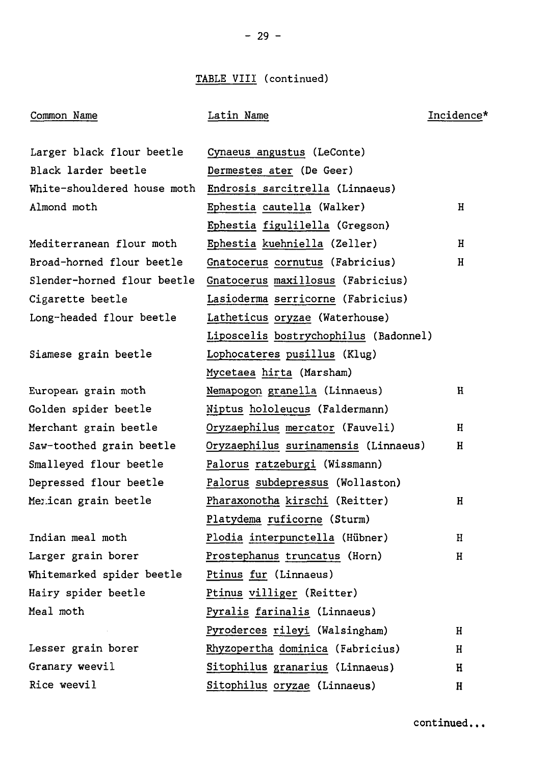TABLE VIII (continued)

| Common Name | Latin Name | Incidence* |
|---|---|---|
| Larger black flour beetle | *Cynaeus angustus* (LeConte) | |
| Black larder beetle | *Dermestes ater* (De Geer) | |
| White-shouldered house moth | *Endrosis sarcitrella* (Linnaeus) | |
| Almond moth | *Ephestia cautella* (Walker) | H |
| | *Ephestia figulilella* (Gregson) | |
| Mediterranean flour moth | *Ephestia kuehniella* (Zeller) | H |
| Broad-horned flour beetle | *Gnatocerus cornutus* (Fabricius) | H |
| Slender-horned flour beetle | *Gnatocerus maxillosus* (Fabricius) | |
| Cigarette beetle | *Lasioderma serricorne* (Fabricius) | |
| Long-headed flour beetle | *Latheticus oryzae* (Waterhouse) | |
| | *Liposcelis bostrychophilus* (Badonnel) | |
| Siamese grain beetle | *Lophocateres pusillus* (Klug) | |
| | *Mycetaea hirta* (Marsham) | |
| European grain moth | *Nemapogon granella* (Linnaeus) | H |
| Golden spider beetle | *Niptus hololeucus* (Faldermann) | |
| Merchant grain beetle | *Oryzaephilus mercator* (Fauveli) | H |
| Saw-toothed grain beetle | *Oryzaephilus surinamensis* (Linnaeus) | H |
| Smalleyed flour beetle | *Palorus ratzeburgi* (Wissmann) | |
| Depressed flour beetle | *Palorus subdepressus* (Wollaston) | |
| Mexican grain beetle | *Pharaxonotha kirschi* (Reitter) | H |
| | *Platydema ruficorne* (Sturm) | |
| Indian meal moth | *Plodia interpunctella* (Hübner) | H |
| Larger grain borer | *Prostephanus truncatus* (Horn) | H |
| Whitemarked spider beetle | *Ptinus fur* (Linnaeus) | |
| Hairy spider beetle | *Ptinus villiger* (Reitter) | |
| Meal moth | *Pyralis farinalis* (Linnaeus) | |
| | *Pyroderces rileyi* (Walsingham) | H |
| Lesser grain borer | *Rhyzopertha dominica* (Fabricius) | H |
| Granary weevil | *Sitophilus granarius* (Linnaeus) | H |
| Rice weevil | *Sitophilus oryzae* (Linnaeus) | H |

continued...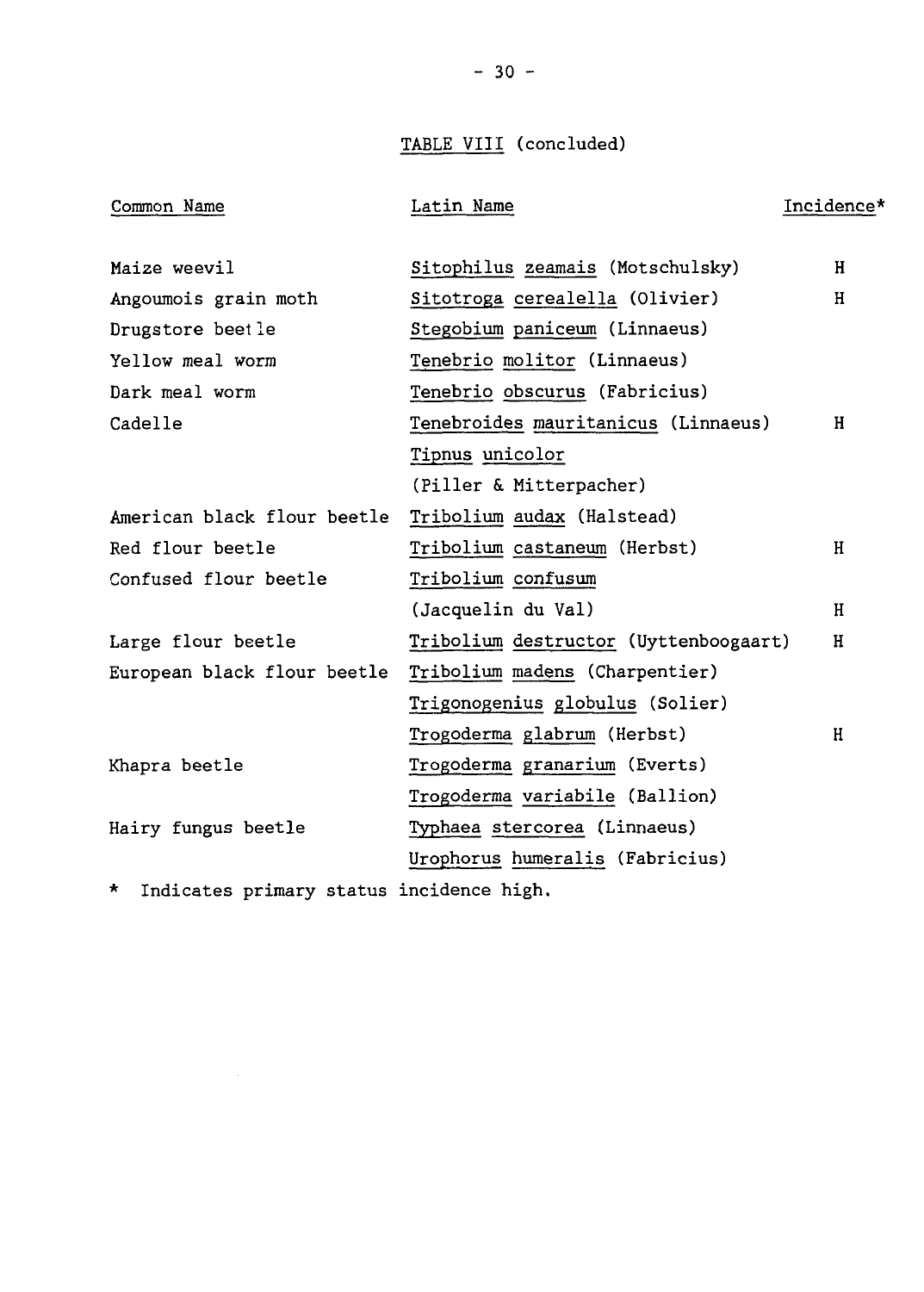TABLE VIII (concluded)

| Common Name | Latin Name | Incidence* |
|---|---|---|
| Maize weevil | *Sitophilus zeamais* (Motschulsky) | H |
| Angoumois grain moth | *Sitotroga cerealella* (Olivier) | H |
| Drugstore beetle | *Stegobium paniceum* (Linnaeus) | |
| Yellow meal worm | *Tenebrio molitor* (Linnaeus) | |
| Dark meal worm | *Tenebrio obscurus* (Fabricius) | |
| Cadelle | *Tenebroides mauritanicus* (Linnaeus) | H |
| | *Tipnus unicolor* (Piller & Mitterpacher) | |
| American black flour beetle | *Tribolium audax* (Halstead) | |
| Red flour beetle | *Tribolium castaneum* (Herbst) | H |
| Confused flour beetle | *Tribolium confusum* (Jacquelin du Val) | H |
| Large flour beetle | *Tribolium destructor* (Uyttenboogaart) | H |
| European black flour beetle | *Tribolium madens* (Charpentier) | |
| | *Trigonogenius globulus* (Solier) | |
| | *Trogoderma glabrum* (Herbst) | H |
| Khapra beetle | *Trogoderma granarium* (Everts) | |
| | *Trogoderma variabile* (Ballion) | |
| Hairy fungus beetle | *Typhaea stercorea* (Linnaeus) | |
| | *Urophorus humeralis* (Fabricius) | |

\* Indicates primary status incidence high.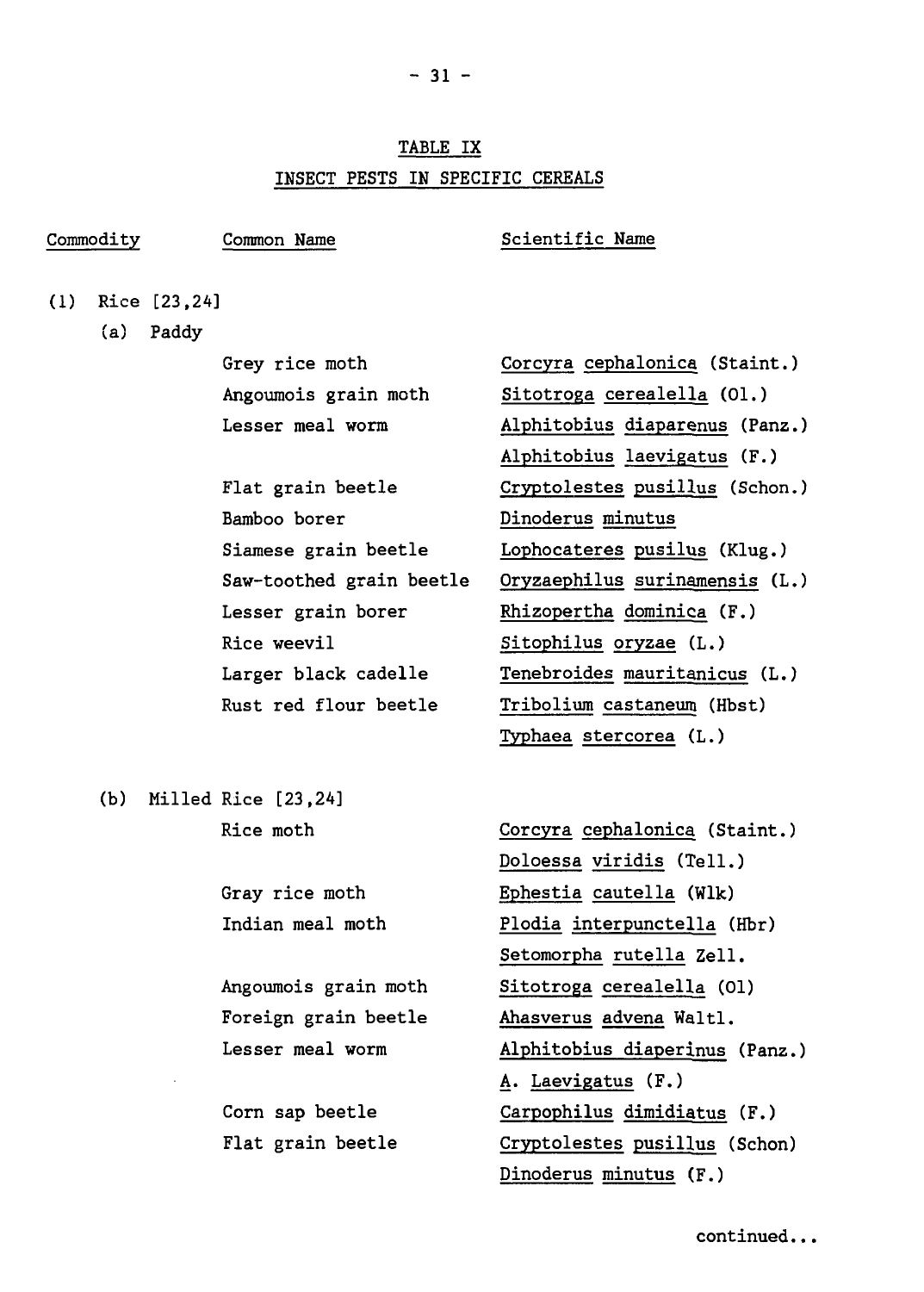## TABLE IX

## INSECT PEST IN SPECIFIC CEREALS

| Commodity | Common Name | Scientific Name |
|---|---|---|
| (1) Rice [23,24] | | |
| (a) Paddy | | |
| | Grey rice moth | *Corcyra cephalonica* (Staint.) |
| | Angoumois grain moth | *Sitotroga cerealella* (Ol.) |
| | Lesser meal worm | *Alphitobius diaparenus* (Panz.) |
| | | *Alphitobius laevigatus* (F.) |
| | Flat grain beetle | *Cryptolestes pusillus* (Schon.) |
| | Bamboo borer | *Dinoderus minutus* |
| | Siamese grain beetle | *Lophocateres pusilus* (Klug.) |
| | Saw-toothed grain beetle | *Oryzaephilus surinamensis* (L.) |
| | Lesser grain borer | *Rhizopertha dominica* (F.) |
| | Rice weevil | *Sitophilus oryzae* (L.) |
| | Larger black cadelle | *Tenebroides mauritanicus* (L.) |
| | Rust red flour beetle | *Tribolium castaneum* (Hbst) |
| | | *Typhaea stercorea* (L.) |
| (b) Milled Rice [23,24] | | |
| | Rice moth | *Corcyra cephalonica* (Staint.) |
| | | *Doloessa viridis* (Tell.) |
| | Gray rice moth | *Ephestia cautella* (Wlk) |
| | Indian meal moth | *Plodia interpunctella* (Hbr) |
| | | *Setomorpha rutella* Zell. |
| | Angoumois grain moth | *Sitotroga cerealella* (Ol) |
| | Foreign grain beetle | *Ahasverus advena* Waltl. |
| | Lesser meal worm | *Alphitobius diaperinus* (Panz.) |
| | | *A. Laevigatus* (F.) |
| | Corn sap beetle | *Carpophilus dimidiatus* (F.) |
| | Flat grain beetle | *Cryptolestes pusillus* (Schon) |
| | | *Dinoderus minutus* (F.) |

continued...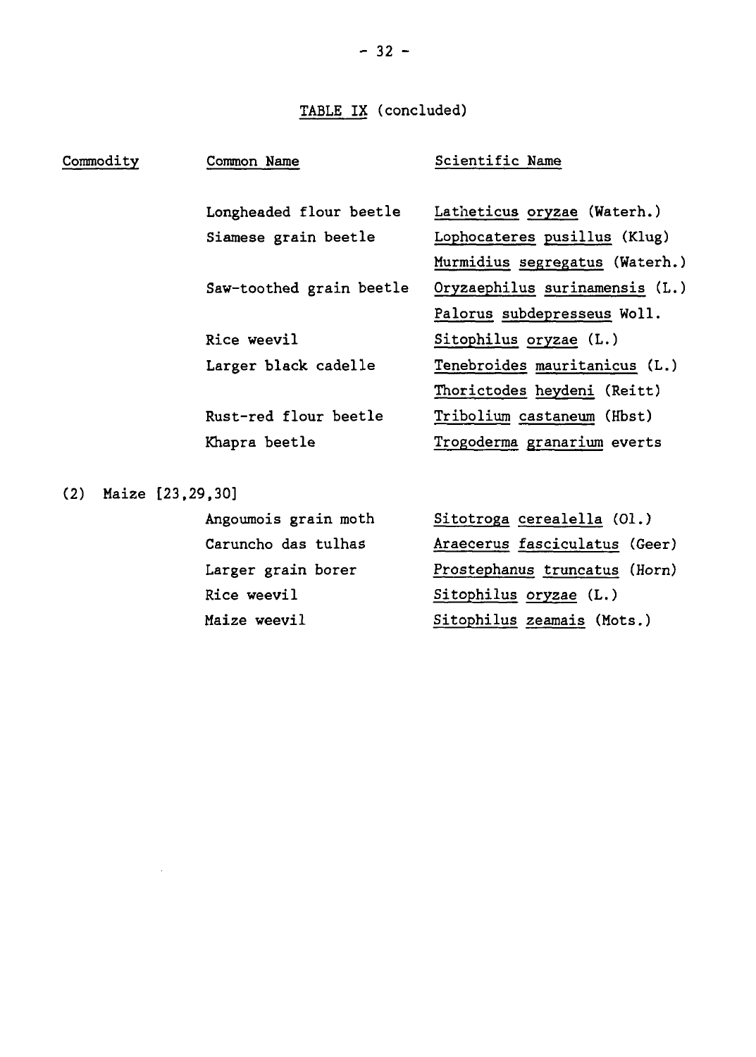TABLE IX (concluded)

| Commodity | Common Name | Scientific Name |
|---|---|---|
| | Longheaded flour beetle | Latheticus oryzae (Waterh.) |
| | Siamese grain beetle | Lophocateres pusillus (Klug) |
| | | Murmidius segregatus (Waterh.) |
| | Saw-toothed grain beetle | Oryzaephilus surinamensis (L.) |
| | | Palorus subdepresseus Woll. |
| | Rice weevil | Sitophilus oryzae (L.) |
| | Larger black cadelle | Tenebroides mauritanicus (L.) |
| | | Thorictodes heydeni (Reitt) |
| | Rust-red flour beetle | Tribolium castaneum (Hbst) |
| | Khapra beetle | Trogoderma granarium everts |
| (2) Maize [23,29,30] | | |
| | Angoumois grain moth | Sitotroga cerealella (Ol.) |
| | Caruncho das tulhas | Araecerus fasciculatus (Geer) |
| | Larger grain borer | Prostephanus truncatus (Horn) |
| | Rice weevil | Sitophilus oryzae (L.) |
| | Maize weevil | Sitophilus zeamais (Mots.) |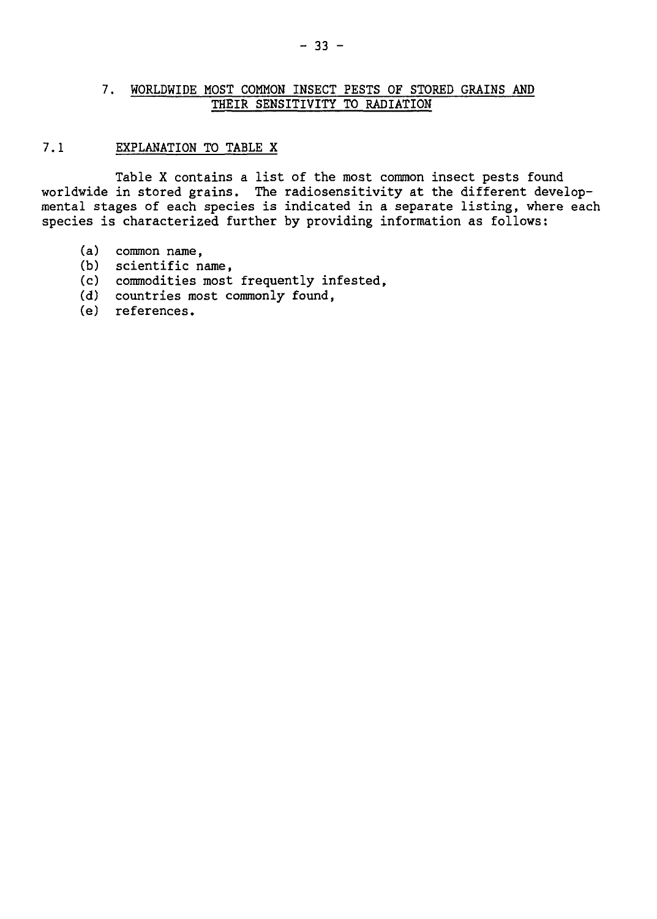## 7. WORLDWIDE MOST COMMON INSECT PESTS OF STORED GRAINS AND THEIR SENSITIVITY TO RADIATION

### 7.1 EXPLANATION TO TABLE X

Table X contains a list of the most common insect pests found worldwide in stored grains. The radiosensitivity at the different developmental stages of each species is indicated in a separate listing, where each species is characterized further by providing information as follows:

(a) common name,
(b) scientific name,
(c) commodities most frequently infested,
(d) countries most commonly found,
(e) references.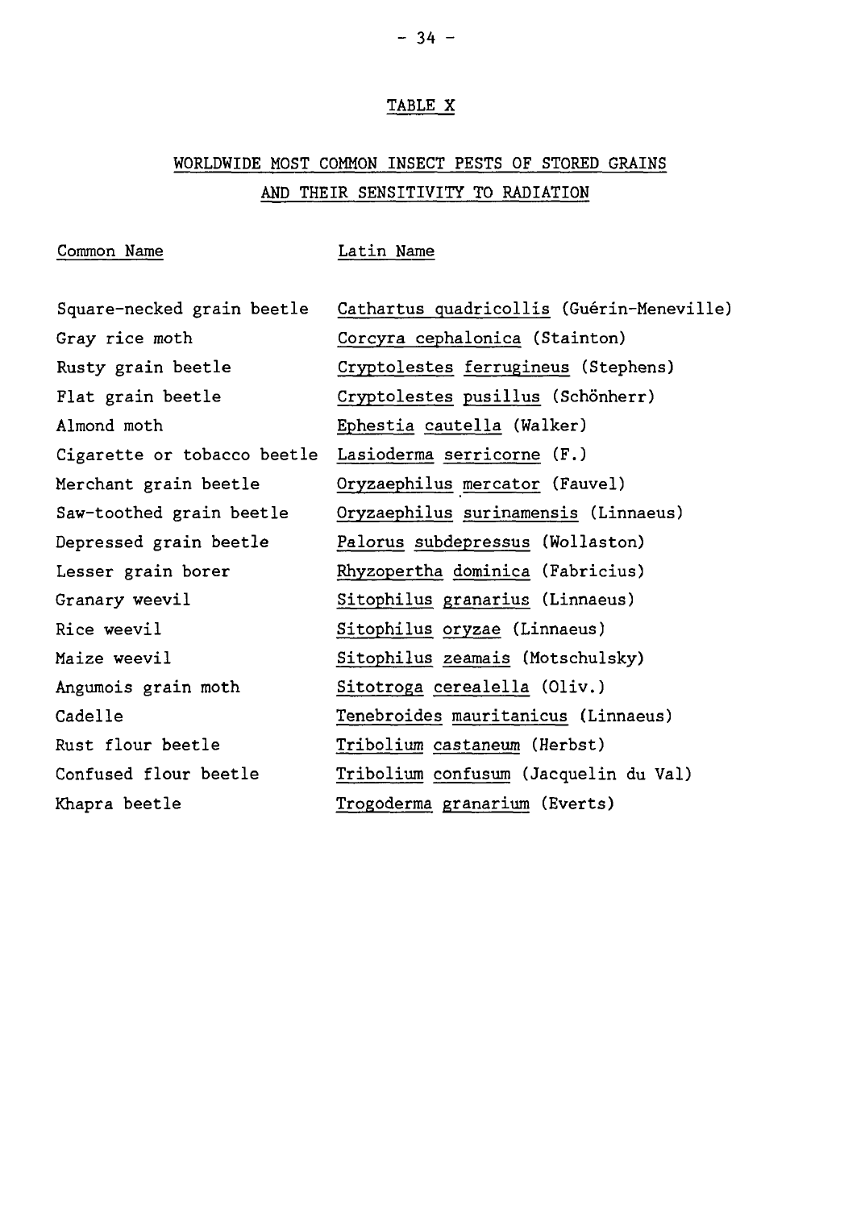## TABLE X

## WORLDWIDE MOST COMMON INSECT PESTS OF STORED GRAINS AND THEIR SENSITIVITY TO RADIATION

| Common Name | Latin Name |
|---|---|
| Square-necked grain beetle | *Cathartus quadricollis* (Guérin-Meneville) |
| Gray rice moth | *Corcyra cephalonica* (Stainton) |
| Rusty grain beetle | *Cryptolestes ferrugineus* (Stephens) |
| Flat grain beetle | *Cryptolestes pusillus* (Schönherr) |
| Almond moth | *Ephestia cautella* (Walker) |
| Cigarette or tobacco beetle | *Lasioderma serricorne* (F.) |
| Merchant grain beetle | *Oryzaephilus mercator* (Fauvel) |
| Saw-toothed grain beetle | *Oryzaephilus surinamensis* (Linnaeus) |
| Depressed grain beetle | *Palorus subdepressus* (Wollaston) |
| Lesser grain borer | *Rhyzopertha dominica* (Fabricius) |
| Granary weevil | *Sitophilus granarius* (Linnaeus) |
| Rice weevil | *Sitophilus oryzae* (Linnaeus) |
| Maize weevil | *Sitophilus zeamais* (Motschulsky) |
| Angumois grain moth | *Sitotroga cerealella* (Oliv.) |
| Cadelle | *Tenebroides mauritanicus* (Linnaeus) |
| Rust flour beetle | *Tribolium castaneum* (Herbst) |
| Confused flour beetle | *Tribolium confusum* (Jacquelin du Val) |
| Khapra beetle | *Trogoderma granarium* (Everts) |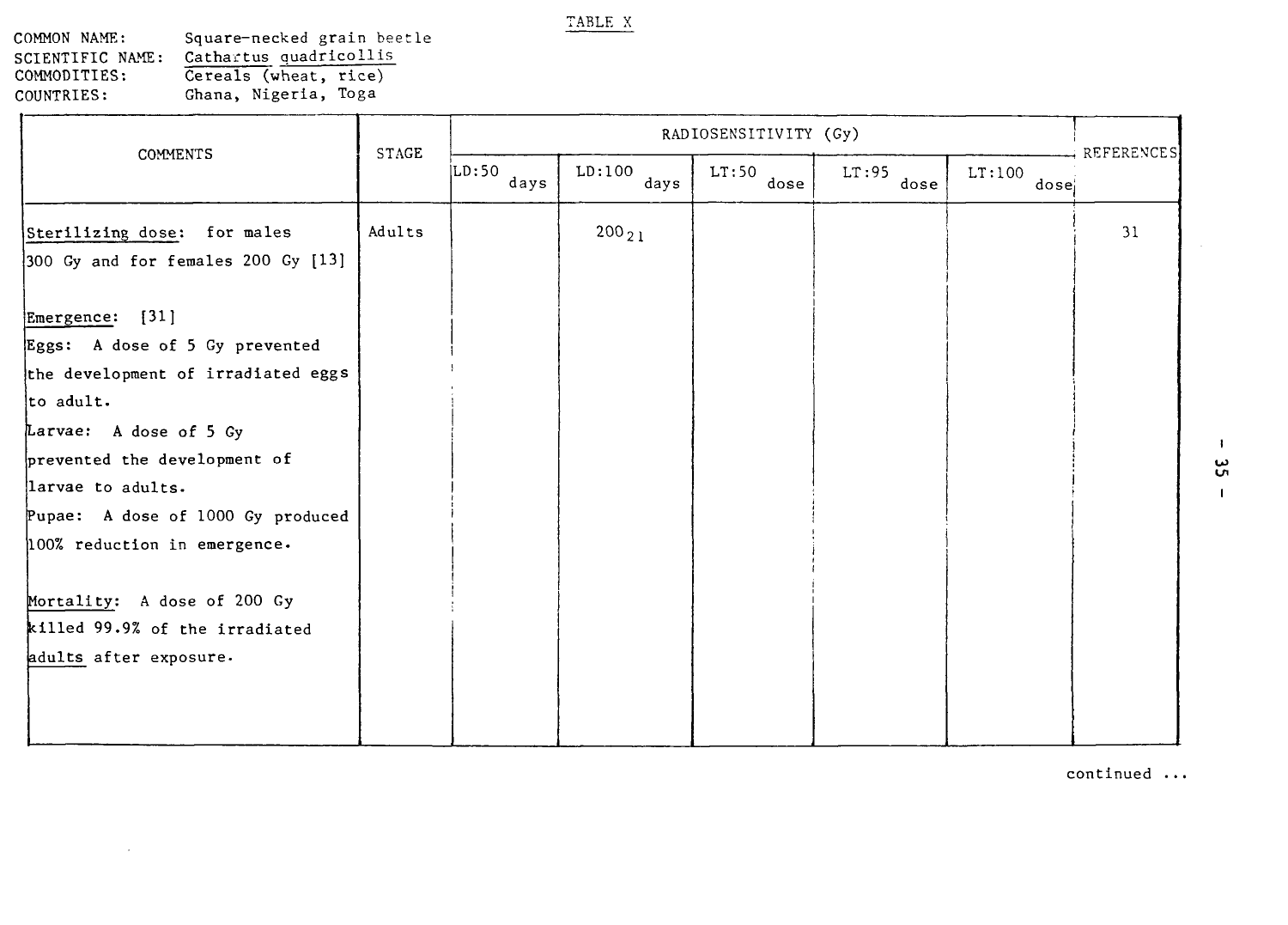TABLE X

COMMON NAME: Square-necked grain beetle
SCIENTIFIC NAME: Cathartus quadricollis
COMMODITIES: Cereals (wheat, rice)
COUNTRIES: Ghana, Nigeria, Toga

| COMMENTS | STAGE | RADIOSENSITIVITY (Gy) | | | | | REFERENCES |
|---|---|---|---|---|---|---|---|
| | | LD:50 days | LD:100 days | LT:50 dose | LT:95 dose | LT:100 dose | |
| Sterilizing dose: for males 300 Gy and for females 200 Gy [13]<br><br>Emergence: [31]<br>Eggs: A dose of 5 Gy prevented the development of irradiated eggs to adult.<br>Larvae: A dose of 5 Gy prevented the development of larvae to adults.<br>Pupae: A dose of 1000 Gy produced 100% reduction in emergence.<br><br>Mortality: A dose of 200 Gy killed 99.9% of the irradiated adults after exposure. | Adults | | $200_{21}$ | | | | 31 |

continued ...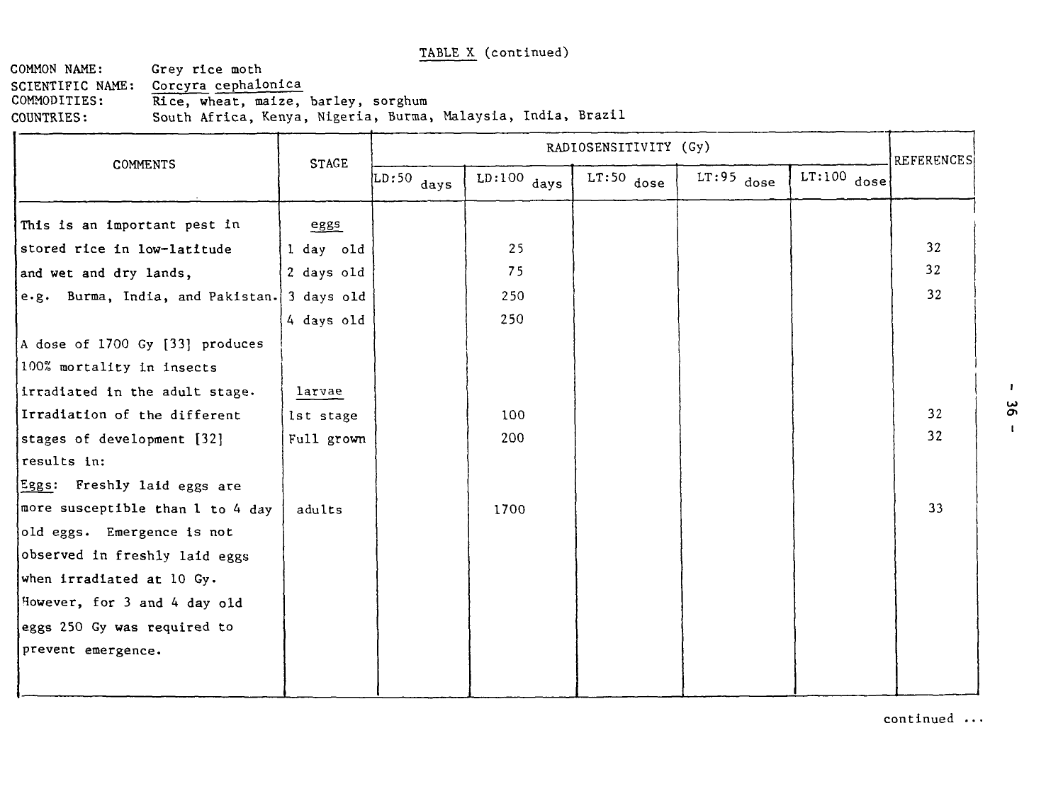TABLE X (continued)

COMMON NAME: Grey rice moth
SCIENTIFIC NAME: *Corcyra cephalonica*
COMMODITIES: Rice, wheat, maize, barley, sorghum
COUNTRIES: South Africa, Kenya, Nigeria, Burma, Malaysia, India, Brazil

| COMMENTS | STAGE | RADIOSENSITIVITY (Gy) | | | | | REFERENCES |
|---|---|---|---|---|---|---|---|
| | | LD:50 days | LD:100 days | LT:50 dose | LT:95 dose | LT:100 dose | |
| This is an important pest in stored rice in low-latitude and wet and dry lands, e.g. Burma, India, and Pakistan. | eggs | | | | | | |
| | 1 day old | | 25 | | | | 32 |
| | 2 days old | | 75 | | | | 32 |
| | 3 days old | | 250 | | | | 32 |
| | 4 days old | | 250 | | | | |
| A dose of 1700 Gy [33] produces 100% mortality in insects irradiated in the adult stage. | larvae | | | | | | |
| Irradiation of the different stages of development [32] results in: | 1st stage | | 100 | | | | 32 |
| | Full grown | | 200 | | | | 32 |
| Eggs: Freshly laid eggs are more susceptible than 1 to 4 day old eggs. Emergence is not observed in freshly laid eggs when irradiated at 10 Gy. However, for 3 and 4 day old eggs 250 Gy was required to prevent emergence. | adults | | 1700 | | | | 33 |

continued ...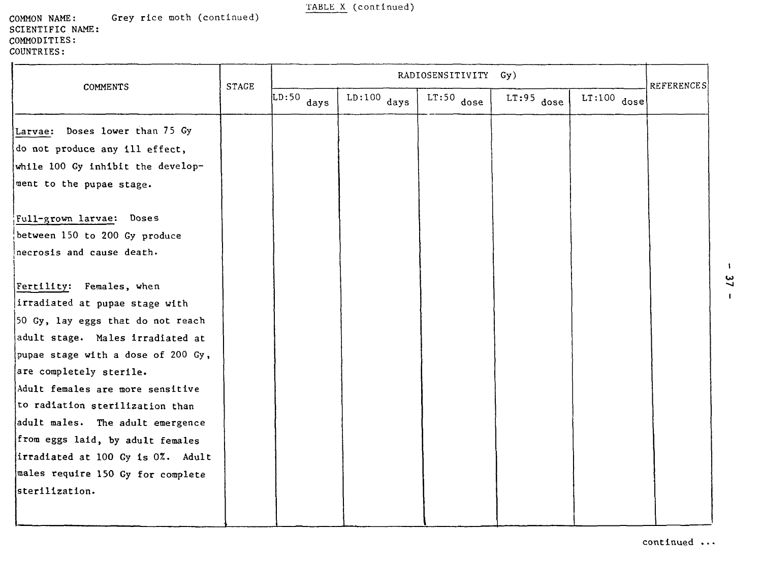TABLE X (continued)

COMMON NAME: Grey rice moth (continued)
SCIENTIFIC NAME:
COMMODITIES:
COUNTRIES:

| COMMENTS | STAGE | RADIOSENSITIVITY Gy) | | | | | REFERENCES |
|---|---|---|---|---|---|---|---|
| | | LD:50 days | LD:100 days | LT:50 dose | LT:95 dose | LT:100 dose | |
| Larvae: Doses lower than 75 Gy do not produce any ill effect, while 100 Gy inhibit the development to the pupae stage.<br><br>Full-grown larvae: Doses between 150 to 200 Gy produce necrosis and cause death.<br><br>Fertility: Females, when irradiated at pupae stage with 50 Gy, lay eggs that do not reach adult stage. Males irradiated at pupae stage with a dose of 200 Gy, are completely sterile.<br>Adult females are more sensitive to radiation sterilization than adult males. The adult emergence from eggs laid, by adult females irradiated at 100 Gy is 0%. Adult males require 150 Gy for complete sterilization. | | | | | | | |

continued ...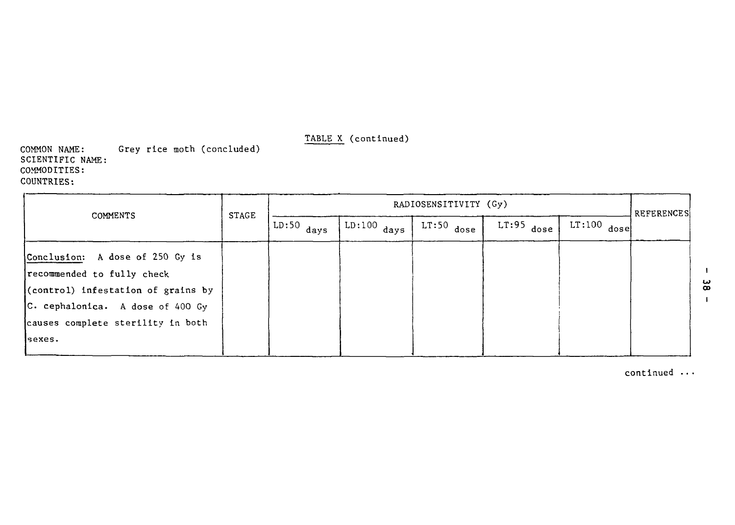TABLE X (continued)

COMMON NAME: Grey rice moth (concluded)
SCIENTIFIC NAME:
COMMODITIES:
COUNTRIES:

| COMMENTS | STAGE | RADIOSENSITIVITY (Gy) | | | | | REFERENCES |
|---|---|---|---|---|---|---|---|
| | | LD:50 days | LD:100 days | LT:50 dose | LT:95 dose | LT:100 dose | |
| Conclusion: A dose of 250 Gy is recommended to fully check (control) infestation of grains by C. cephalonica. A dose of 400 Gy causes complete sterility in both sexes. | | | | | | | |

continued ...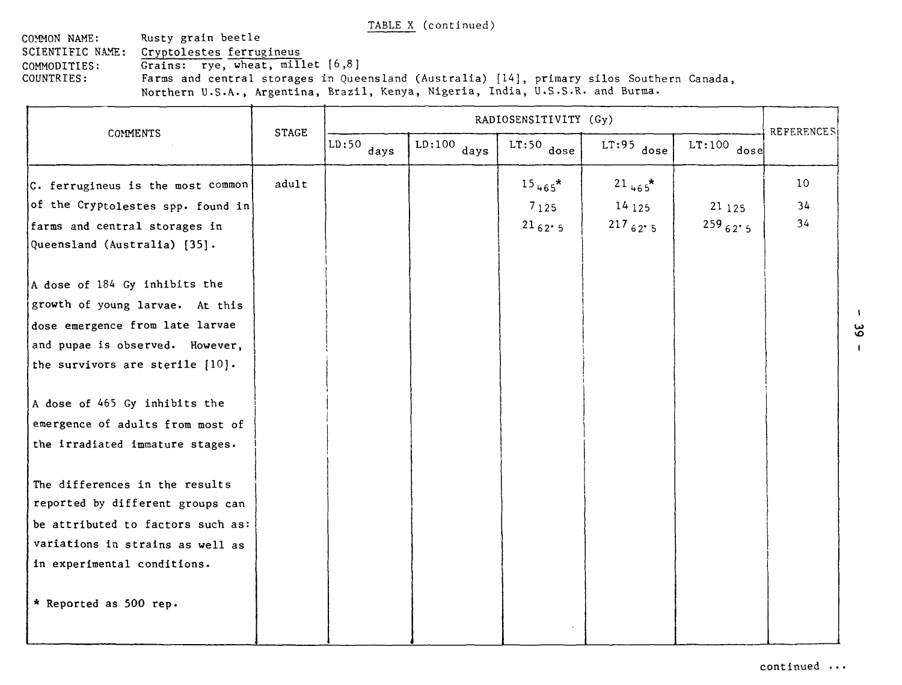TABLE X (continued)

COMMON NAME: Rusty grain beetle
SCIENTIFIC NAME: Cryptolestes ferrugineus
COMMODITIES: Grains: rye, wheat, millet [6,8]
COUNTRIES: Farms and central storages in Queensland (Australia) [14], primary silos Southern Canada, Northern U.S.A., Argentina, Brazil, Kenya, Nigeria, India, U.S.S.R. and Burma.

| COMMENTS | STAGE | RADIOSENSITIVITY (Gy) | | | | | REFERENCES |
|---|---|---|---|---|---|---|---|
| | | LD:50 days | LD:100 days | LT:50 dose | LT:95 dose | LT:100 dose | |
| C. ferrugineus is the most common of the Cryptolestes spp. found in farms and central storages in Queensland (Australia) [35]. | adult | | | $15_{465}$* | $21_{465}$* | | 10 |
| | | | | $7_{125}$ | $14_{125}$ | $21_{125}$ | 34 |
| | | | | $21_{62.5}$ | $217_{62.5}$ | $259_{62.5}$ | 34 |
| A dose of 184 Gy inhibits the growth of young larvae. At this dose emergence from late larvae and pupae is observed. However, the survivors are sterile [10]. | | | | | | | |
| A dose of 465 Gy inhibits the emergence of adults from most of the irradiated immature stages. | | | | | | | |
| The differences in the results reported by different groups can be attributed to factors such as: variations in strains as well as in experimental conditions. | | | | | | | |
| * Reported as 500 rep. | | | | | | | |

continued ...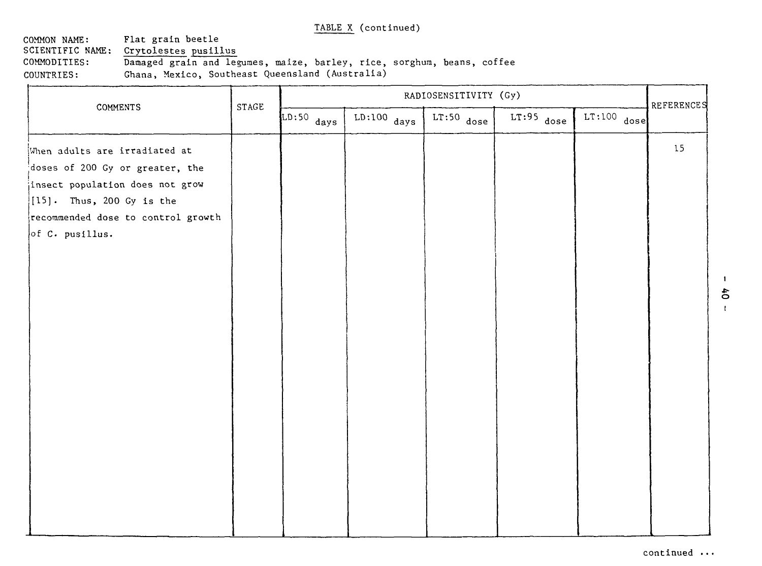TABLE X (continued)

COMMON NAME: Flat grain beetle
SCIENTIFIC NAME: Crytolestes pusillus
COMMODITIES: Damaged grain and legumes, maize, barley, rice, sorghum, beans, coffee
COUNTRIES: Ghana, Mexico, Southeast Queensland (Australia)

| COMMENTS | STAGE | RADIOSENSITIVITY (Gy) | | | | | REFERENCES |
|---|---|---|---|---|---|---|---|
| | | LD:50 days | LD:100 days | LT:50 dose | LT:95 dose | LT:100 dose | |
| When adults are irradiated at doses of 200 Gy or greater, the insect population does not grow [15]. Thus, 200 Gy is the recommended dose to control growth of C. pusillus. | | | | | | | 15 |

continued ...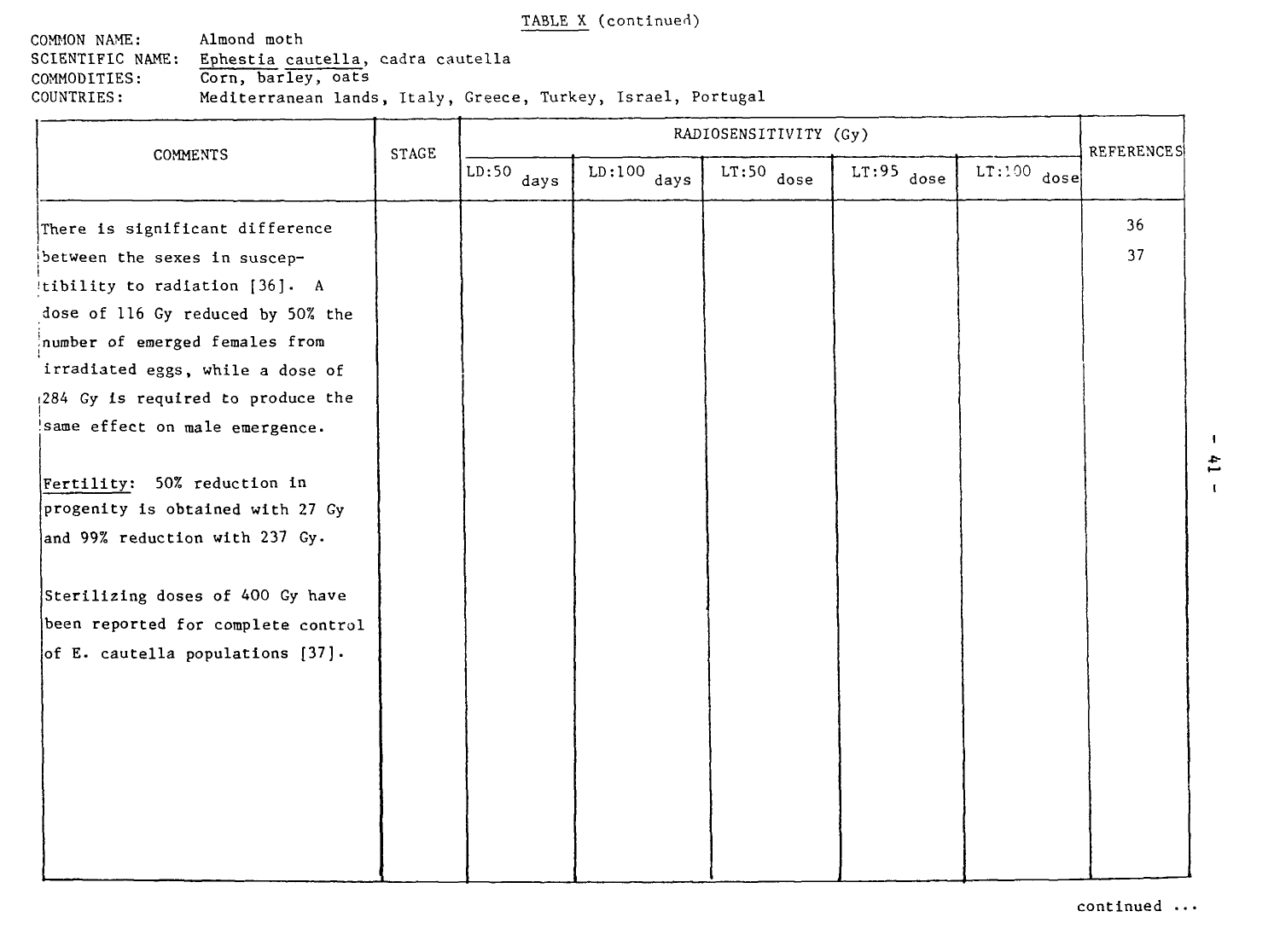TABLE X (continued)

COMMON NAME: Almond moth
SCIENTIFIC NAME: Ephestia cautella, cadra cautella
COMMODITIES: Corn, barley, oats
COUNTRIES: Mediterranean lands, Italy, Greece, Turkey, Israel, Portugal

| COMMENTS | STAGE | RADIOSENSITIVITY (Gy) | | | | | REFERENCES |
|---|---|---|---|---|---|---|---|
| | | LD:50 days | LD:100 days | LT:50 dose | LT:95 dose | LT:100 dose | |
| There is significant difference between the sexes in susceptibility to radiation [36]. A dose of 116 Gy reduced by 50% the number of emerged females from irradiated eggs, while a dose of 284 Gy is required to produce the same effect on male emergence.<br><br>Fertility: 50% reduction in progenity is obtained with 27 Gy and 99% reduction with 237 Gy.<br><br>Sterilizing doses of 400 Gy have been reported for complete control of E. cautella populations [37]. | | | | | | | 36<br>37 |

continued ...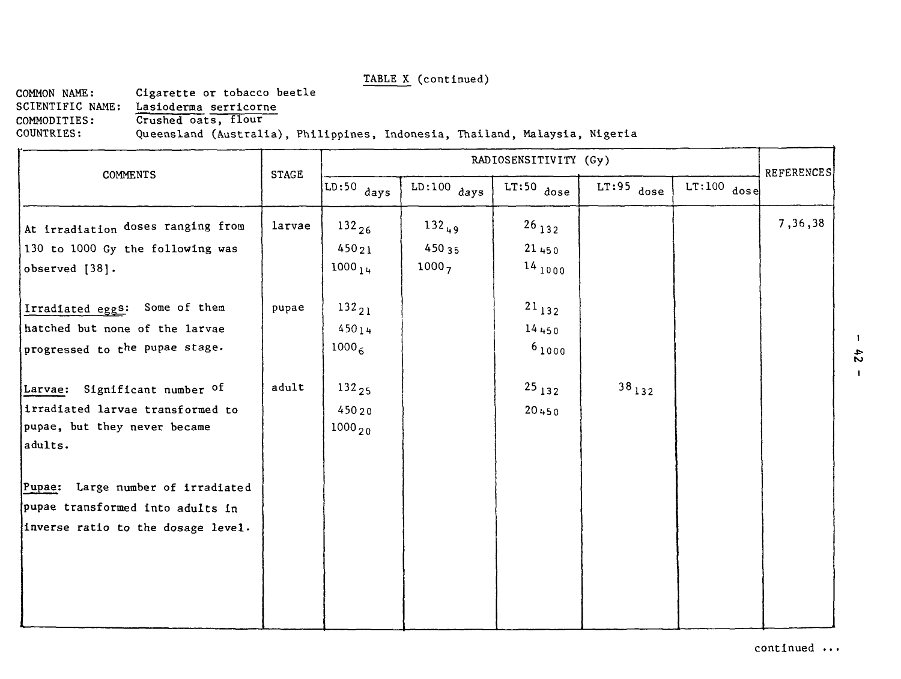TABLE X (continued)

COMMON NAME: Cigarette or tobacco beetle
SCIENTIFIC NAME: *Lasioderma serricorne*
COMMODITIES: Crushed oats, flour
COUNTRIES: Queensland (Australia), Philippines, Indonesia, Thailand, Malaysia, Nigeria

| COMMENTS | STAGE | RADIOSENSITIVITY (Gy) | | | | | REFERENCES |
|---|---|---|---|---|---|---|---|
| | | LD:50 days | LD:100 days | LT:50 dose | LT:95 dose | LT:100 dose | |
| At irradiation doses ranging from 130 to 1000 Gy the following was observed [38]. | larvae | $132_{26}$<br>$450_{21}$<br>$1000_{14}$ | $132_{49}$<br>$450_{35}$<br>$1000_{7}$ | $26_{132}$<br>$21_{450}$<br>$14_{1000}$ | | | 7,36,38 |
| Irradiated eggs: Some of them hatched but none of the larvae progressed to the pupae stage. | pupae | $132_{21}$<br>$450_{14}$<br>$1000_{6}$ | | $21_{132}$<br>$14_{450}$<br>$6_{1000}$ | | | |
| Larvae: Significant number of irradiated larvae transformed to pupae, but they never became adults. | adult | $132_{25}$<br>$450_{20}$<br>$1000_{20}$ | | $25_{132}$<br>$20_{450}$ | $38_{132}$ | | |
| Pupae: Large number of irradiated pupae transformed into adults in inverse ratio to the dosage level. | | | | | | | |

continued ...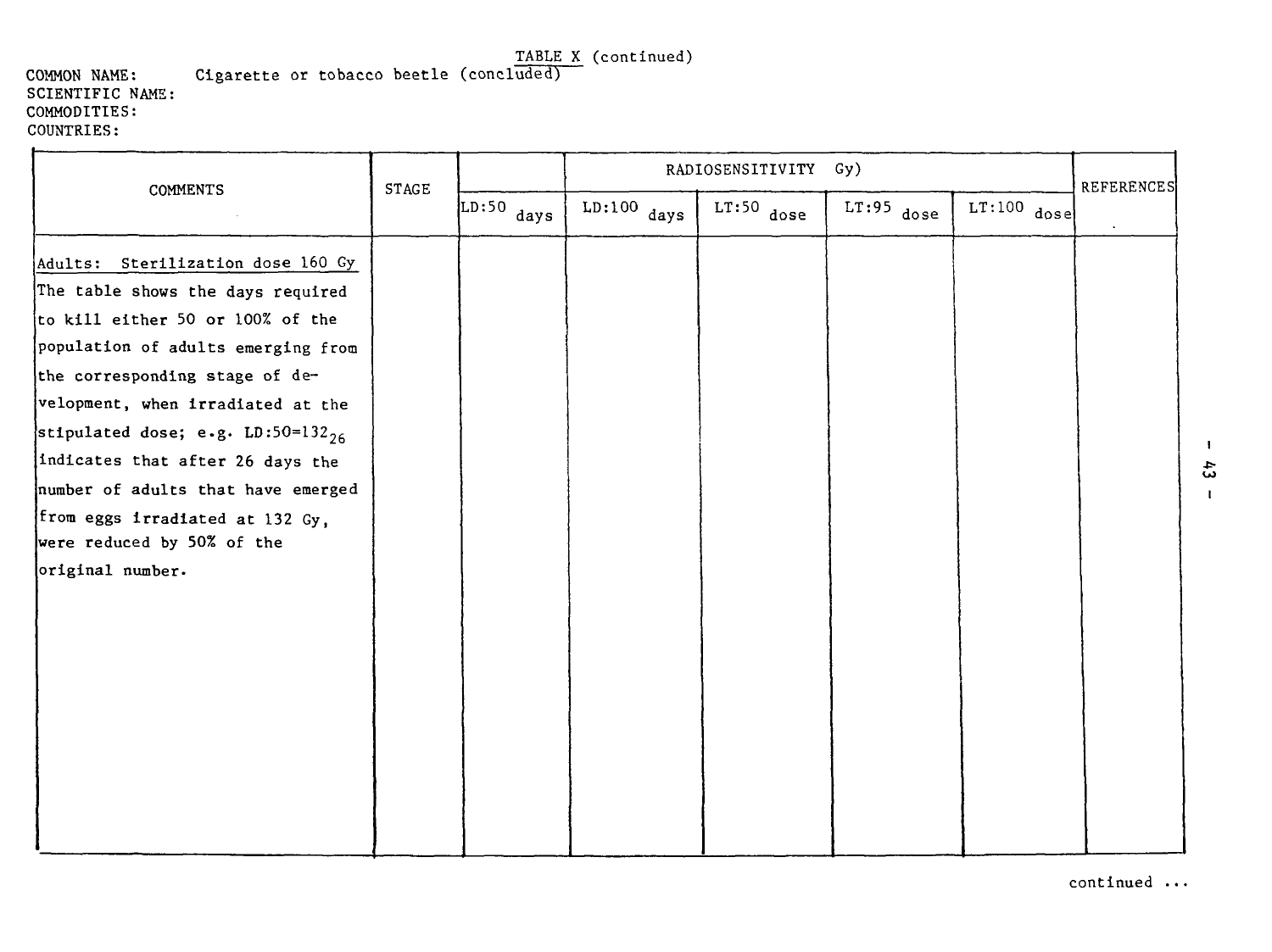TABLE X (continued)

COMMON NAME: Cigarette or tobacco beetle (concluded)
SCIENTIFIC NAME:
COMMODITIES:
COUNTRIES:

| COMMENTS | STAGE | | RADIOSENSITIVITY Gy) | | | | REFERENCES |
|---|---|---|---|---|---|---|---|
| | | LD:50 days | LD:100 days | LT:50 dose | LT:95 dose | LT:100 dose | |
| Adults: Sterilization dose 160 Gy<br>The table shows the days required to kill either 50 or 100% of the population of adults emerging from the corresponding stage of development, when irradiated at the stipulated dose; e.g. LD:50=$132_{26}$ indicates that after 26 days the number of adults that have emerged from eggs irradiated at 132 Gy, were reduced by 50% of the original number. | | | | | | | |

continued ...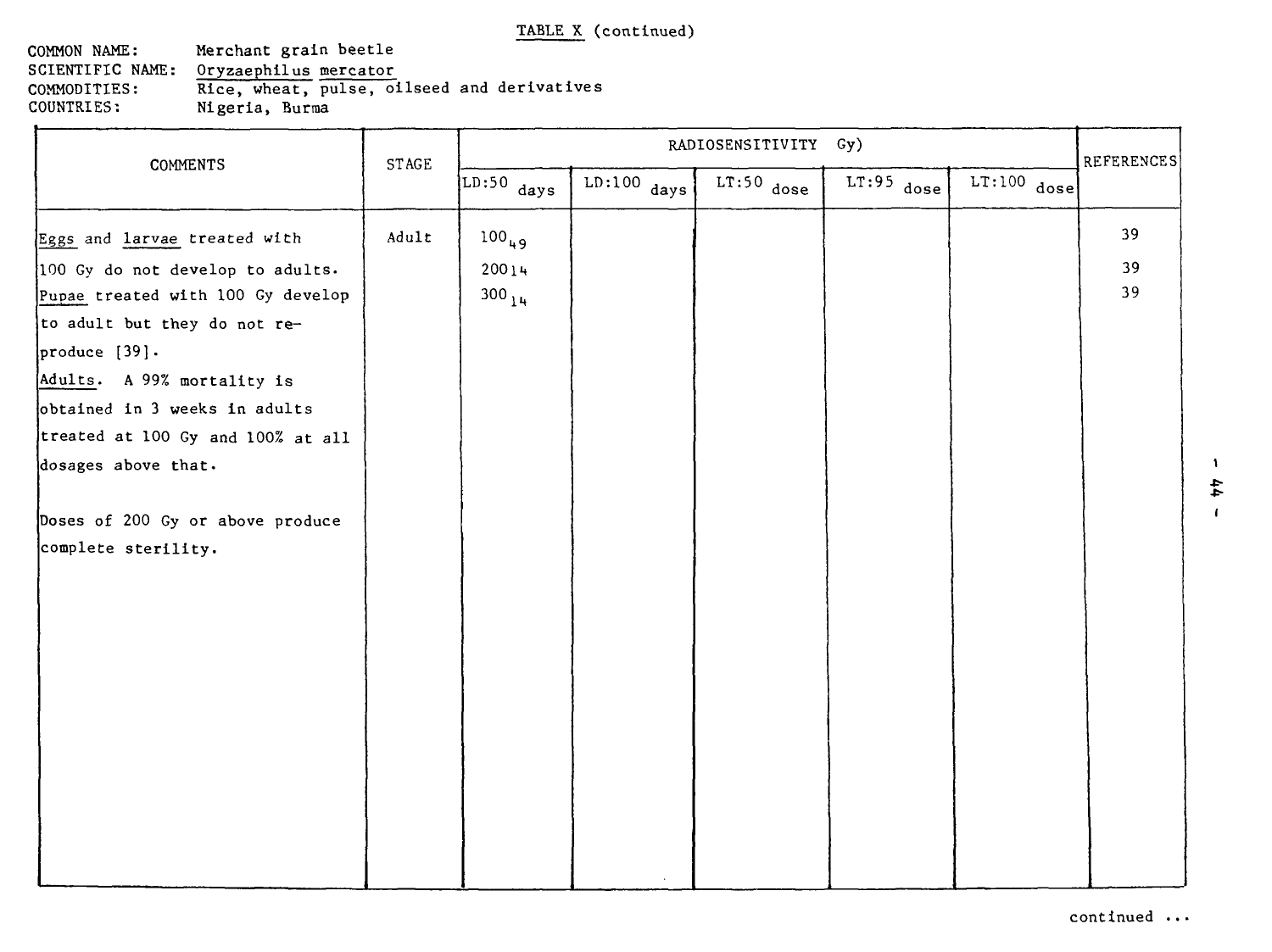TABLE X (continued)

COMMON NAME: Merchant grain beetle
SCIENTIFIC NAME: *Oryzaephilus mercator*
COMMODITIES: Rice, wheat, pulse, oilseed and derivatives
COUNTRIES: Nigeria, Burma

| COMMENTS | STAGE | RADIOSENSITIVITY Gy) | | | | | REFERENCES |
|---|---|---|---|---|---|---|---|
| | | LD:50 days | LD:100 days | LT:50 dose | LT:95 dose | LT:100 dose | |
| Eggs and larvae treated with 100 Gy do not develop to adults. Pupae treated with 100 Gy develop to adult but they do not reproduce [39]. Adults. A 99% mortality is obtained in 3 weeks in adults treated at 100 Gy and 100% at all dosages above that. Doses of 200 Gy or above produce complete sterility. | Adult | $100_{49}$ | | | | | 39 |
| | | $200_{14}$ | | | | | 39 |
| | | $300_{14}$ | | | | | 39 |

continued ...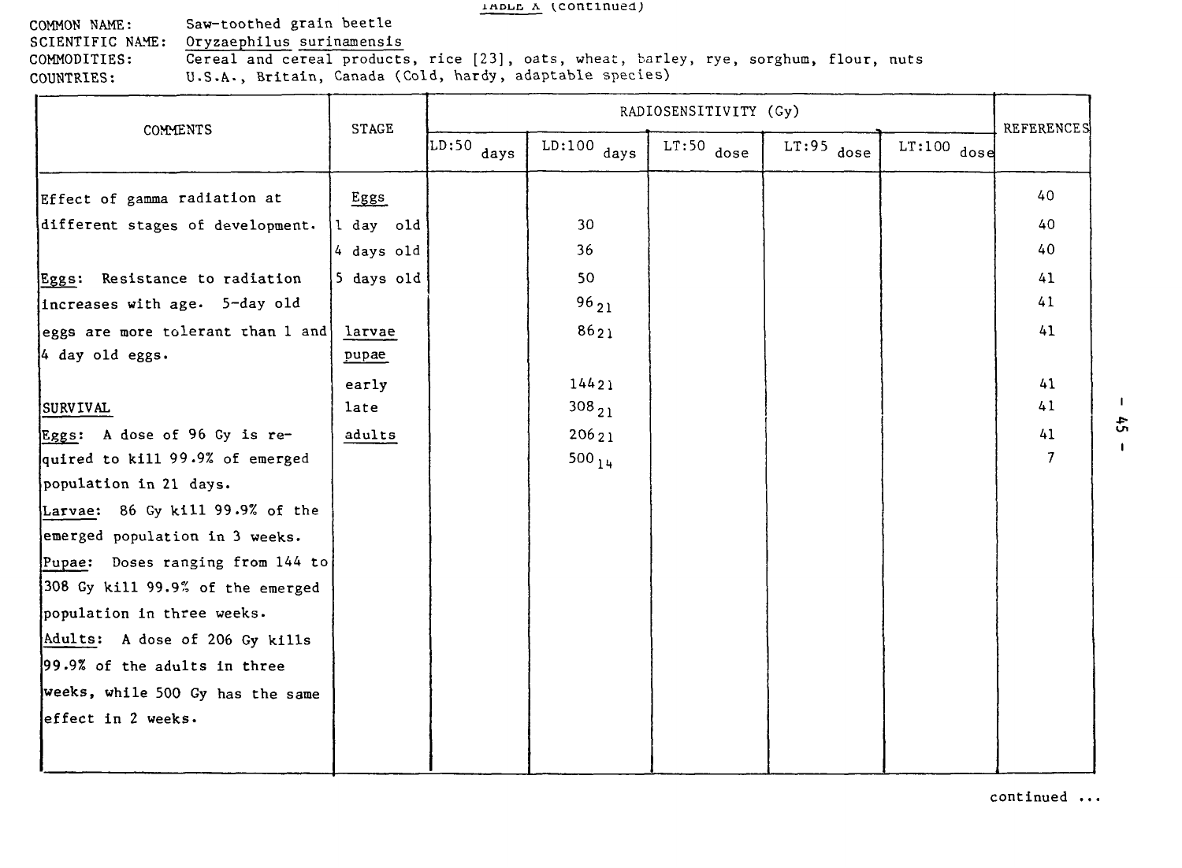TABLE X (continued)

COMMON NAME: Saw-toothed grain beetle
SCIENTIFIC NAME: *Oryzaephilus surinamensis*
COMMODITIES: Cereal and cereal products, rice [23], oats, wheat, barley, rye, sorghum, flour, nuts
COUNTRIES: U.S.A., Britain, Canada (Cold, hardy, adaptable species)

| COMMENTS | STAGE | RADIOSENSITIVITY (Gy) | | | | | REFERENCES |
|---|---|---|---|---|---|---|---|
| | | LD:50 days | LD:100 days | LT:50 dose | LT:95 dose | LT:100 dose | |
| Effect of gamma radiation at different stages of development. | Eggs | | | | | | 40 |
| | 1 day old | | 30 | | | | 40 |
| | 4 days old | | 36 | | | | 40 |
| Eggs: Resistance to radiation increases with age. 5-day old eggs are more tolerant than 1 and 4 day old eggs. | 5 days old | | 50 | | | | 41 |
| | | | $96_{21}$ | | | | 41 |
| | larvae | | $86_{21}$ | | | | 41 |
| | pupae | | | | | | |
| | early | | $144_{21}$ | | | | 41 |
| SURVIVAL | late | | $308_{21}$ | | | | 41 |
| Eggs: A dose of 96 Gy is required to kill 99.9% of emerged population in 21 days. | adults | | $206_{21}$ | | | | 41 |
| Larvae: 86 Gy kill 99.9% of the emerged population in 3 weeks. | | | $500_{14}$ | | | | 7 |
| Pupae: Doses ranging from 144 to 308 Gy kill 99.9% of the emerged population in three weeks. | | | | | | | |
| Adults: A dose of 206 Gy kills 99.9% of the adults in three weeks, while 500 Gy has the same effect in 2 weeks. | | | | | | | |

continued ...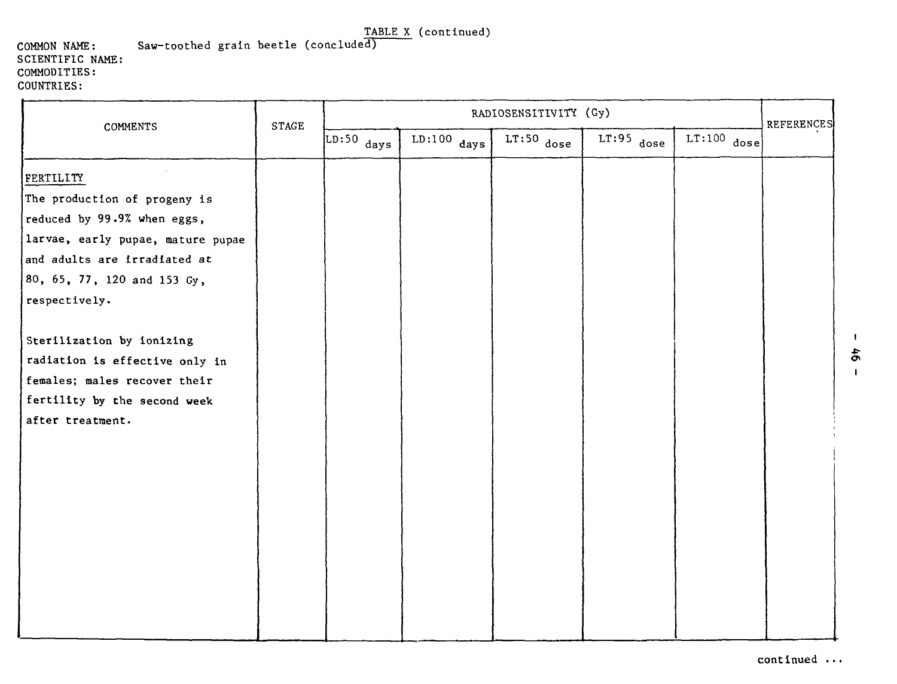TABLE X (continued)

COMMON NAME: Saw-toothed grain beetle (concluded)
SCIENTIFIC NAME:
COMMODITIES:
COUNTRIES:

| COMMENTS | STAGE | RADIOSENSITIVITY (Gy) | | | | | REFERENCES |
|---|---|---|---|---|---|---|---|
| | | LD:50 days | LD:100 days | LT:50 dose | LT:95 dose | LT:100 dose | |
| FERTILITY<br>The production of progeny is reduced by 99.9% when eggs, larvae, early pupae, mature pupae and adults are irradiated at 80, 65, 77, 120 and 153 Gy, respectively.<br><br>Sterilization by ionizing radiation is effective only in females; males recover their fertility by the second week after treatment. | | | | | | | |

continued ...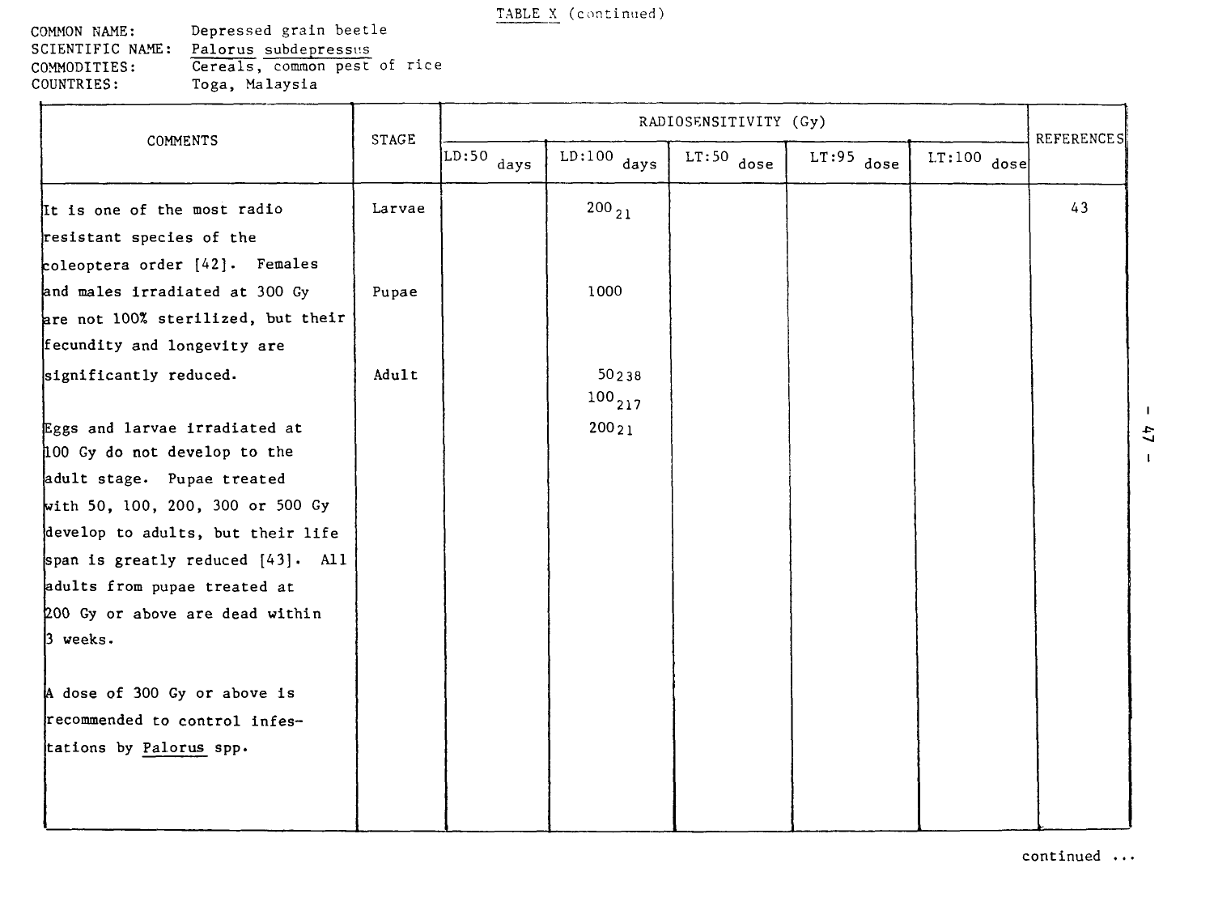TABLE X (continued)

COMMON NAME: Depressed grain beetle
SCIENTIFIC NAME: Palorus subdepressus
COMMODITIES: Cereals, common pest of rice
COUNTRIES: Toga, Malaysia

| COMMENTS | STAGE | RADIOSENSITIVITY (Gy) | | | | | REFERENCES |
|---|---|---|---|---|---|---|---|
| | | LD:50 days | LD:100 days | LT:50 dose | LT:95 dose | LT:100 dose | |
| It is one of the most radio resistant species of the coleoptera order [42]. Females and males irradiated at 300 Gy are not 100% sterilized, but their fecundity and longevity are significantly reduced. | Larvae | | $200_{21}$ | | | | 43 |
| | Pupae | | 1000 | | | | |
| | Adult | | $50_{238}$ | | | | |
| | | | $100_{217}$ | | | | |
| Eggs and larvae irradiated at 100 Gy do not develop to the adult stage. Pupae treated with 50, 100, 200, 300 or 500 Gy develop to adults, but their life span is greatly reduced [43]. All adults from pupae treated at 200 Gy or above are dead within 3 weeks. | | | $200_{21}$ | | | | |
| A dose of 300 Gy or above is recommended to control infestations by Palorus spp. | | | | | | | |

continued ...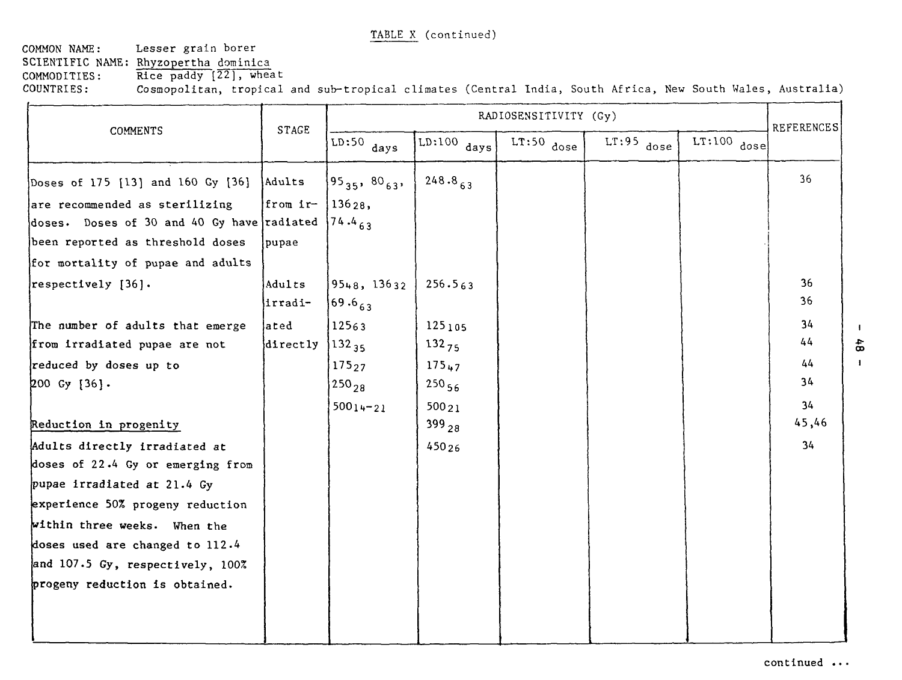TABLE X (continued)

COMMON NAME: Lesser grain borer
SCIENTIFIC NAME: Rhyzopertha dominica
COMMODITIES: Rice paddy [22], wheat
COUNTRIES: Cosmopolitan, tropical and sub-tropical climates (Central India, South Africa, New South Wales, Australia)

| COMMENTS | STAGE | RADIOSENSITIVITY (Gy) | | | | | REFERENCES |
|---|---|---|---|---|---|---|---|
| | | LD:50 days | LD:100 days | LT:50 dose | LT:95 dose | LT:100 dose | |
| Doses of 175 [13] and 160 Gy [36] are recommended as sterilizing doses. Doses of 30 and 40 Gy have been reported as threshold doses for mortality of pupae and adults respectively [36]. | Adults from irradiated pupae | $95_{35}$, $80_{63}$, $136_{28}$, $74.4_{63}$ | $248.8_{63}$ | | | | 36 |
| | Adults irradiated directly | $95_{48}$, $136_{32}$ | $256.5_{63}$ | | | | 36 |
| | | $69.6_{63}$ | | | | | 36 |
| The number of adults that emerge from irradiated pupae are not reduced by doses up to 200 Gy [36]. | | $125_{63}$ | $125_{105}$ | | | | 34 |
| | | $132_{35}$ | $132_{75}$ | | | | 44 |
| | | $175_{27}$ | $175_{47}$ | | | | 44 |
| | | $250_{28}$ | $250_{56}$ | | | | 34 |
| | | $500_{14-21}$ | $500_{21}$ | | | | 34 |
| Reduction in progeny | | | $399_{28}$ | | | | 45,46 |
| Adults directly irradiated at doses of 22.4 Gy or emerging from pupae irradiated at 21.4 Gy experience 50% progeny reduction within three weeks. When the doses used are changed to 112.4 and 107.5 Gy, respectively, 100% progeny reduction is obtained. | | | $450_{26}$ | | | | 34 |

continued ...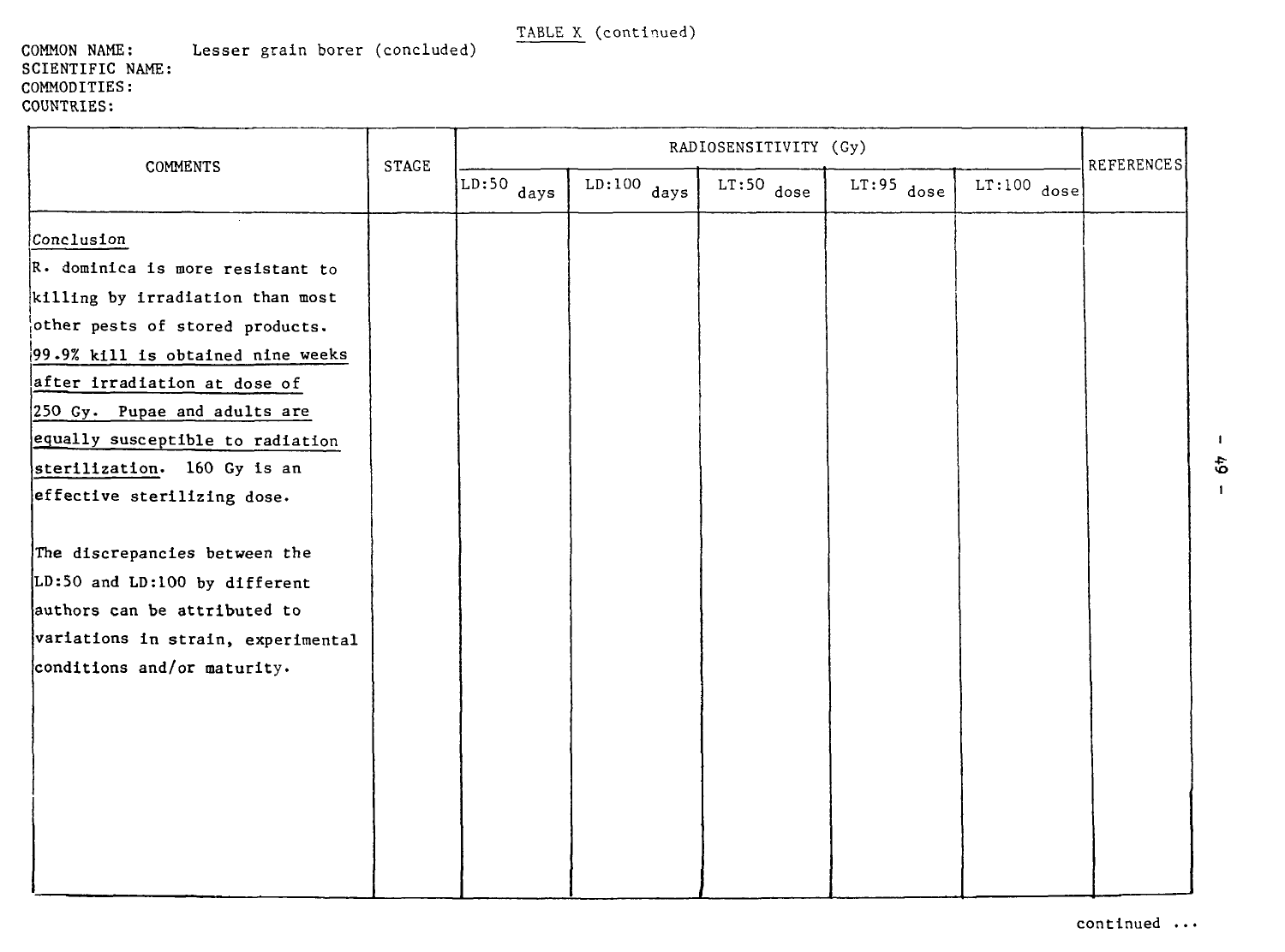TABLE X (continued)

COMMON NAME: Lesser grain borer (concluded)
SCIENTIFIC NAME:
COMMODITIES:
COUNTRIES:

| COMMENTS | STAGE | RADIOSENSITIVITY (Gy) | | | | | REFERENCES |
|---|---|---|---|---|---|---|---|
| | | LD:50 days | LD:100 days | LT:50 dose | LT:95 dose | LT:100 dose | |
| Conclusion<br>R. dominica is more resistant to killing by irradiation than most other pests of stored products. 99.9% kill is obtained nine weeks after irradiation at dose of 250 Gy. Pupae and adults are equally susceptible to radiation sterilization. 160 Gy is an effective sterilizing dose.<br><br>The discrepancies between the LD:50 and LD:100 by different authors can be attributed to variations in strain, experimental conditions and/or maturity. | | | | | | | |

continued ...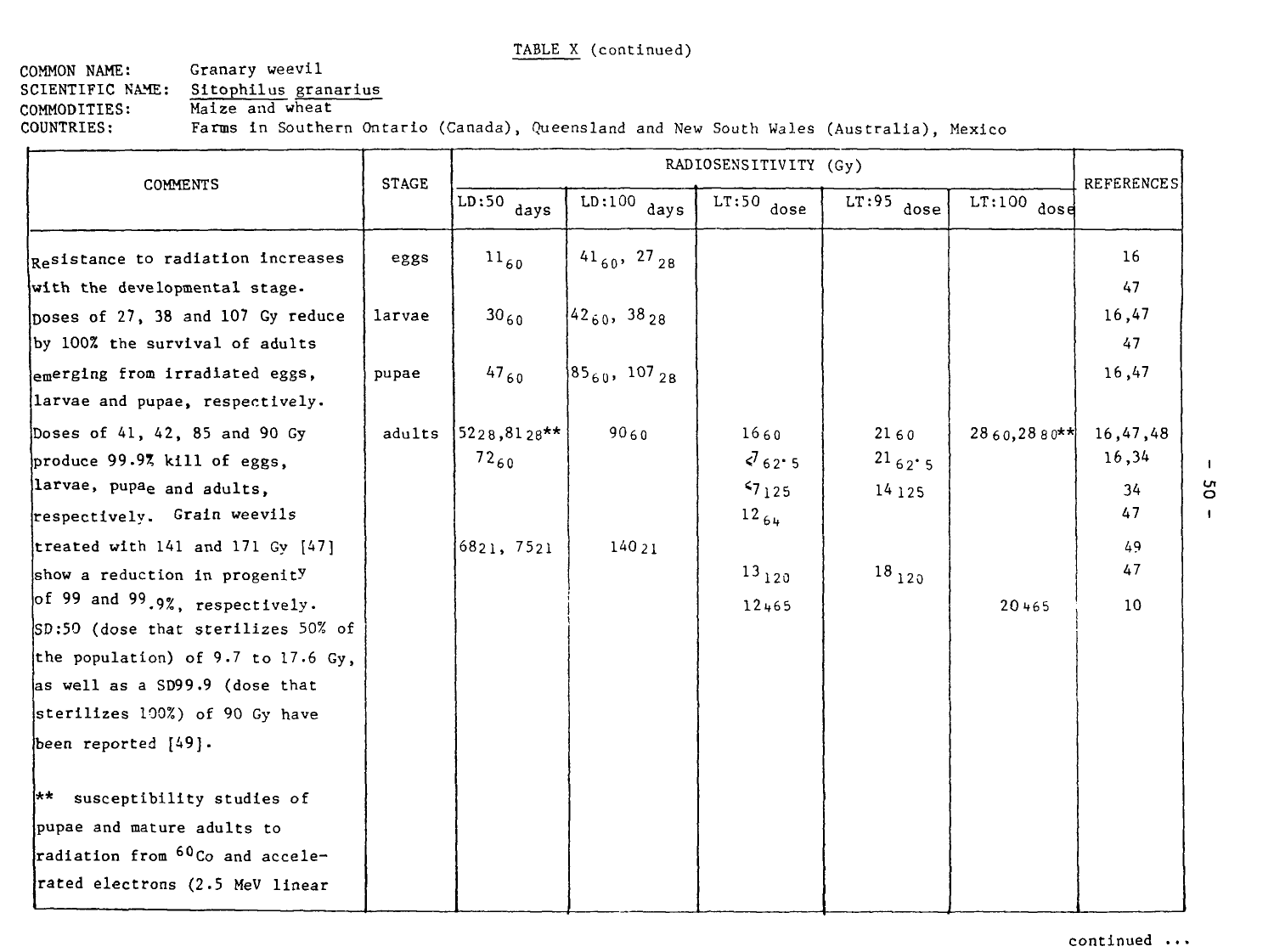TABLE X (continued)

COMMON NAME: Granary weevil
SCIENTIFIC NAME: Sitophilus granarius
COMMODITIES: Maize and wheat
COUNTRIES: Farms in Southern Ontario (Canada), Queensland and New South Wales (Australia), Mexico

| COMMENTS | STAGE | RADIOSENSITIVITY (Gy) | | | | | REFERENCES |
|---|---|---|---|---|---|---|---|
| | | LD:50 days | LD:100 days | LT:50 dose | LT:95 dose | LT:100 dose | |
| Resistance to radiation increases with the developmental stage. Doses of 27, 38 and 107 Gy reduce by 100% the survival of adults emerging from irradiated eggs, larvae and pupae, respectively. Doses of 41, 42, 85 and 90 Gy produce 99.9% kill of eggs, larvae, pupae and adults, respectively. Grain weevils treated with 141 and 171 Gy [47] show a reduction in progenity of 99 and 99.9%, respectively. SD:50 (dose that sterilizes 50% of the population) of 9.7 to 17.6 Gy, as well as a SD99.9 (dose that sterilizes 100%) of 90 Gy have been reported [49]. ** susceptibility studies of pupae and mature adults to radiation from $^{60}$Co and accelerated electrons (2.5 MeV linear | eggs | $11_{60}$ | $41_{60}$, $27_{28}$ | | | | 16 |
| | | | | | | | 47 |
| | larvae | $30_{60}$ | $42_{60}$, $38_{28}$ | | | | 16,47 |
| | | | | | | | 47 |
| | pupae | $47_{60}$ | $85_{60}$, $107_{28}$ | | | | 16,47 |
| | adults | $52_{28}$, $81_{28}$** | $90_{60}$ | $16_{60}$ | $21_{60}$ | $28_{60}$, $28_{80}$** | 16,47,48 |
| | | $72_{60}$ | | $<7_{62.5}$ | $21_{62.5}$ | | 16,34 |
| | | | | $<7_{125}$ | $14_{125}$ | | 34 |
| | | | | $12_{64}$ | | | 47 |
| | | $68_{21}$, $75_{21}$ | $140_{21}$ | | | | 49 |
| | | | | $13_{120}$ | $18_{120}$ | | 47 |
| | | | | $12_{465}$ | | $20_{465}$ | 10 |

continued ...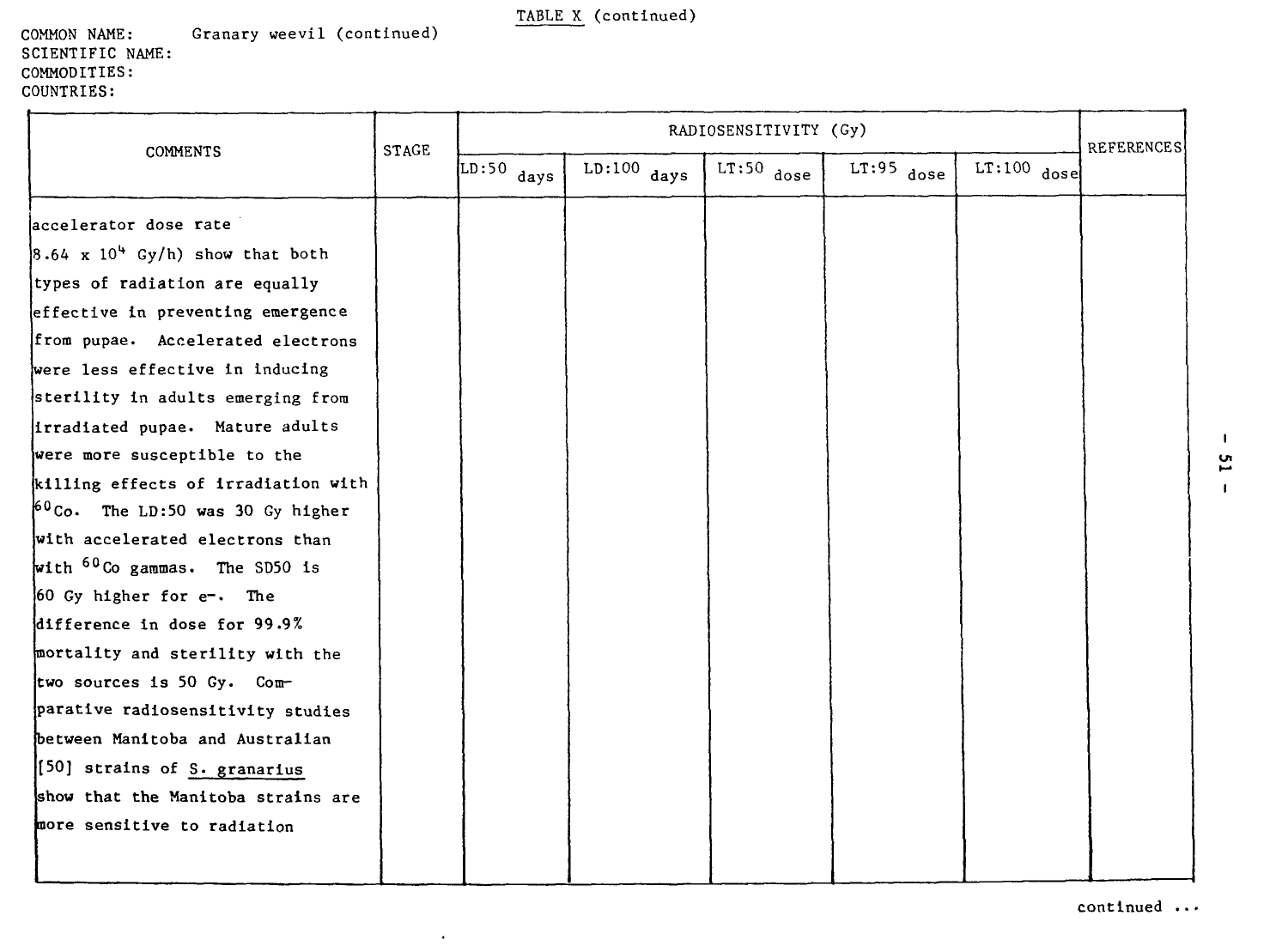TABLE X (continued)

COMMON NAME: Granary weevil (continued)
SCIENTIFIC NAME:
COMMODITIES:
COUNTRIES:

| COMMENTS | STAGE | RADIOSENSITIVITY (Gy) | | | | | REFERENCES |
|---|---|---|---|---|---|---|---|
| | | LD:50 days | LD:100 days | LT:50 dose | LT:95 dose | LT:100 dose | |
| accelerator dose rate $8.64 \times 10^4$ Gy/h) show that both types of radiation are equally effective in preventing emergence from pupae. Accelerated electrons were less effective in inducing sterility in adults emerging from irradiated pupae. Mature adults were more susceptible to the killing effects of irradiation with $^{60}Co$. The LD:50 was 30 Gy higher with accelerated electrons than with $^{60}Co$ gammas. The SD50 is 60 Gy higher for e-. The difference in dose for 99.9% mortality and sterility with the two sources is 50 Gy. Comparative radiosensitivity studies between Manitoba and Australian [50] strains of _S. granarius_ show that the Manitoba strains are more sensitive to radiation | | | | | | | |

continued ...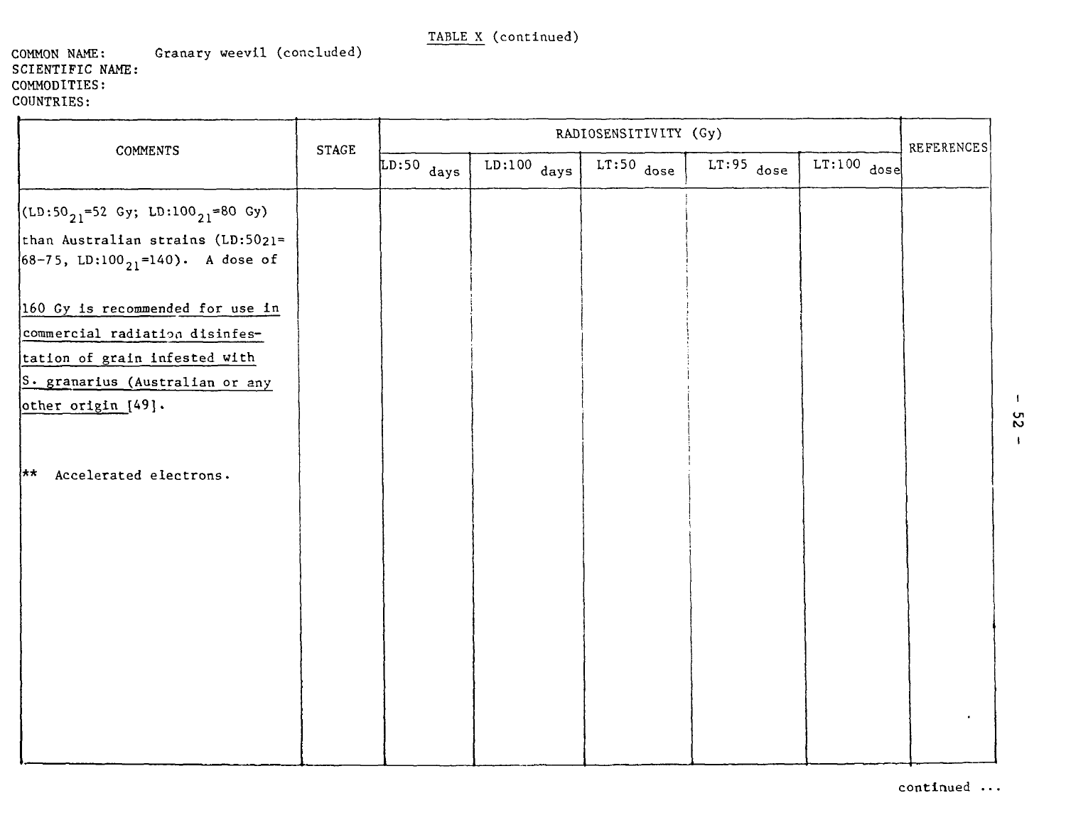TABLE X (continued)

COMMON NAME: Granary weevil (concluded)
SCIENTIFIC NAME:
COMMODITIES:
COUNTRIES:

| COMMENTS | STAGE | RADIOSENSITIVITY (Gy) | | | | | REFERENCES |
|---|---|---|---|---|---|---|---|
| | | LD:50 days | LD:100 days | LT:50 dose | LT:95 dose | LT:100 dose | |
| ($LD:50_{21}$=52 Gy; $LD:100_{21}$=80 Gy) than Australian strains ($LD:50_{21}$= 68-75, $LD:100_{21}$=140). A dose of 160 Gy is recommended for use in commercial radiation disinfestation of grain infested with S. granarius (Australian or any other origin [49]. | | | | | | | |
| ** Accelerated electrons. | | | | | | | |

continued ...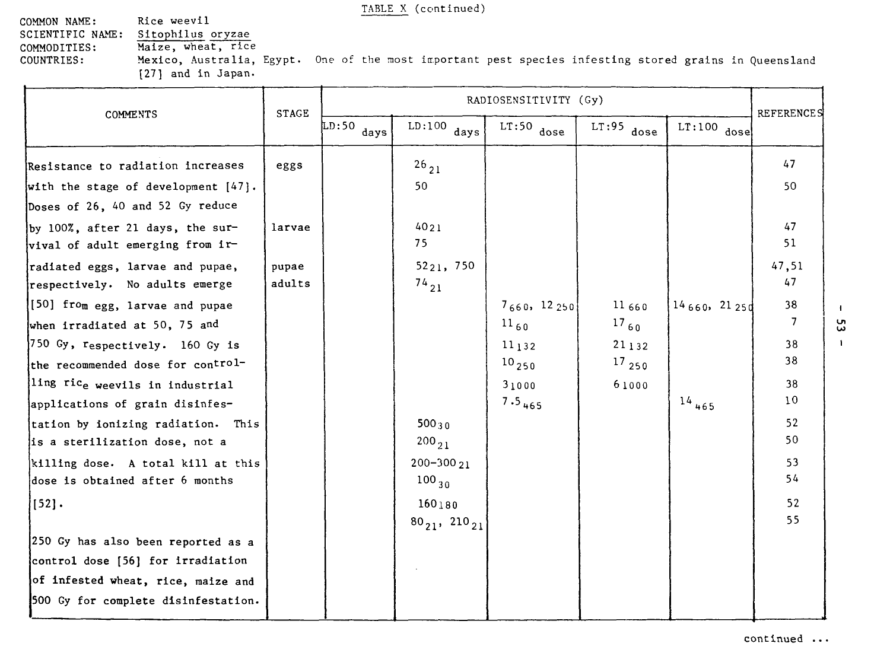TABLE X (continued)

COMMON NAME: Rice weevil
SCIENTIFIC NAME: Sitophilus oryzae
COMMODITIES: Maize, wheat, rice
COUNTRIES: Mexico, Australia, Egypt. One of the most important pest species infesting stored grains in Queensland [27] and in Japan.

| COMMENTS | STAGE | RADIOSENSITIVITY (Gy) | | | | | REFERENCES |
|---|---|---|---|---|---|---|---|
| | | LD:50 days | LD:100 days | LT:50 dose | LT:95 dose | LT:100 dose | |
| Resistance to radiation increases | eggs | | $26_{21}$ | | | | 47 |
| with the stage of development [47]. | | | 50 | | | | 50 |
| Doses of 26, 40 and 52 Gy reduce by 100%, after 21 days, the sur- | larvae | | $40_{21}$ | | | | 47 |
| vival of adult emerging from ir- | | | 75 | | | | 51 |
| radiated eggs, larvae and pupae, | pupae | | $52_{21}$, 750 | | | | 47,51 |
| respectively. No adults emerge | adults | | $74_{21}$ | | | | 47 |
| [50] from egg, larvae and pupae | | | | $7_{660}$, $12_{250}$ | $11_{660}$ | $14_{660}$, $21_{250}$ | 38 |
| when irradiated at 50, 75 and | | | | $11_{60}$ | $17_{60}$ | | 7 |
| 750 Gy, respectively. 160 Gy is | | | | $11_{132}$ | $21_{132}$ | | 38 |
| the recommended dose for control- | | | | $10_{250}$ | $17_{250}$ | | 38 |
| ling rice weevils in industrial | | | | $3_{1000}$ | $6_{1000}$ | | 38 |
| applications of grain disinfes- | | | | $7.5_{465}$ | | $14_{465}$ | 10 |
| tation by ionizing radiation. This | | | $500_{30}$ | | | | 52 |
| is a sterilization dose, not a | | | $200_{21}$ | | | | 50 |
| killing dose. A total kill at this | | | $200\text{-}300_{21}$ | | | | 53 |
| dose is obtained after 6 months | | | $100_{30}$ | | | | 54 |
| [52]. | | | $160_{180}$ | | | | 52 |
| | | | $80_{21}$, $210_{21}$ | | | | 55 |
| 250 Gy has also been reported as a control dose [56] for irradiation of infested wheat, rice, maize and 500 Gy for complete disinfestation. | | | | | | | |

continued ...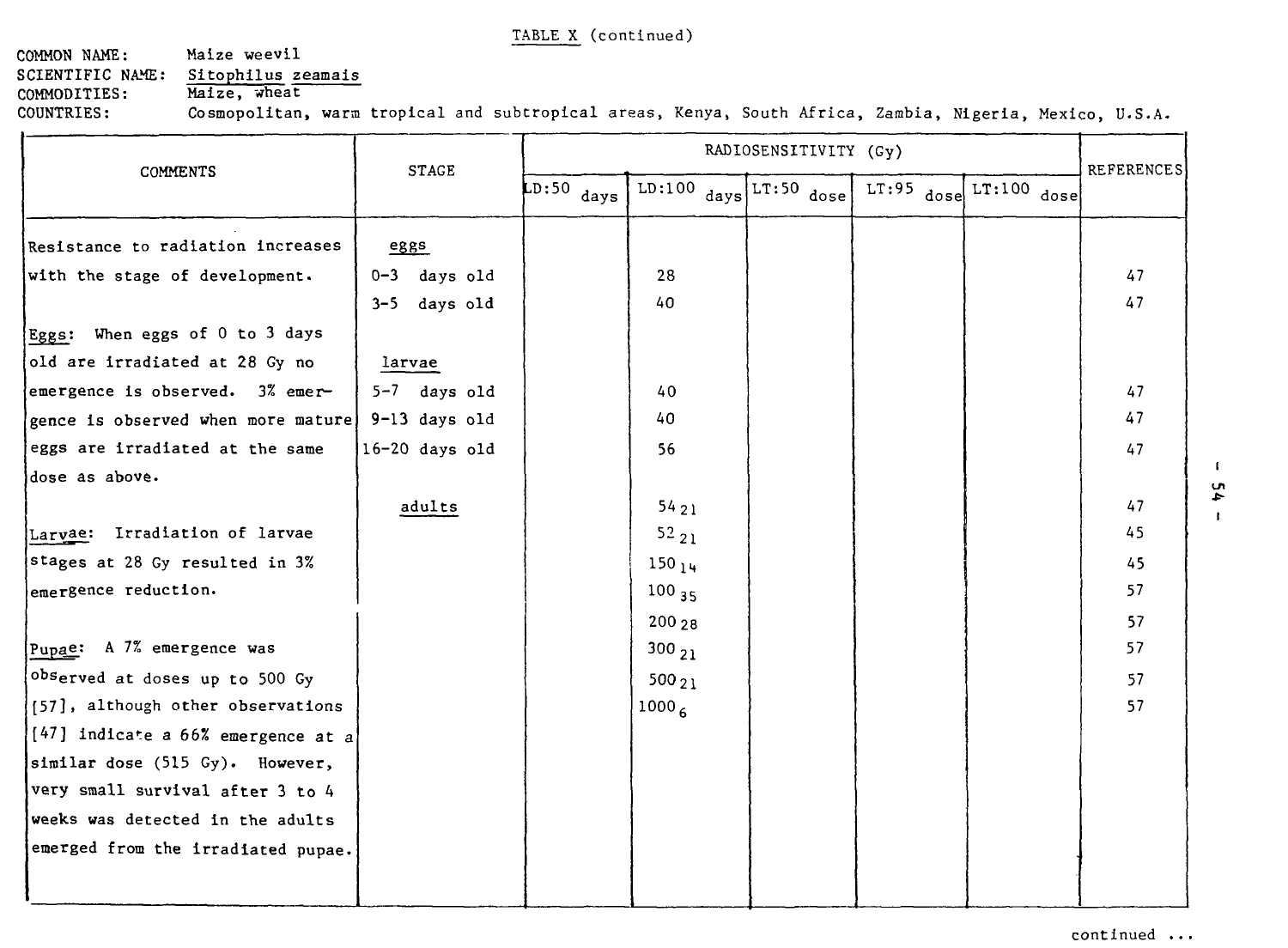TABLE X (continued)

COMMON NAME: Maize weevil
SCIENTIFIC NAME: Sitophilus zeamais
COMMODITIES: Maize, wheat
COUNTRIES: Cosmopolitan, warm tropical and subtropical areas, Kenya, South Africa, Zambia, Nigeria, Mexico, U.S.A.

| COMMENTS | STAGE | RADIOSENSITIVITY (Gy) | | | | | REFERENCES |
|---|---|---|---|---|---|---|---|
| | | LD:50 days | LD:100 days | LT:50 dose | LT:95 dose | LT:100 dose | |
| Resistance to radiation increases with the stage of development. | eggs | | | | | | |
| | 0-3 days old | | 28 | | | | 47 |
| | 3-5 days old | | 40 | | | | 47 |
| Eggs: When eggs of 0 to 3 days old are irradiated at 28 Gy no emergence is observed. 3% emergence is observed when more mature eggs are irradiated at the same dose as above. | larvae | | | | | | |
| | 5-7 days old | | 40 | | | | 47 |
| | 9-13 days old | | 40 | | | | 47 |
| | 16-20 days old | | 56 | | | | 47 |
| | adults | | $54_{21}$ | | | | 47 |
| Larvae: Irradiation of larvae stages at 28 Gy resulted in 3% emergence reduction. | | | $52_{21}$ | | | | 45 |
| | | | $150_{14}$ | | | | 45 |
| | | | $100_{35}$ | | | | 57 |
| | | | $200_{28}$ | | | | 57 |
| Pupae: A 7% emergence was observed at doses up to 500 Gy [57], although other observations [47] indicate a 66% emergence at a similar dose (515 Gy). However, very small survival after 3 to 4 weeks was detected in the adults emerged from the irradiated pupae. | | | $300_{21}$ | | | | 57 |
| | | | $500_{21}$ | | | | 57 |
| | | | $1000_{6}$ | | | | 57 |

continued ...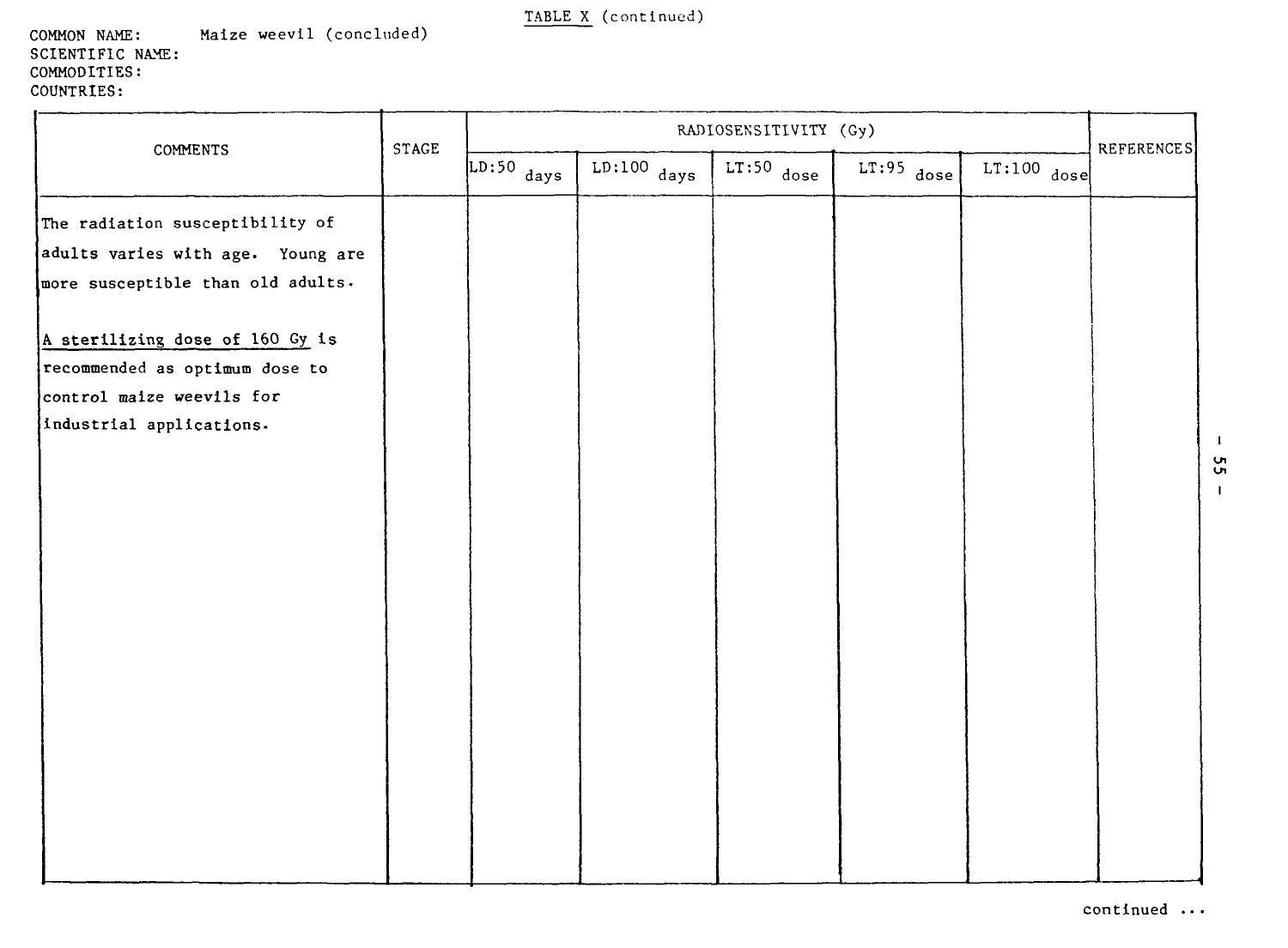TABLE X (continued)

COMMON NAME: Maize weevil (concluded)
SCIENTIFIC NAME:
COMMODITIES:
COUNTRIES:

| COMMENTS | STAGE | RADIOSENSITIVITY (Gy) | | | | | REFERENCES |
|---|---|---|---|---|---|---|---|
| | | LD:50 days | LD:100 days | LT:50 dose | LT:95 dose | LT:100 dose | |
| The radiation susceptibility of adults varies with age. Young are more susceptible than old adults.<br><br><u>A sterilizing dose of 160 Gy</u> is recommended as optimum dose to control maize weevils for industrial applications. | | | | | | | |

continued ...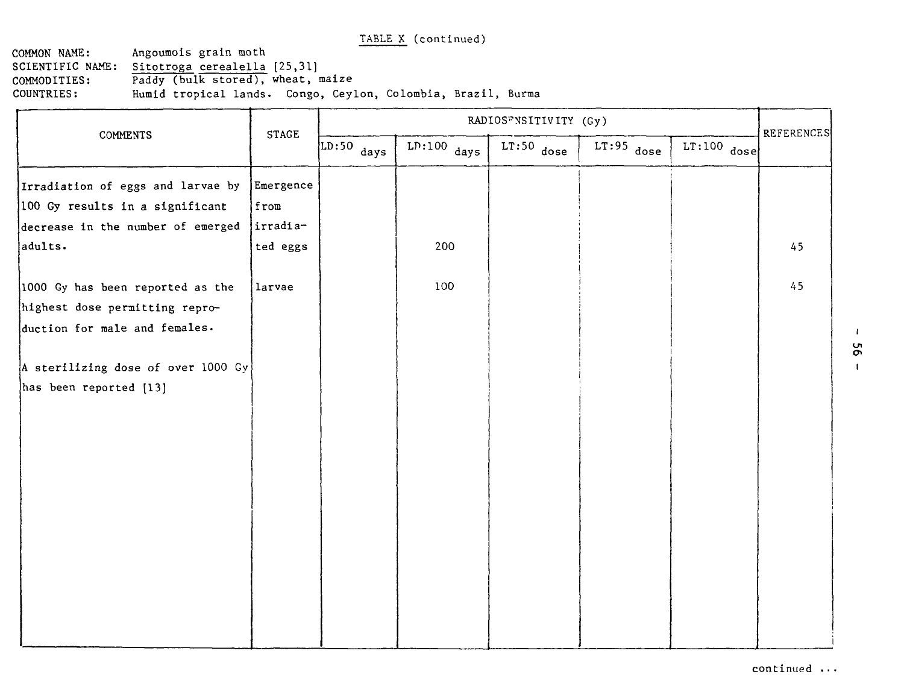TABLE X (continued)

COMMON NAME: Angoumois grain moth
SCIENTIFIC NAME: Sitotroga cerealella [25,31]
COMMODITIES: Paddy (bulk stored), wheat, maize
COUNTRIES: Humid tropical lands. Congo, Ceylon, Colombia, Brazil, Burma

| COMMENTS | STAGE | RADIOSENSITIVITY (Gy) | | | | | REFERENCES |
|---|---|---|---|---|---|---|---|
| | | LD:50 days | LD:100 days | LT:50 dose | LT:95 dose | LT:100 dose | |
| Irradiation of eggs and larvae by 100 Gy results in a significant decrease in the number of emerged adults. | Emergence from irradiated eggs | | 200 | | | | 45 |
| 1000 Gy has been reported as the highest dose permitting reproduction for male and females. | larvae | | 100 | | | | 45 |
| A sterilizing dose of over 1000 Gy has been reported [13] | | | | | | | |

continued ...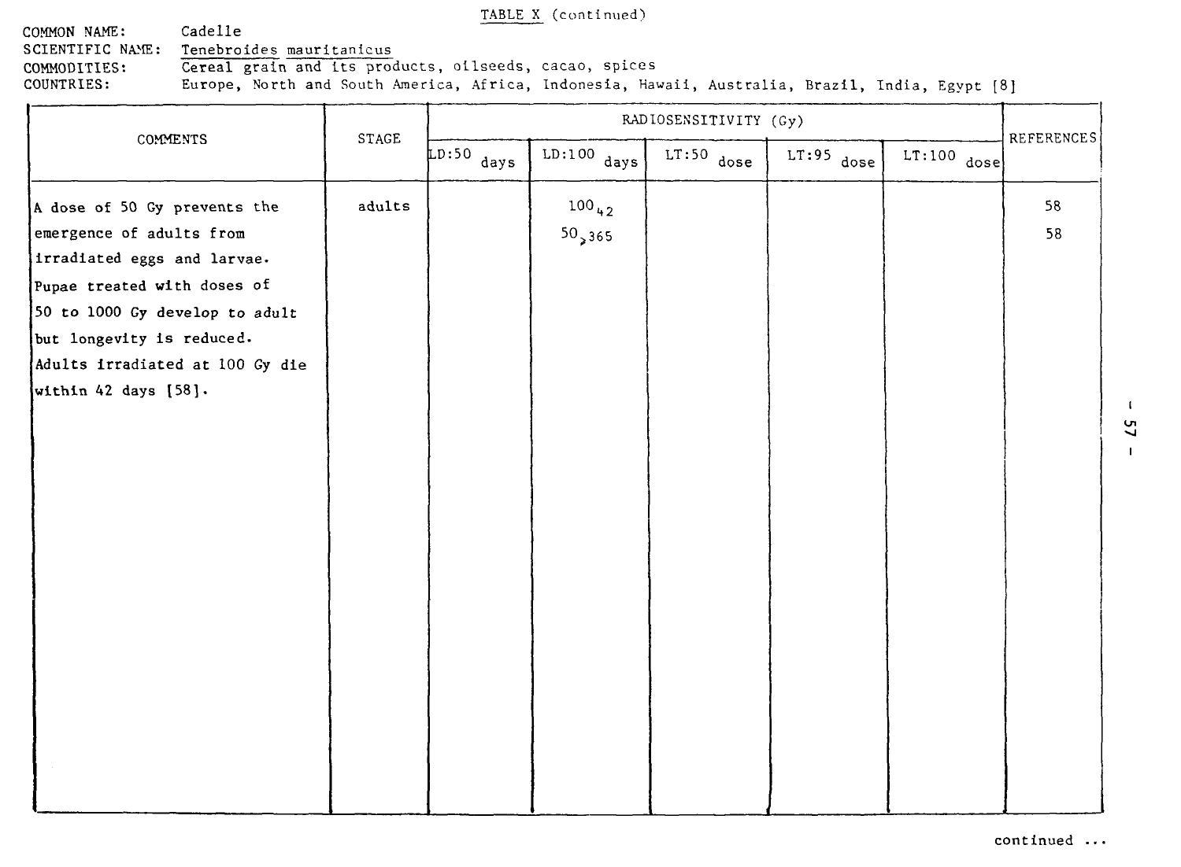TABLE X (continued)

COMMON NAME: Cadelle
SCIENTIFIC NAME: *Tenebroides mauritanicus*
COMMODITIES: Cereal grain and its products, oilseeds, cacao, spices
COUNTRIES: Europe, North and South America, Africa, Indonesia, Hawaii, Australia, Brazil, India, Egypt [8]

| COMMENTS | STAGE | RADIOSENSITIVITY (Gy) | | | | | REFERENCES |
|---|---|---|---|---|---|---|---|
| | | LD:50 days | LD:100 days | LT:50 dose | LT:95 dose | LT:100 dose | |
| A dose of 50 Gy prevents the emergence of adults from irradiated eggs and larvae. Pupae treated with doses of 50 to 1000 Gy develop to adult but longevity is reduced. Adults irradiated at 100 Gy die within 42 days [58]. | adults | | $100_{42}$ | | | | 58 |
| | | | $50_{>365}$ | | | | 58 |

continued ...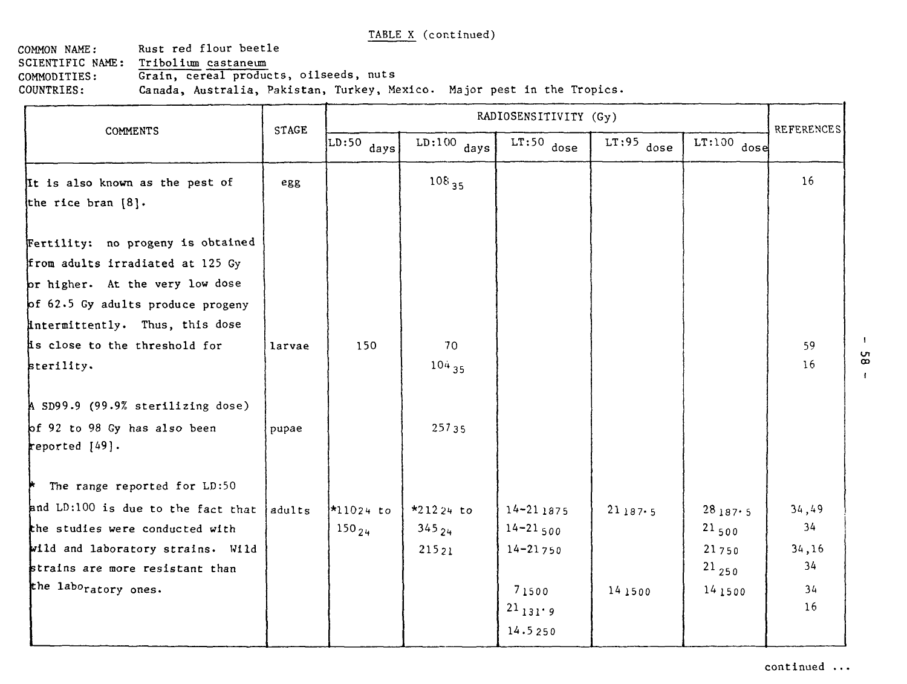TABLE X (continued)

COMMON NAME: Rust red flour beetle
SCIENTIFIC NAME: *Tribolium castaneum*
COMMODITIES: Grain, cereal products, oilseeds, nuts
COUNTRIES: Canada, Australia, Pakistan, Turkey, Mexico. Major pest in the Tropics.

| COMMENTS | STAGE | RADIOSENSITIVITY (Gy) | | | | | REFERENCES |
|---|---|---|---|---|---|---|---|
| | | LD:50 days | LD:100 days | LT:50 dose | LT:95 dose | LT:100 dose | |
| It is also known as the pest of the rice bran [8]. | egg | | $108_{35}$ | | | | 16 |
| Fertility: no progeny is obtained from adults irradiated at 125 Gy or higher. At the very low dose of 62.5 Gy adults produce progeny intermittently. Thus, this dose is close to the threshold for sterility. | larvae | 150 | 70 | | | | 59 |
| | | | $104_{35}$ | | | | 16 |
| A SD99.9 (99.9% sterilizing dose) of 92 to 98 Gy has also been reported [49]. | pupae | | $257_{35}$ | | | | |
| * The range reported for LD:50 and LD:100 is due to the fact that the studies were conducted with wild and laboratory strains. Wild strains are more resistant than the laboratory ones. | adults | $*110_{24}$ to $150_{24}$ | $*212_{24}$ to $345_{24}$ | $14\text{-}21_{1875}$ | $21_{187.5}$ | $28_{187.5}$ | 34,49 |
| | | | | $14\text{-}21_{500}$ | | $21_{500}$ | 34 |
| | | | $215_{21}$ | $14\text{-}21_{750}$ | | $21_{750}$ | 34,16 |
| | | | | | | $21_{250}$ | 34 |
| | | | | $7_{1500}$ | $14_{1500}$ | $14_{1500}$ | 34 |
| | | | | $21_{131.9}$ | | | 16 |
| | | | | $14.5_{250}$ | | | |

continued ...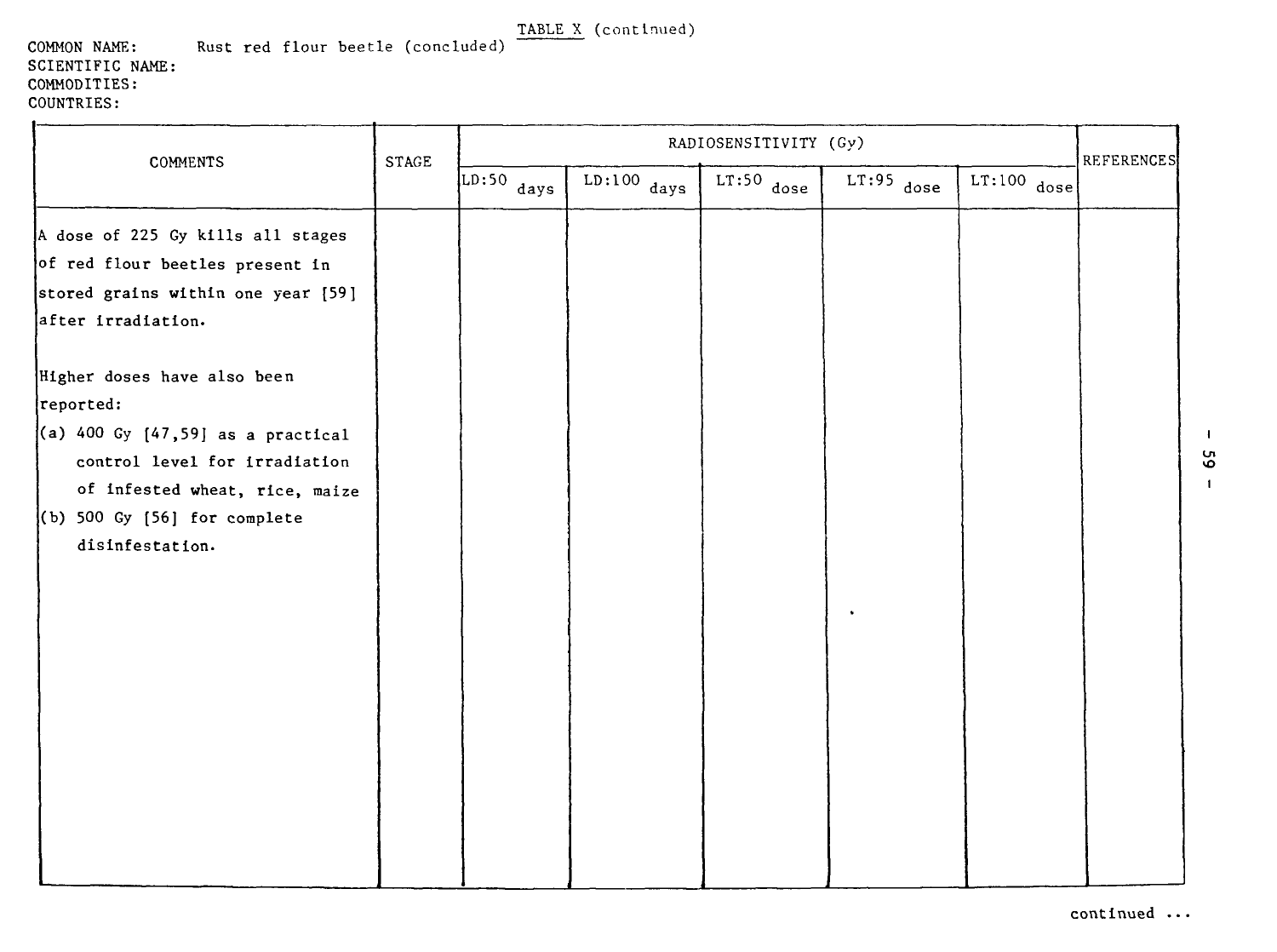TABLE X (continued)

COMMON NAME: Rust red flour beetle (concluded)
SCIENTIFIC NAME:
COMMODITIES:
COUNTRIES:

| COMMENTS | STAGE | RADIOSENSITIVITY (Gy) | | | | | REFERENCES |
|---|---|---|---|---|---|---|---|
| | | LD:50 days | LD:100 days | LT:50 dose | LT:95 dose | LT:100 dose | |
| A dose of 225 Gy kills all stages of red flour beetles present in stored grains within one year [59] after irradiation.<br><br>Higher doses have also been reported:<br>(a) 400 Gy [47,59] as a practical control level for irradiation of infested wheat, rice, maize<br>(b) 500 Gy [56] for complete disinfestation. | | | | | | | |

continued ...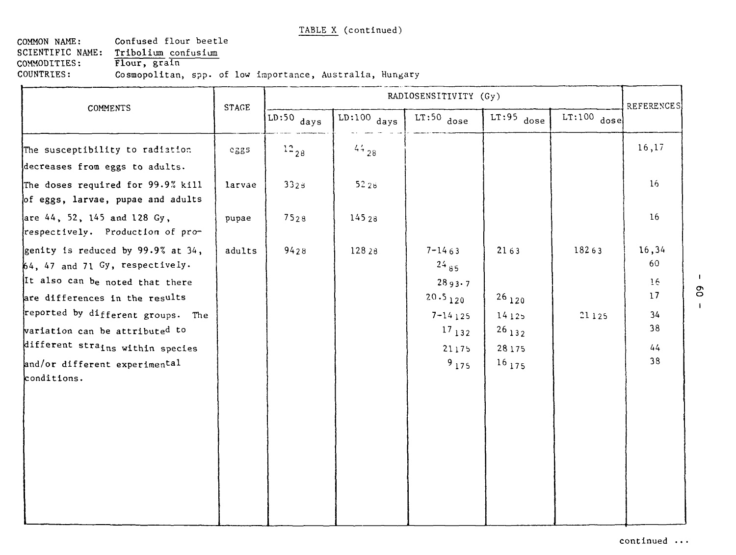TABLE X (continued)

COMMON NAME: Confused flour beetle
SCIENTIFIC NAME: Tribolium confusium
COMMODITIES: Flour, grain
COUNTRIES: Cosmopolitan, spp. of low importance, Australia, Hungary

| COMMENTS | STAGE | RADIOSENSITIVITY (Gy) | | | | | REFERENCES |
|---|---|---|---|---|---|---|---|
| | | LD:50 days | LD:100 days | LT:50 dose | LT:95 dose | LT:100 dose | |
| The susceptibility to radiation decreases from eggs to adults. | eggs | $12_{28}$ | $44_{28}$ | | | | 16,17 |
| The doses required for 99.9% kill of eggs, larvae, pupae and adults | larvae | $33_{28}$ | $52_{28}$ | | | | 16 |
| are 44, 52, 145 and 128 Gy, respectively. Production of pro- | pupae | $75_{28}$ | $145_{28}$ | | | | 16 |
| genity is reduced by 99.9% at 34, 64, 47 and 71 Gy, respectively. | adults | $94_{28}$ | $128_{28}$ | $7\text{-}14_{63}$ | $21_{63}$ | $182_{63}$ | 16,34 |
| | | | | $24_{85}$ | | | 60 |
| It also can be noted that there | | | | $28_{93.7}$ | | | 16 |
| are differences in the results | | | | $20.5_{120}$ | $26_{120}$ | | 17 |
| reported by different groups. The | | | | $7\text{-}14_{125}$ | $14_{125}$ | $21_{125}$ | 34 |
| variation can be attributed to | | | | $17_{132}$ | $26_{132}$ | | 38 |
| different strains within species | | | | $21_{175}$ | $28_{175}$ | | 44 |
| and/or different experimental conditions. | | | | $9_{175}$ | $16_{175}$ | | 38 |

continued ...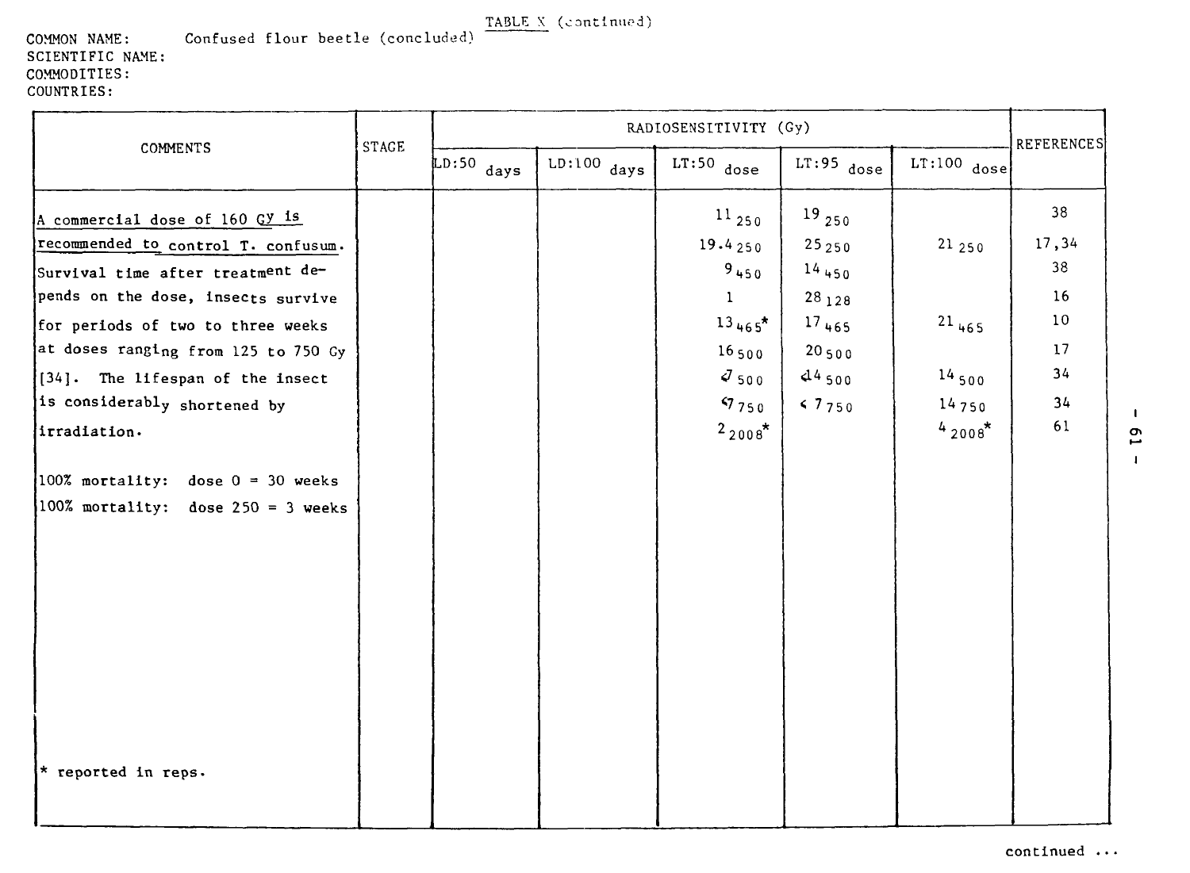TABLE X (continued)

COMMON NAME: Confused flour beetle (concluded)
SCIENTIFIC NAME:
COMMODITIES:
COUNTRIES:

| COMMENTS | STAGE | RADIOSENSITIVITY (Gy) | | | | | REFERENCES |
|---|---|---|---|---|---|---|---|
| | | LD:50 days | LD:100 days | LT:50 dose | LT:95 dose | LT:100 dose | |
| A commercial dose of 160 Gy is recommended to control T. confusum. Survival time after treatment depends on the dose, insects survive for periods of two to three weeks at doses ranging from 125 to 750 Gy [34]. The lifespan of the insect is considerably shortened by irradiation. | | | | $11_{250}$ | $19_{250}$ | | 38 |
| | | | | $19.4_{250}$ | $25_{250}$ | $21_{250}$ | 17,34 |
| | | | | $9_{450}$ | $14_{450}$ | | 38 |
| | | | | 1 | $28_{128}$ | | 16 |
| 100% mortality: dose 0 = 30 weeks | | | | $13_{465}$* | $17_{465}$ | $21_{465}$ | 10 |
| 100% mortality: dose 250 = 3 weeks | | | | $16_{500}$ | $20_{500}$ | | 17 |
| | | | | $<7_{500}$ | $<14_{500}$ | $14_{500}$ | 34 |
| | | | | $<7_{750}$ | $<7_{750}$ | $14_{750}$ | 34 |
| | | | | $2_{2008}$* | | $4_{2008}$* | 61 |

\* reported in reps.

continued ...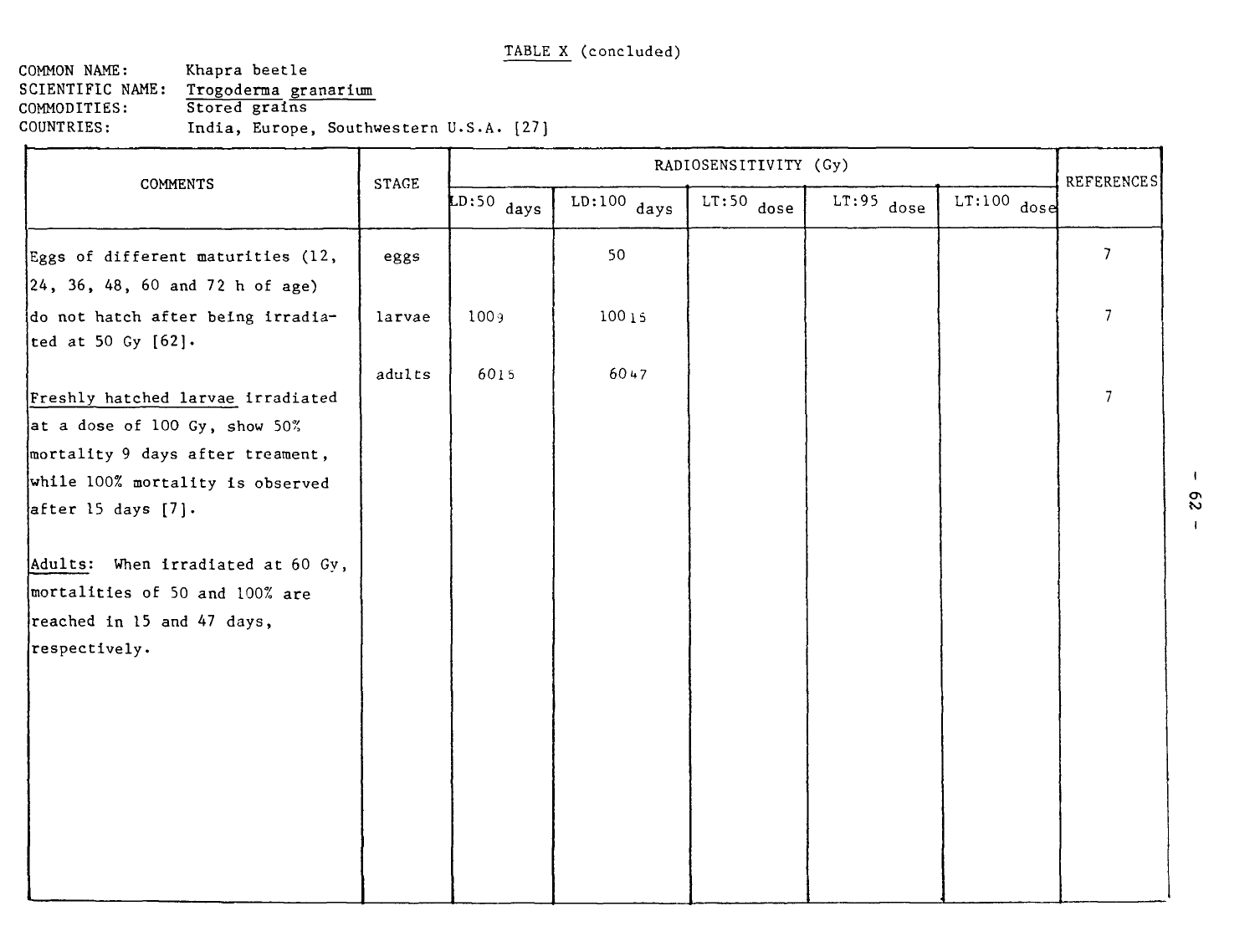TABLE X (concluded)

COMMON NAME: Khapra beetle
SCIENTIFIC NAME: Trogoderma granarium
COMMODITIES: Stored grains
COUNTRIES: India, Europe, Southwestern U.S.A. [27]

| COMMENTS | STAGE | RADIOSENSITIVITY (Gy) | | | | | REFERENCES |
|---|---|---|---|---|---|---|---|
| | | LD:50 days | LD:100 days | LT:50 dose | LT:95 dose | LT:100 dose | |
| Eggs of different maturities (12, 24, 36, 48, 60 and 72 h of age) do not hatch after being irradiated at 50 Gy [62]. | eggs | | 50 | | | | 7 |
| | larvae | $100_9$ | $100_{15}$ | | | | 7 |
| | adults | $60_{15}$ | $60_{47}$ | | | | |
| Freshly hatched larvae irradiated at a dose of 100 Gy, show 50% mortality 9 days after treament, while 100% mortality is observed after 15 days [7]. | | | | | | | 7 |
| Adults: When irradiated at 60 Gy, mortalities of 50 and 100% are reached in 15 and 47 days, respectively. | | | | | | | |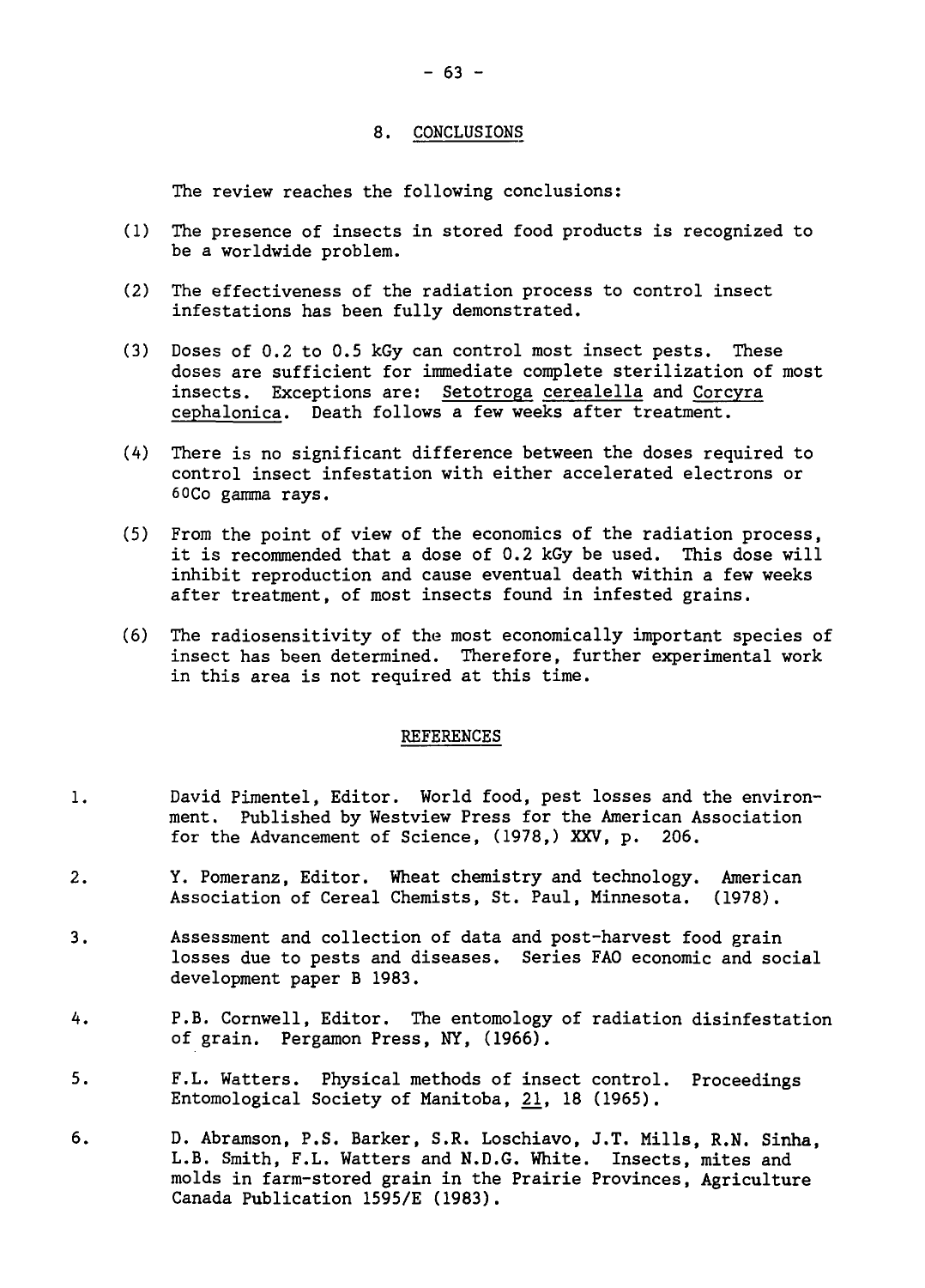## 8. CONCLUSIONS

The review reaches the following conclusions:

(1) The presence of insects in stored food products is recognized to be a worldwide problem.

(2) The effectiveness of the radiation process to control insect infestations has been fully demonstrated.

(3) Doses of 0.2 to 0.5 kGy can control most insect pests. These doses are sufficient for immediate complete sterilization of most insects. Exceptions are: *Setotroga cerealella* and *Corcyra cephalonica*. Death follows a few weeks after treatment.

(4) There is no significant difference between the doses required to control insect infestation with either accelerated electrons or $^{60}Co$ gamma rays.

(5) From the point of view of the economics of the radiation process, it is recommended that a dose of 0.2 kGy be used. This dose will inhibit reproduction and cause eventual death within a few weeks after treatment, of most insects found in infested grains.

(6) The radiosensitivity of the most economically important species of insect has been determined. Therefore, further experimental work in this area is not required at this time.

## REFERENCES

1. David Pimentel, Editor. World food, pest losses and the environment. Published by Westview Press for the American Association for the Advancement of Science, (1978,) XXV, p. 206.

2. Y. Pomeranz, Editor. Wheat chemistry and technology. American Association of Cereal Chemists, St. Paul, Minnesota. (1978).

3. Assessment and collection of data and post-harvest food grain losses due to pests and diseases. Series FAO economic and social development paper B 1983.

4. P.B. Cornwell, Editor. The entomology of radiation disinfestation of grain. Pergamon Press, NY, (1966).

5. F.L. Watters. Physical methods of insect control. Proceedings Entomological Society of Manitoba, 21, 18 (1965).

6. D. Abramson, P.S. Barker, S.R. Loschiavo, J.T. Mills, R.N. Sinha, L.B. Smith, F.L. Watters and N.D.G. White. Insects, mites and molds in farm-stored grain in the Prairie Provinces, Agriculture Canada Publication 1595/E (1983).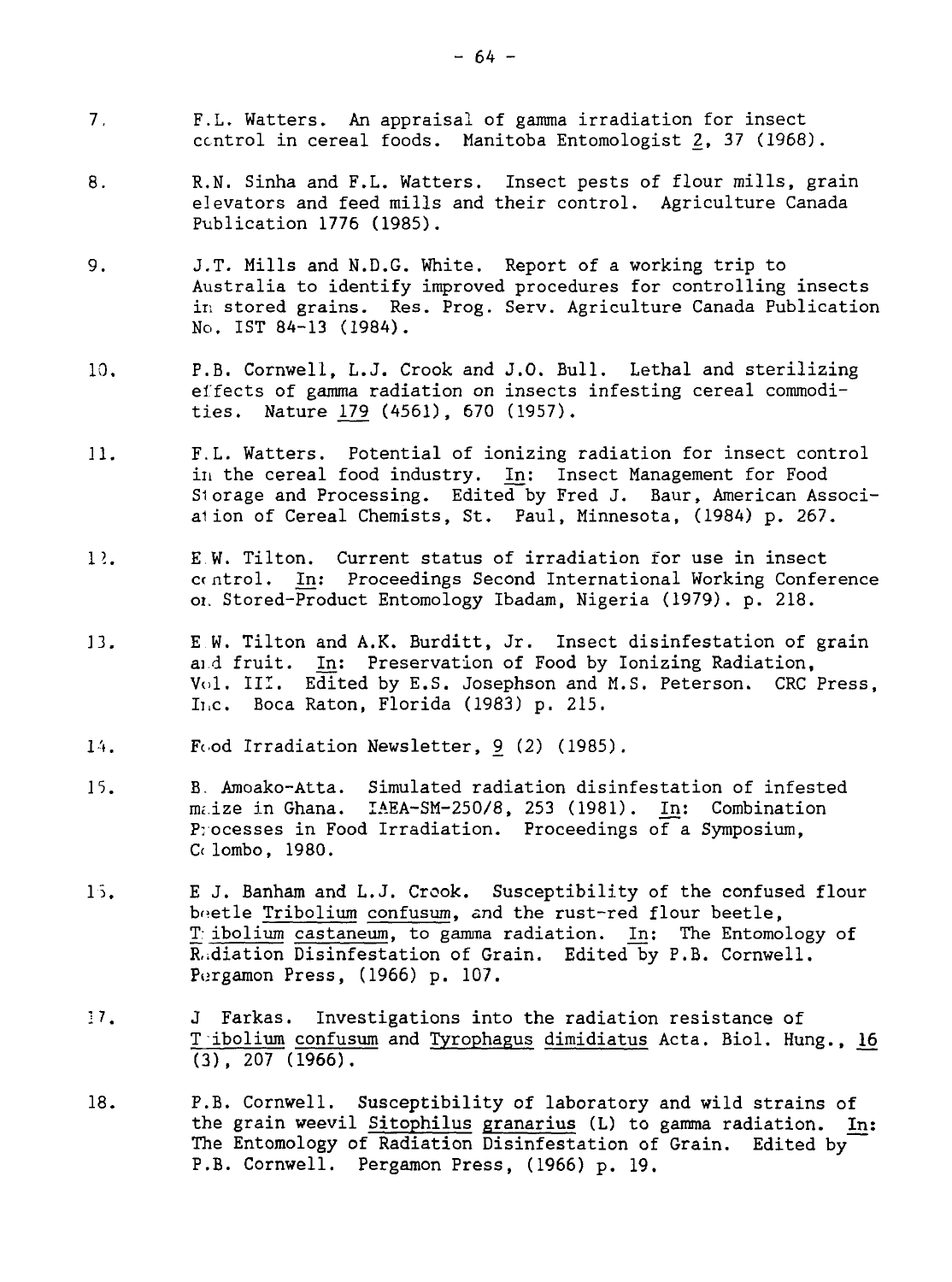7. F.L. Watters. An appraisal of gamma irradiation for insect control in cereal foods. Manitoba Entomologist 2, 37 (1968).

8. R.N. Sinha and F.L. Watters. Insect pests of flour mills, grain elevators and feed mills and their control. Agriculture Canada Publication 1776 (1985).

9. J.T. Mills and N.D.G. White. Report of a working trip to Australia to identify improved procedures for controlling insects in stored grains. Res. Prog. Serv. Agriculture Canada Publication No. IST 84-13 (1984).

10. P.B. Cornwell, L.J. Crook and J.O. Bull. Lethal and sterilizing effects of gamma radiation on insects infesting cereal commodities. Nature 179 (4561), 670 (1957).

11. F.L. Watters. Potential of ionizing radiation for insect control in the cereal food industry. In: Insect Management for Food Storage and Processing. Edited by Fred J. Baur, American Association of Cereal Chemists, St. Paul, Minnesota, (1984) p. 267.

12. E.W. Tilton. Current status of irradiation for use in insect control. In: Proceedings Second International Working Conference on Stored-Product Entomology Ibadam, Nigeria (1979). p. 218.

13. E.W. Tilton and A.K. Burditt, Jr. Insect disinfestation of grain and fruit. In: Preservation of Food by Ionizing Radiation, Vol. III. Edited by E.S. Josephson and M.S. Peterson. CRC Press, Inc. Boca Raton, Florida (1983) p. 215.

14. Food Irradiation Newsletter, 9 (2) (1985).

15. B. Amoako-Atta. Simulated radiation disinfestation of infested maize in Ghana. IAEA-SM-250/8, 253 (1981). In: Combination Processes in Food Irradiation. Proceedings of a Symposium, Colombo, 1980.

16. E.J. Banham and L.J. Crook. Susceptibility of the confused flour beetle Tribolium confusum, and the rust-red flour beetle, Tribolium castaneum, to gamma radiation. In: The Entomology of Radiation Disinfestation of Grain. Edited by P.B. Cornwell. Pergamon Press, (1966) p. 107.

17. J Farkas. Investigations into the radiation resistance of Tribolium confusum and Tyrophagus dimidiatus Acta. Biol. Hung., 16 (3), 207 (1966).

18. P.B. Cornwell. Susceptibility of laboratory and wild strains of the grain weevil Sitophilus granarius (L) to gamma radiation. In: The Entomology of Radiation Disinfestation of Grain. Edited by P.B. Cornwell. Pergamon Press, (1966) p. 19.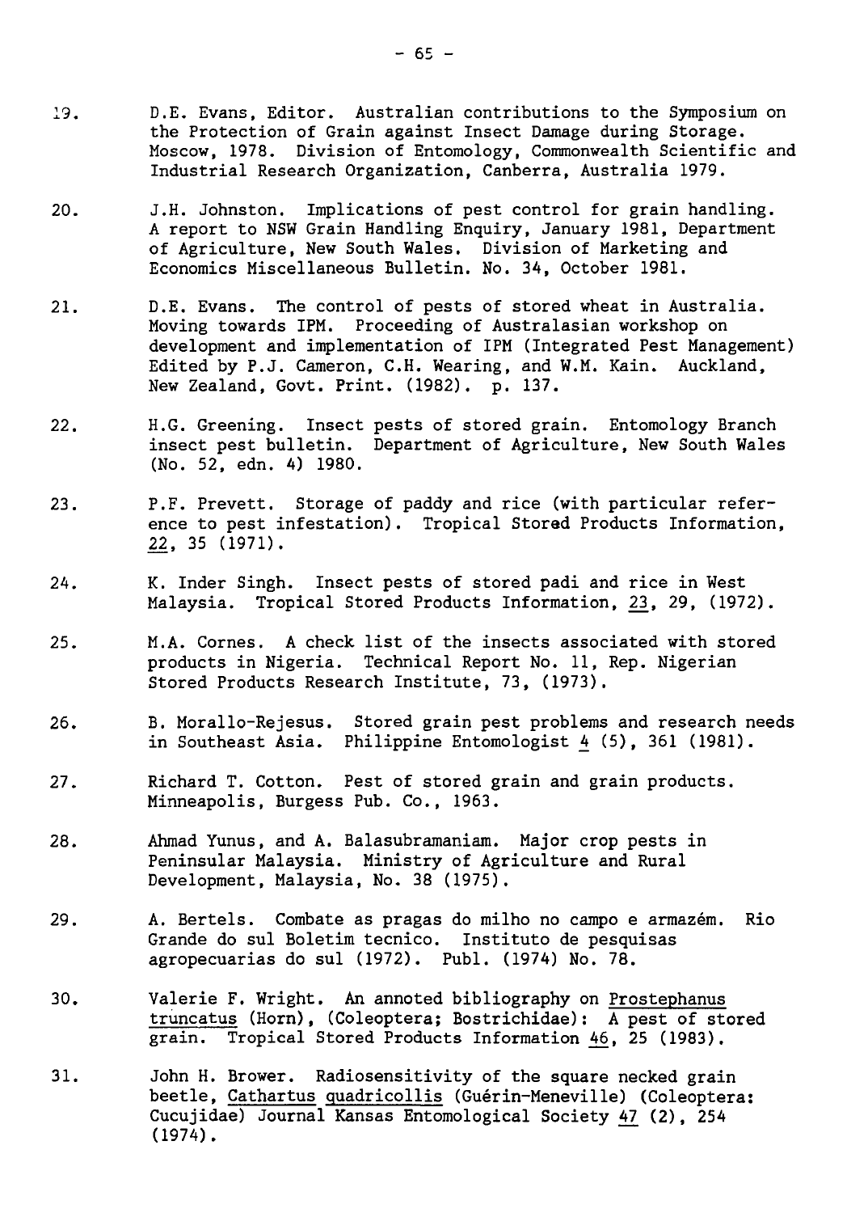19. D.E. Evans, Editor. Australian contributions to the Symposium on the Protection of Grain against Insect Damage during Storage. Moscow, 1978. Division of Entomology, Commonwealth Scientific and Industrial Research Organization, Canberra, Australia 1979.

20. J.H. Johnston. Implications of pest control for grain handling. A report to NSW Grain Handling Enquiry, January 1981, Department of Agriculture, New South Wales. Division of Marketing and Economics Miscellaneous Bulletin. No. 34, October 1981.

21. D.E. Evans. The control of pests of stored wheat in Australia. Moving towards IPM. Proceeding of Australasian workshop on development and implementation of IPM (Integrated Pest Management) Edited by P.J. Cameron, C.H. Wearing, and W.M. Kain. Auckland, New Zealand, Govt. Print. (1982). p. 137.

22. H.G. Greening. Insect pests of stored grain. Entomology Branch insect pest bulletin. Department of Agriculture, New South Wales (No. 52, edn. 4) 1980.

23. P.F. Prevett. Storage of paddy and rice (with particular reference to pest infestation). Tropical Stored Products Information, 22, 35 (1971).

24. K. Inder Singh. Insect pests of stored padi and rice in West Malaysia. Tropical Stored Products Information, 23, 29, (1972).

25. M.A. Cornes. A check list of the insects associated with stored products in Nigeria. Technical Report No. 11, Rep. Nigerian Stored Products Research Institute, 73, (1973).

26. B. Morallo-Rejesus. Stored grain pest problems and research needs in Southeast Asia. Philippine Entomologist 4 (5), 361 (1981).

27. Richard T. Cotton. Pest of stored grain and grain products. Minneapolis, Burgess Pub. Co., 1963.

28. Ahmad Yunus, and A. Balasubramaniam. Major crop pests in Peninsular Malaysia. Ministry of Agriculture and Rural Development, Malaysia, No. 38 (1975).

29. A. Bertels. Combate as pragas do milho no campo e armazém. Rio Grande do sul Boletim tecnico. Instituto de pesquisas agropecuarias do sul (1972). Publ. (1974) No. 78.

30. Valerie F. Wright. An annoted bibliography on *Prostephanus truncatus* (Horn), (Coleoptera; Bostrichidae): A pest of stored grain. Tropical Stored Products Information 46, 25 (1983).

31. John H. Brower. Radiosensitivity of the square necked grain beetle, *Cathartus quadricollis* (Guérin-Meneville) (Coleoptera: Cucujidae) Journal Kansas Entomological Society 47 (2), 254 (1974).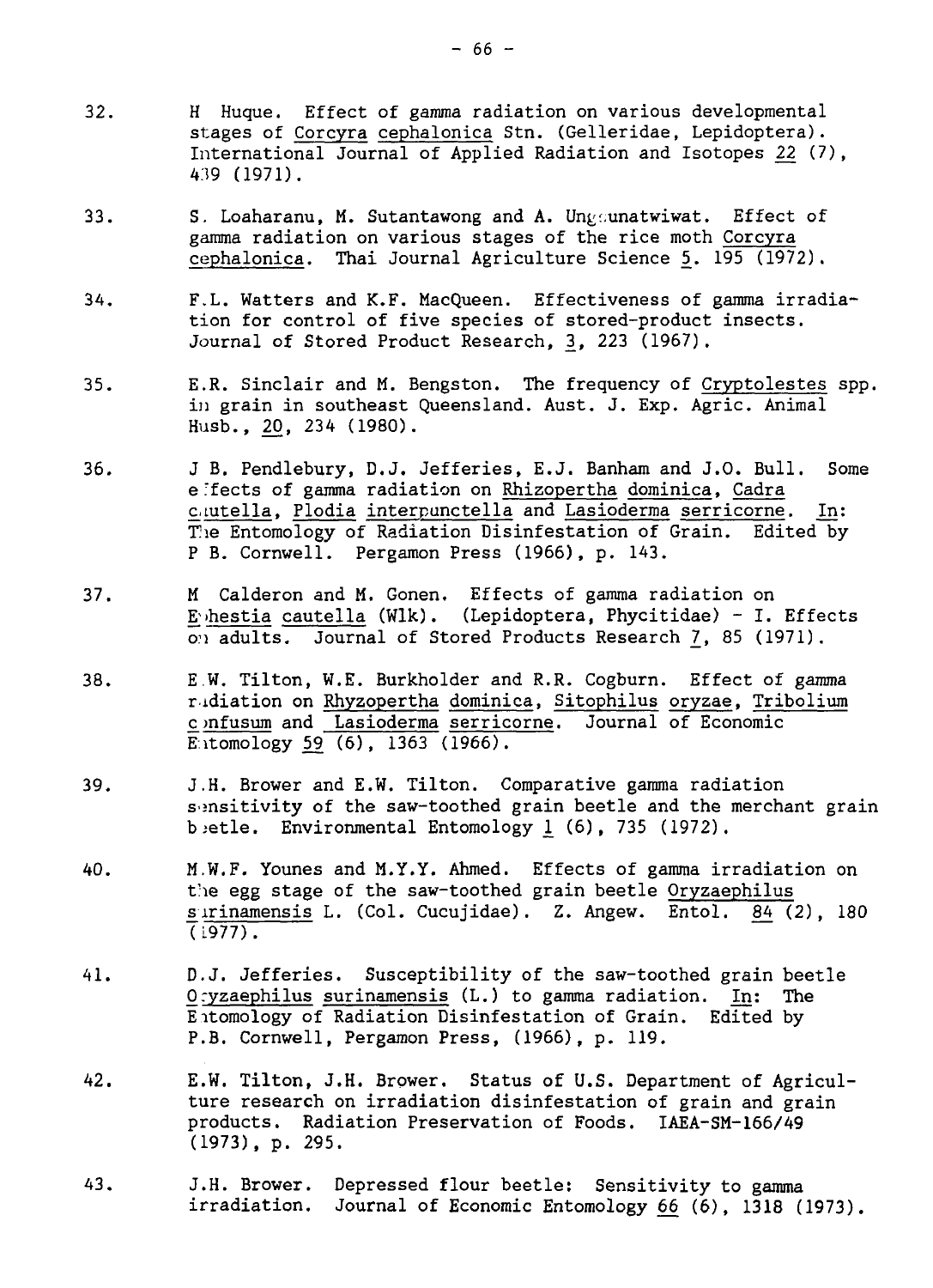32. H Huque. Effect of gamma radiation on various developmental stages of Corcyra cephalonica Stn. (Gelleridae, Lepidoptera). International Journal of Applied Radiation and Isotopes 22 (7), 439 (1971).

33. S. Loaharanu, M. Sutantawong and A. Ungsunatwiwat. Effect of gamma radiation on various stages of the rice moth Corcyra cephalonica. Thai Journal Agriculture Science 5. 195 (1972).

34. F.L. Watters and K.F. MacQueen. Effectiveness of gamma irradiation for control of five species of stored-product insects. Journal of Stored Product Research, 3, 223 (1967).

35. E.R. Sinclair and M. Bengston. The frequency of Cryptolestes spp. in grain in southeast Queensland. Aust. J. Exp. Agric. Animal Husb., 20, 234 (1980).

36. J B. Pendlebury, D.J. Jefferies, E.J. Banham and J.O. Bull. Some effects of gamma radiation on Rhizopertha dominica, Cadra cautella, Plodia interpunctella and Lasioderma serricorne. In: The Entomology of Radiation Disinfestation of Grain. Edited by P B. Cornwell. Pergamon Press (1966), p. 143.

37. M Calderon and M. Gonen. Effects of gamma radiation on Ephestia cautella (Wlk). (Lepidoptera, Phycitidae) - I. Effects on adults. Journal of Stored Products Research 7, 85 (1971).

38. E.W. Tilton, W.E. Burkholder and R.R. Cogburn. Effect of gamma radiation on Rhyzopertha dominica, Sitophilus oryzae, Tribolium confusum and Lasioderma serricorne. Journal of Economic Entomology 59 (6), 1363 (1966).

39. J.H. Brower and E.W. Tilton. Comparative gamma radiation sensitivity of the saw-toothed grain beetle and the merchant grain beetle. Environmental Entomology 1 (6), 735 (1972).

40. M.W.F. Younes and M.Y.Y. Ahmed. Effects of gamma irradiation on the egg stage of the saw-toothed grain beetle Oryzaephilus surinamensis L. (Col. Cucujidae). Z. Angew. Entol. 84 (2), 180 (1977).

41. D.J. Jefferies. Susceptibility of the saw-toothed grain beetle Oryzaephilus surinamensis (L.) to gamma radiation. In: The Entomology of Radiation Disinfestation of Grain. Edited by P.B. Cornwell, Pergamon Press, (1966), p. 119.

42. E.W. Tilton, J.H. Brower. Status of U.S. Department of Agriculture research on irradiation disinfestation of grain and grain products. Radiation Preservation of Foods. IAEA-SM-166/49 (1973), p. 295.

43. J.H. Brower. Depressed flour beetle: Sensitivity to gamma irradiation. Journal of Economic Entomology 66 (6), 1318 (1973).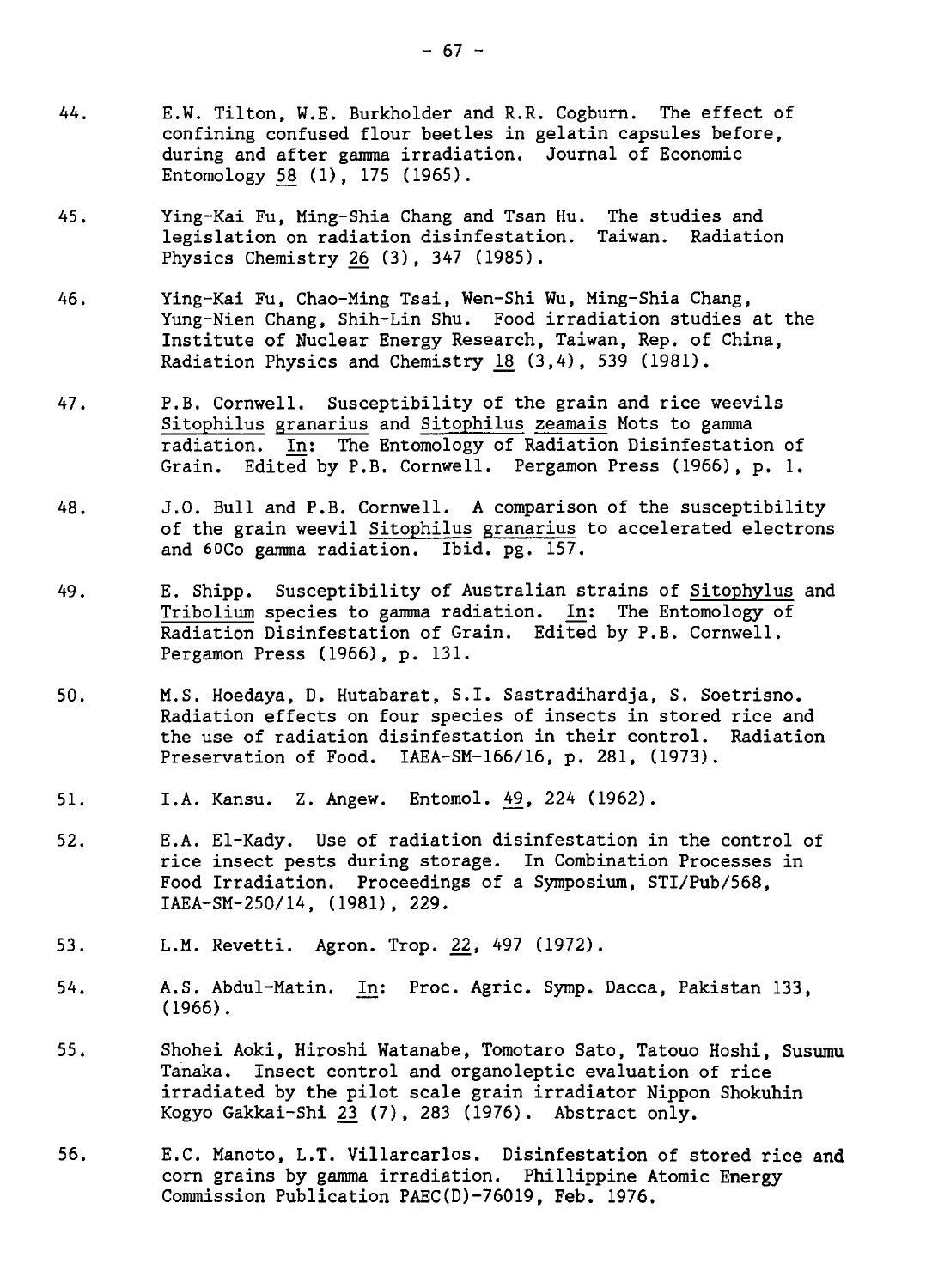44. E.W. Tilton, W.E. Burkholder and R.R. Cogburn. The effect of confining confused flour beetles in gelatin capsules before, during and after gamma irradiation. Journal of Economic Entomology 58 (1), 175 (1965).

45. Ying-Kai Fu, Ming-Shia Chang and Tsan Hu. The studies and legislation on radiation disinfestation. Taiwan. Radiation Physics Chemistry 26 (3), 347 (1985).

46. Ying-Kai Fu, Chao-Ming Tsai, Wen-Shi Wu, Ming-Shia Chang, Yung-Nien Chang, Shih-Lin Shu. Food irradiation studies at the Institute of Nuclear Energy Research, Taiwan, Rep. of China, Radiation Physics and Chemistry 18 (3,4), 539 (1981).

47. P.B. Cornwell. Susceptibility of the grain and rice weevils Sitophilus granarius and Sitophilus zeamais Mots to gamma radiation. In: The Entomology of Radiation Disinfestation of Grain. Edited by P.B. Cornwell. Pergamon Press (1966), p. 1.

48. J.O. Bull and P.B. Cornwell. A comparison of the susceptibility of the grain weevil Sitophilus granarius to accelerated electrons and 60Co gamma radiation. Ibid. pg. 157.

49. E. Shipp. Susceptibility of Australian strains of Sitophylus and Tribolium species to gamma radiation. In: The Entomology of Radiation Disinfestation of Grain. Edited by P.B. Cornwell. Pergamon Press (1966), p. 131.

50. M.S. Hoedaya, D. Hutabarat, S.I. Sastradihardja, S. Soetrisno. Radiation effects on four species of insects in stored rice and the use of radiation disinfestation in their control. Radiation Preservation of Food. IAEA-SM-166/16, p. 281, (1973).

51. I.A. Kansu. Z. Angew. Entomol. 49, 224 (1962).

52. E.A. El-Kady. Use of radiation disinfestation in the control of rice insect pests during storage. In Combination Processes in Food Irradiation. Proceedings of a Symposium, STI/Pub/568, IAEA-SM-250/14, (1981), 229.

53. L.M. Revetti. Agron. Trop. 22, 497 (1972).

54. A.S. Abdul-Matin. In: Proc. Agric. Symp. Dacca, Pakistan 133, (1966).

55. Shohei Aoki, Hiroshi Watanabe, Tomotaro Sato, Tatouo Hoshi, Susumu Tanaka. Insect control and organoleptic evaluation of rice irradiated by the pilot scale grain irradiator Nippon Shokuhin Kogyo Gakkai-Shi 23 (7), 283 (1976). Abstract only.

56. E.C. Manoto, L.T. Villarcarlos. Disinfestation of stored rice and corn grains by gamma irradiation. Phillippine Atomic Energy Commission Publication PAEC(D)-76019, Feb. 1976.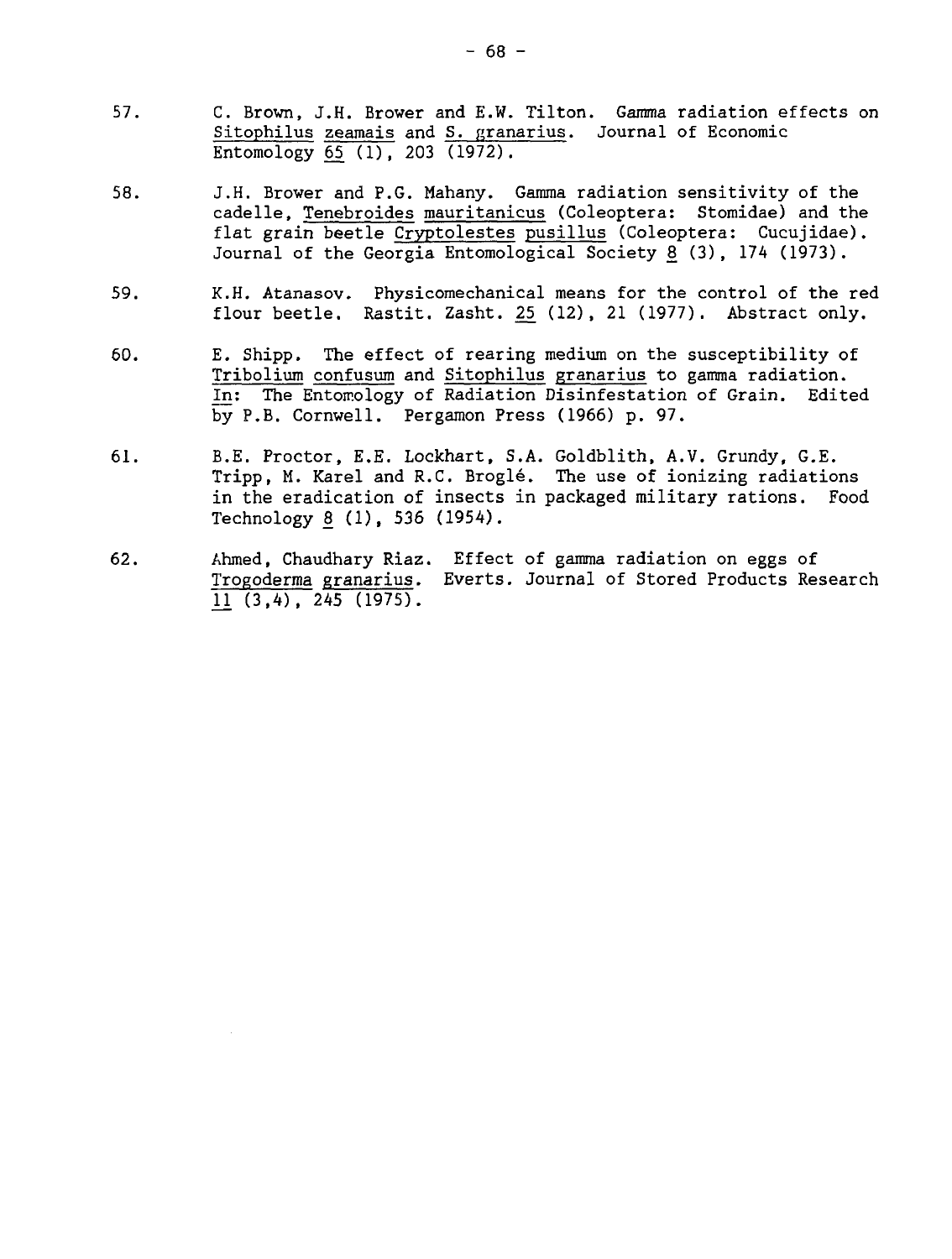57. C. Brown, J.H. Brower and E.W. Tilton. Gamma radiation effects on Sitophilus zeamais and S. granarius. Journal of Economic Entomology 65 (1), 203 (1972).

58. J.H. Brower and P.G. Mahany. Gamma radiation sensitivity of the cadelle, Tenebroides mauritanicus (Coleoptera: Stomidae) and the flat grain beetle Cryptolestes pusillus (Coleoptera: Cucujidae). Journal of the Georgia Entomological Society 8 (3), 174 (1973).

59. K.H. Atanasov. Physicomechanical means for the control of the red flour beetle. Rastit. Zasht. 25 (12), 21 (1977). Abstract only.

60. E. Shipp. The effect of rearing medium on the susceptibility of Tribolium confusum and Sitophilus granarius to gamma radiation. In: The Entomology of Radiation Disinfestation of Grain. Edited by P.B. Cornwell. Pergamon Press (1966) p. 97.

61. B.E. Proctor, E.E. Lockhart, S.A. Goldblith, A.V. Grundy, G.E. Tripp, M. Karel and R.C. Broglé. The use of ionizing radiations in the eradication of insects in packaged military rations. Food Technology 8 (1), 536 (1954).

62. Ahmed, Chaudhary Riaz. Effect of gamma radiation on eggs of Trogoderma granarius. Everts. Journal of Stored Products Research 11 (3,4), 245 (1975).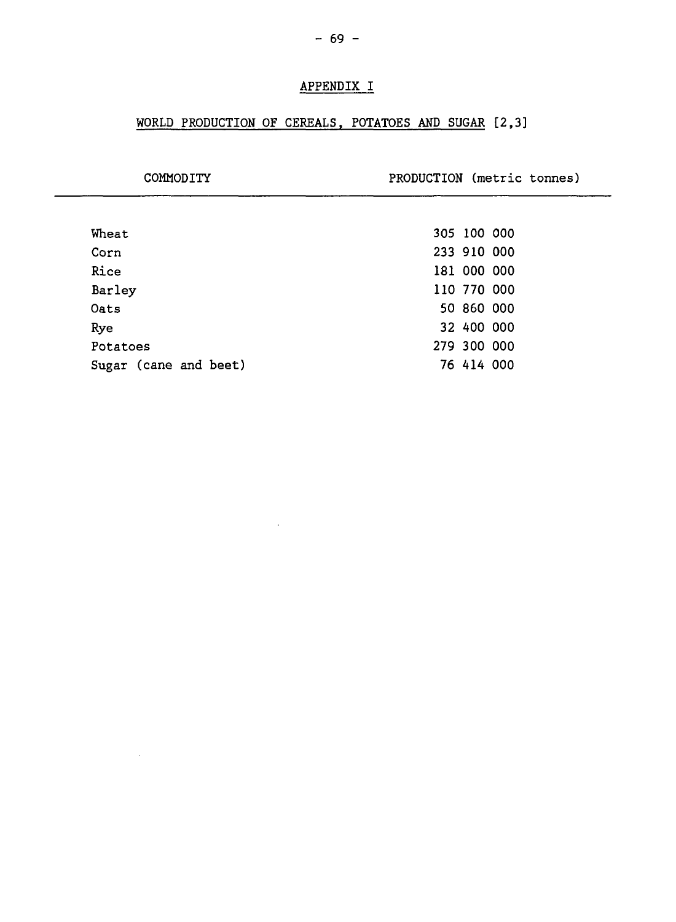# APPENDIX I

## WORLD PRODUCTION OF CEREALS, POTATOES AND SUGAR [2,3]

| COMMODITY | PRODUCTION (metric tonnes) |
|---|---|
| Wheat | 305 100 000 |
| Corn | 233 910 000 |
| Rice | 181 000 000 |
| Barley | 110 770 000 |
| Oats | 50 860 000 |
| Rye | 32 400 000 |
| Potatoes | 279 300 000 |
| Sugar (cane and beet) | 76 414 000 |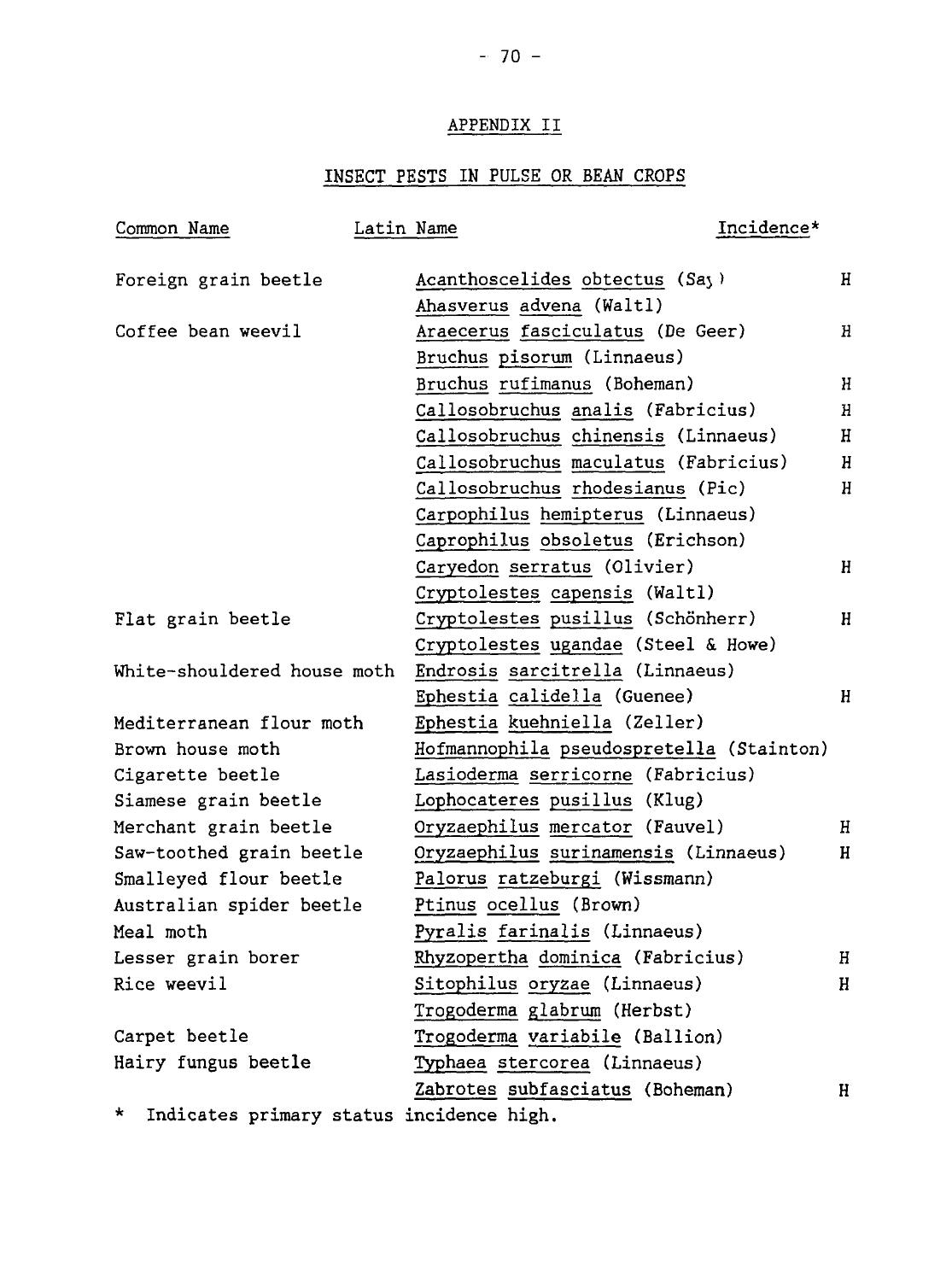## APPENDIX II

## INSECT PESTS IN PULSE OR BEAN CROPS

| Common Name | Latin Name | Incidence* |
|---|---|---|
| Foreign grain beetle | Acanthoscelides obtectus (Say) | H |
| | Ahasverus advena (Waltl) | |
| Coffee bean weevil | Araecerus fasciculatus (De Geer) | H |
| | Bruchus pisorum (Linnaeus) | |
| | Bruchus rufimanus (Boheman) | H |
| | Callosobruchus analis (Fabricius) | H |
| | Callosobruchus chinensis (Linnaeus) | H |
| | Callosobruchus maculatus (Fabricius) | H |
| | Callosobruchus rhodesianus (Pic) | H |
| | Carpophilus hemipterus (Linnaeus) | |
| | Caprophilus obsoletus (Erichson) | |
| | Caryedon serratus (Olivier) | H |
| | Cryptolestes capensis (Waltl) | |
| Flat grain beetle | Cryptolestes pusillus (Schönherr) | H |
| | Cryptolestes ugandae (Steel & Howe) | |
| White-shouldered house moth | Endrosis sarcitrella (Linnaeus) | |
| | Ephestia calidella (Guenee) | H |
| Mediterranean flour moth | Ephestia kuehniella (Zeller) | |
| Brown house moth | Hofmannophila pseudospretella (Stainton) | |
| Cigarette beetle | Lasioderma serricorne (Fabricius) | |
| Siamese grain beetle | Lophocateres pusillus (Klug) | |
| Merchant grain beetle | Oryzaephilus mercator (Fauvel) | H |
| Saw-toothed grain beetle | Oryzaephilus surinamensis (Linnaeus) | H |
| Smalleyed flour beetle | Palorus ratzeburgi (Wissmann) | |
| Australian spider beetle | Ptinus ocellus (Brown) | |
| Meal moth | Pyralis farinalis (Linnaeus) | |
| Lesser grain borer | Rhyzopertha dominica (Fabricius) | H |
| Rice weevil | Sitophilus oryzae (Linnaeus) | H |
| | Trogoderma glabrum (Herbst) | |
| Carpet beetle | Trogoderma variabile (Ballion) | |
| Hairy fungus beetle | Typhaea stercorea (Linnaeus) | |
| | Zabrotes subfasciatus (Boheman) | H |

\* Indicates primary status incidence high.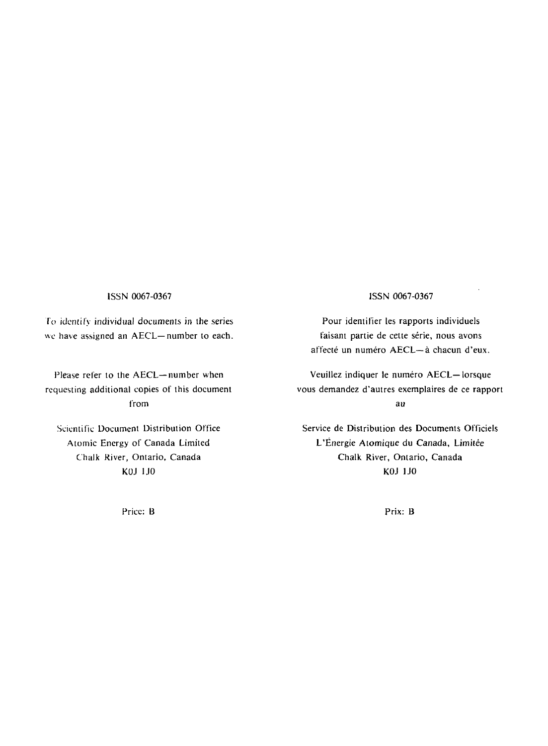ISSN 0067-0367

To identify individual documents in the series we have assigned an AECL—number to each.

Please refer to the AECL—number when requesting additional copies of this document from

Scientific Document Distribution Office
Atomic Energy of Canada Limited
Chalk River, Ontario, Canada
K0J 1J0

Price: B

ISSN 0067-0367

Pour identifier les rapports individuels faisant partie de cette série, nous avons affecté un numéro AECL—à chacun d'eux.

Veuillez indiquer le numéro AECL—lorsque vous demandez d'autres exemplaires de ce rapport au

Service de Distribution des Documents Officiels
L'Énergie Atomique du Canada, Limitée
Chalk River, Ontario, Canada
K0J 1J0

Prix: B